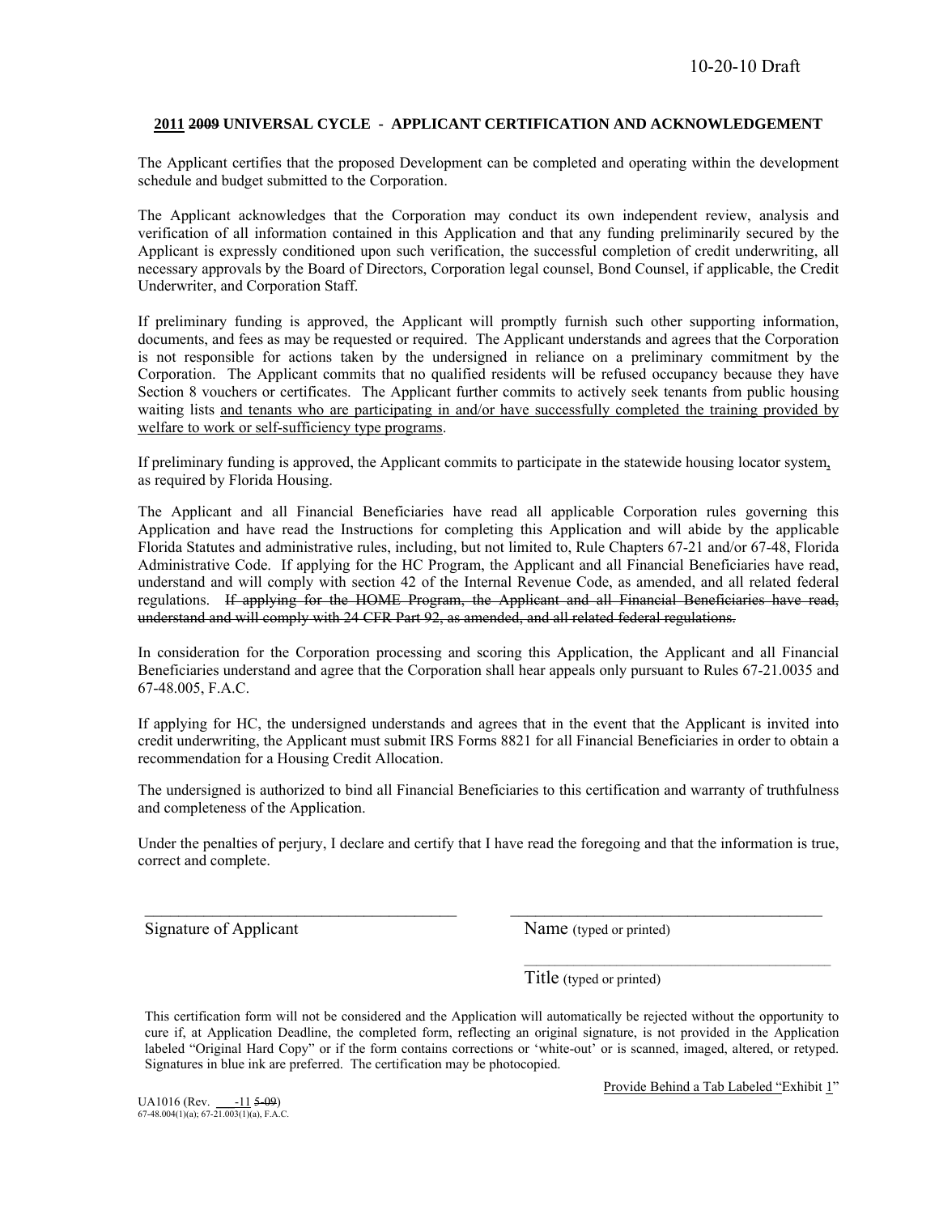10-20-10 Draft

## 2011 ~~2009~~ UNIVERSAL CYCLE - APPLICANT CERTIFICATION AND ACKNOWLEDGEMENT

The Applicant certifies that the proposed Development can be completed and operating within the development schedule and budget submitted to the Corporation.

The Applicant acknowledges that the Corporation may conduct its own independent review, analysis and verification of all information contained in this Application and that any funding preliminarily secured by the Applicant is expressly conditioned upon such verification, the successful completion of credit underwriting, all necessary approvals by the Board of Directors, Corporation legal counsel, Bond Counsel, if applicable, the Credit Underwriter, and Corporation Staff.

If preliminary funding is approved, the Applicant will promptly furnish such other supporting information, documents, and fees as may be requested or required. The Applicant understands and agrees that the Corporation is not responsible for actions taken by the undersigned in reliance on a preliminary commitment by the Corporation. The Applicant commits that no qualified residents will be refused occupancy because they have Section 8 vouchers or certificates. The Applicant further commits to actively seek tenants from public housing waiting lists and tenants who are participating in and/or have successfully completed the training provided by welfare to work or self-sufficiency type programs.

If preliminary funding is approved, the Applicant commits to participate in the statewide housing locator system, as required by Florida Housing.

The Applicant and all Financial Beneficiaries have read all applicable Corporation rules governing this Application and have read the Instructions for completing this Application and will abide by the applicable Florida Statutes and administrative rules, including, but not limited to, Rule Chapters 67-21 and/or 67-48, Florida Administrative Code. If applying for the HC Program, the Applicant and all Financial Beneficiaries have read, understand and will comply with section 42 of the Internal Revenue Code, as amended, and all related federal regulations. ~~If applying for the HOME Program, the Applicant and all Financial Beneficiaries have read, understand and will comply with 24 CFR Part 92, as amended, and all related federal regulations.~~

In consideration for the Corporation processing and scoring this Application, the Applicant and all Financial Beneficiaries understand and agree that the Corporation shall hear appeals only pursuant to Rules 67-21.0035 and 67-48.005, F.A.C.

If applying for HC, the undersigned understands and agrees that in the event that the Applicant is invited into credit underwriting, the Applicant must submit IRS Forms 8821 for all Financial Beneficiaries in order to obtain a recommendation for a Housing Credit Allocation.

The undersigned is authorized to bind all Financial Beneficiaries to this certification and warranty of truthfulness and completeness of the Application.

Under the penalties of perjury, I declare and certify that I have read the foregoing and that the information is true, correct and complete.

\_\_\_\_\_\_\_\_\_\_\_\_\_\_\_\_\_\_\_\_\_\_\_\_\_\_\_\_\_\_\_\_\_\_\_\_\_\_ \_\_\_\_\_\_\_\_\_\_\_\_\_\_\_\_\_\_\_\_\_\_\_\_\_\_\_\_\_\_\_\_\_\_\_\_\_\_

Signature of Applicant Name (typed or printed)

\_\_\_\_\_\_\_\_\_\_\_\_\_\_\_\_\_\_\_\_\_\_\_\_\_\_\_\_\_\_\_\_\_\_\_\_\_\_

Title (typed or printed)

This certification form will not be considered and the Application will automatically be rejected without the opportunity to cure if, at Application Deadline, the completed form, reflecting an original signature, is not provided in the Application labeled "Original Hard Copy" or if the form contains corrections or 'white-out' or is scanned, imaged, altered, or retyped. Signatures in blue ink are preferred. The certification may be photocopied.

Provide Behind a Tab Labeled "Exhibit 1"

UA1016 (Rev. \_\_\_-11 ~~5-09~~)
67-48.004(1)(a); 67-21.003(1)(a), F.A.C.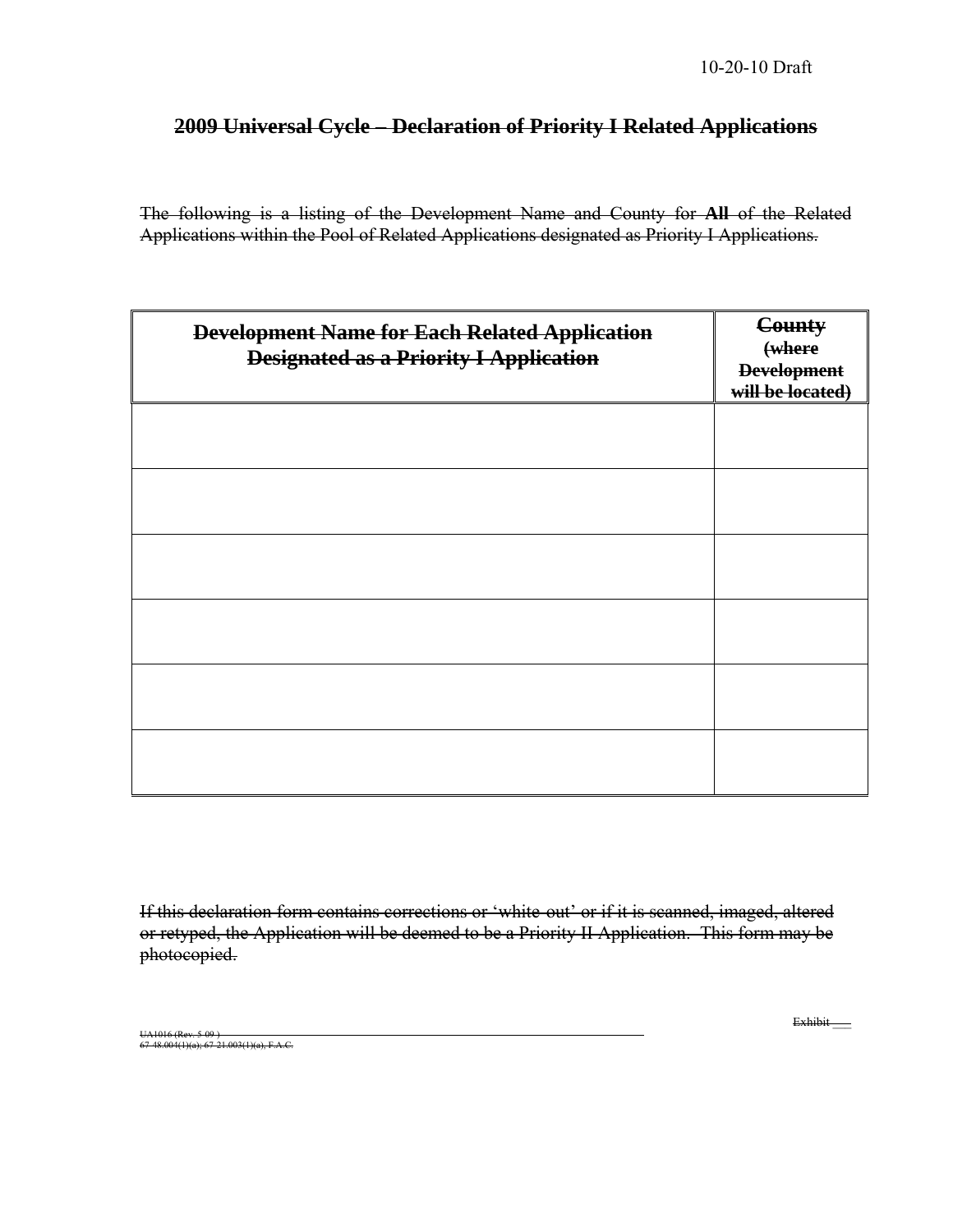10-20-10 Draft

## ~~2009 Universal Cycle – Declaration of Priority I Related Applications~~

~~The following is a listing of the Development Name and County for **All** of the Related Applications within the Pool of Related Applications designated as Priority I Applications.~~

| ~~**Development Name for Each Related Application Designated as a Priority I Application**~~ | ~~**County (where Development will be located)**~~ |
|---|---|
| | |
| | |
| | |
| | |
| | |
| | |

~~If this declaration form contains corrections or 'white-out' or if it is scanned, imaged, altered or retyped, the Application will be deemed to be a Priority II Application. This form may be photocopied.~~

~~Exhibit~~ ___

~~UA1016 (Rev. 5-09 )~~
~~67-48.004(1)(a); 67-21.003(1)(a), F.A.C.~~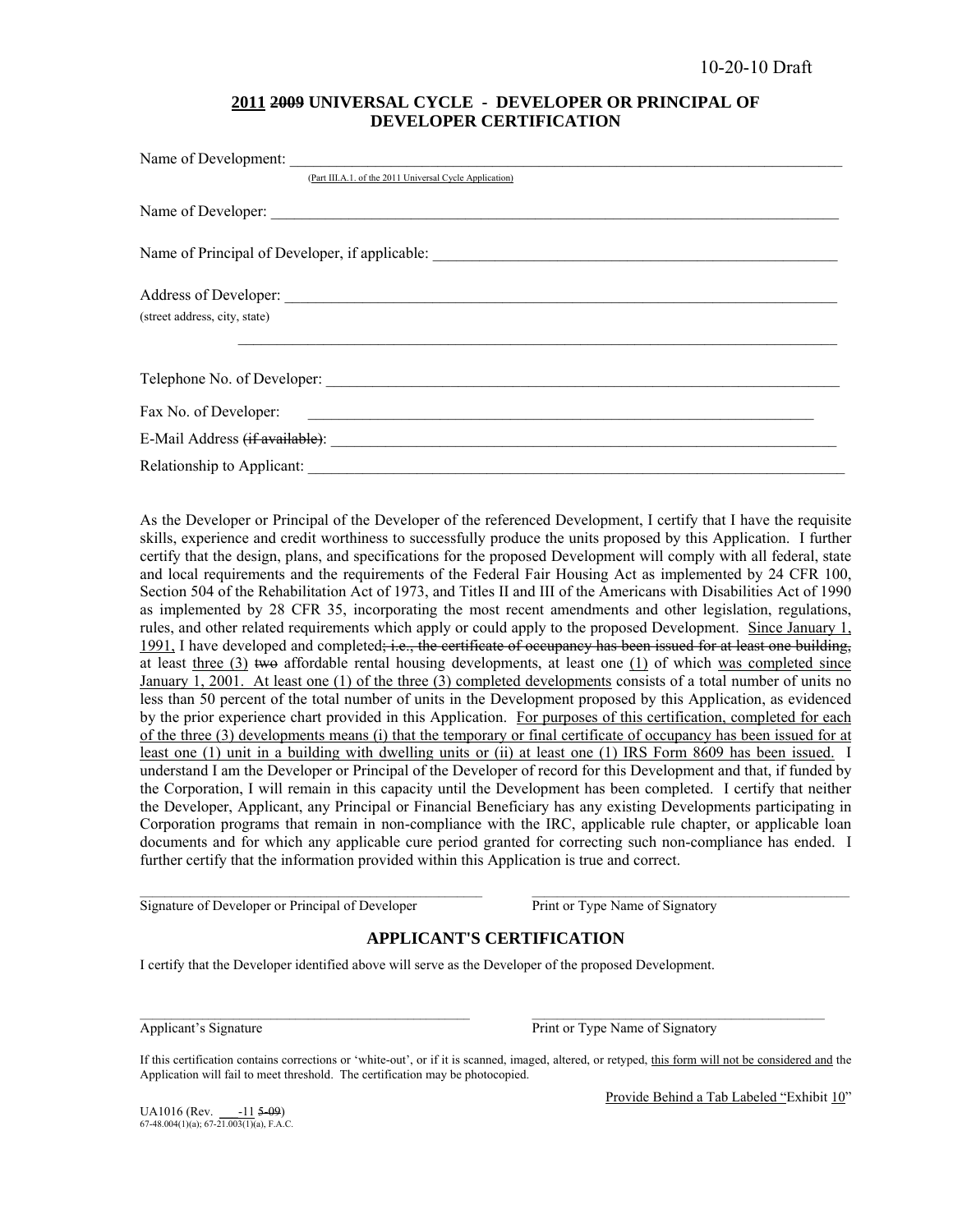10-20-10 Draft

# 2011 ~~2009~~ UNIVERSAL CYCLE - DEVELOPER OR PRINCIPAL OF DEVELOPER CERTIFICATION

Name of Development: ___________________________________________________________________________
(Part III.A.1. of the 2011 Universal Cycle Application)

Name of Developer: _____________________________________________________________________________

Name of Principal of Developer, if applicable: ______________________________________________________

Address of Developer: ___________________________________________________________________________
(street address, city, state)
___________________________________________________________________________

Telephone No. of Developer: _____________________________________________________________________

Fax No. of Developer: ___________________________________________________________________________

E-Mail Address ~~(if available)~~: _________________________________________________________________

Relationship to Applicant: _______________________________________________________________________

As the Developer or Principal of the Developer of the referenced Development, I certify that I have the requisite skills, experience and credit worthiness to successfully produce the units proposed by this Application. I further certify that the design, plans, and specifications for the proposed Development will comply with all federal, state and local requirements and the requirements of the Federal Fair Housing Act as implemented by 24 CFR 100, Section 504 of the Rehabilitation Act of 1973, and Titles II and III of the Americans with Disabilities Act of 1990 as implemented by 28 CFR 35, incorporating the most recent amendments and other legislation, regulations, rules, and other related requirements which apply or could apply to the proposed Development. Since January 1, 1991, I have developed and completed~~; i.e., the certificate of occupancy has been issued for at least one building,~~ at least three (3) ~~two~~ affordable rental housing developments, at least one (1) of which was completed since January 1, 2001. At least one (1) of the three (3) completed developments consists of a total number of units no less than 50 percent of the total number of units in the Development proposed by this Application, as evidenced by the prior experience chart provided in this Application. For purposes of this certification, completed for each of the three (3) developments means (i) that the temporary or final certificate of occupancy has been issued for at least one (1) unit in a building with dwelling units or (ii) at least one (1) IRS Form 8609 has been issued. I understand I am the Developer or Principal of the Developer of record for this Development and that, if funded by the Corporation, I will remain in this capacity until the Development has been completed. I certify that neither the Developer, Applicant, any Principal or Financial Beneficiary has any existing Developments participating in Corporation programs that remain in non-compliance with the IRC, applicable rule chapter, or applicable loan documents and for which any applicable cure period granted for correcting such non-compliance has ended. I further certify that the information provided within this Application is true and correct.

_______________________________________ &nbsp;&nbsp;&nbsp;&nbsp; _______________________________________
Signature of Developer or Principal of Developer &nbsp;&nbsp;&nbsp;&nbsp; Print or Type Name of Signatory

## APPLICANT'S CERTIFICATION

I certify that the Developer identified above will serve as the Developer of the proposed Development.

_______________________________________ &nbsp;&nbsp;&nbsp;&nbsp; _______________________________________
Applicant's Signature &nbsp;&nbsp;&nbsp;&nbsp; Print or Type Name of Signatory

If this certification contains corrections or 'white-out', or if it is scanned, imaged, altered, or retyped, this form will not be considered and the Application will fail to meet threshold. The certification may be photocopied.

Provide Behind a Tab Labeled "Exhibit 10"

UA1016 (Rev. ___-11 ~~5-09~~)
67-48.004(1)(a); 67-21.003(1)(a), F.A.C.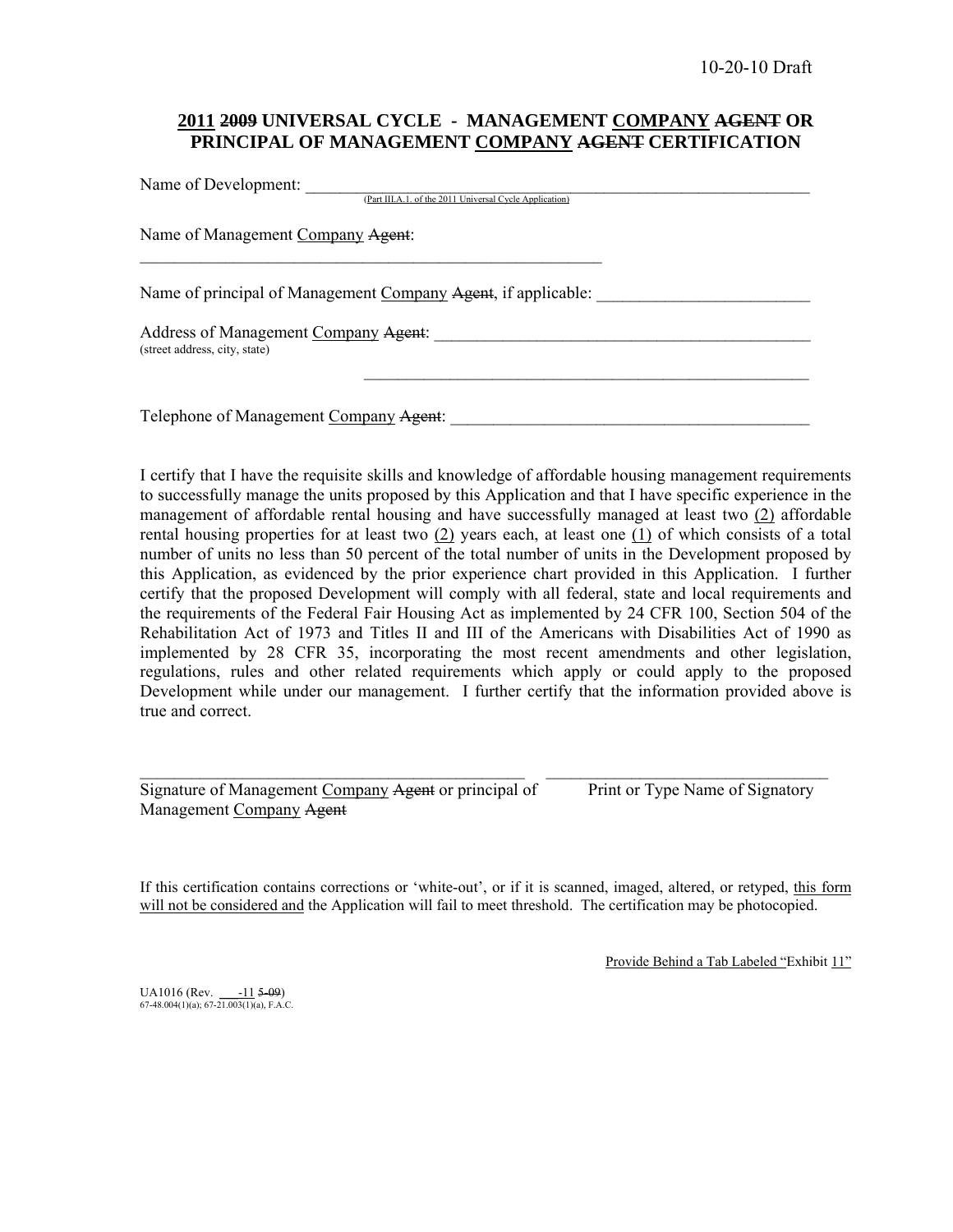10-20-10 Draft

**2011 ~~2009~~ UNIVERSAL CYCLE - MANAGEMENT COMPANY ~~AGENT~~ OR PRINCIPAL OF MANAGEMENT COMPANY ~~AGENT~~ CERTIFICATION**

Name of Development: ____________________________________________________________
(Part III.A.1. of the 2011 Universal Cycle Application)

Name of Management Company ~~Agent~~:
________________________________________________________

Name of principal of Management Company ~~Agent~~, if applicable: _________________________

Address of Management Company ~~Agent~~: ____________________________________________
(street address, city, state)

______________________________________________________

Telephone of Management Company ~~Agent~~: ___________________________________________

I certify that I have the requisite skills and knowledge of affordable housing management requirements to successfully manage the units proposed by this Application and that I have specific experience in the management of affordable rental housing and have successfully managed at least two (2) affordable rental housing properties for at least two (2) years each, at least one (1) of which consists of a total number of units no less than 50 percent of the total number of units in the Development proposed by this Application, as evidenced by the prior experience chart provided in this Application. I further certify that the proposed Development will comply with all federal, state and local requirements and the requirements of the Federal Fair Housing Act as implemented by 24 CFR 100, Section 504 of the Rehabilitation Act of 1973 and Titles II and III of the Americans with Disabilities Act of 1990 as implemented by 28 CFR 35, incorporating the most recent amendments and other legislation, regulations, rules and other related requirements which apply or could apply to the proposed Development while under our management. I further certify that the information provided above is true and correct.

______________________________________________ ___________________________________
Signature of Management Company ~~Agent~~ or principal of Management Company ~~Agent~~ | Print or Type Name of Signatory

If this certification contains corrections or 'white-out', or if it is scanned, imaged, altered, or retyped, this form will not be considered and the Application will fail to meet threshold. The certification may be photocopied.

Provide Behind a Tab Labeled "Exhibit 11"

UA1016 (Rev. ___-11 ~~5-09~~)
67-48.004(1)(a); 67-21.003(1)(a), F.A.C.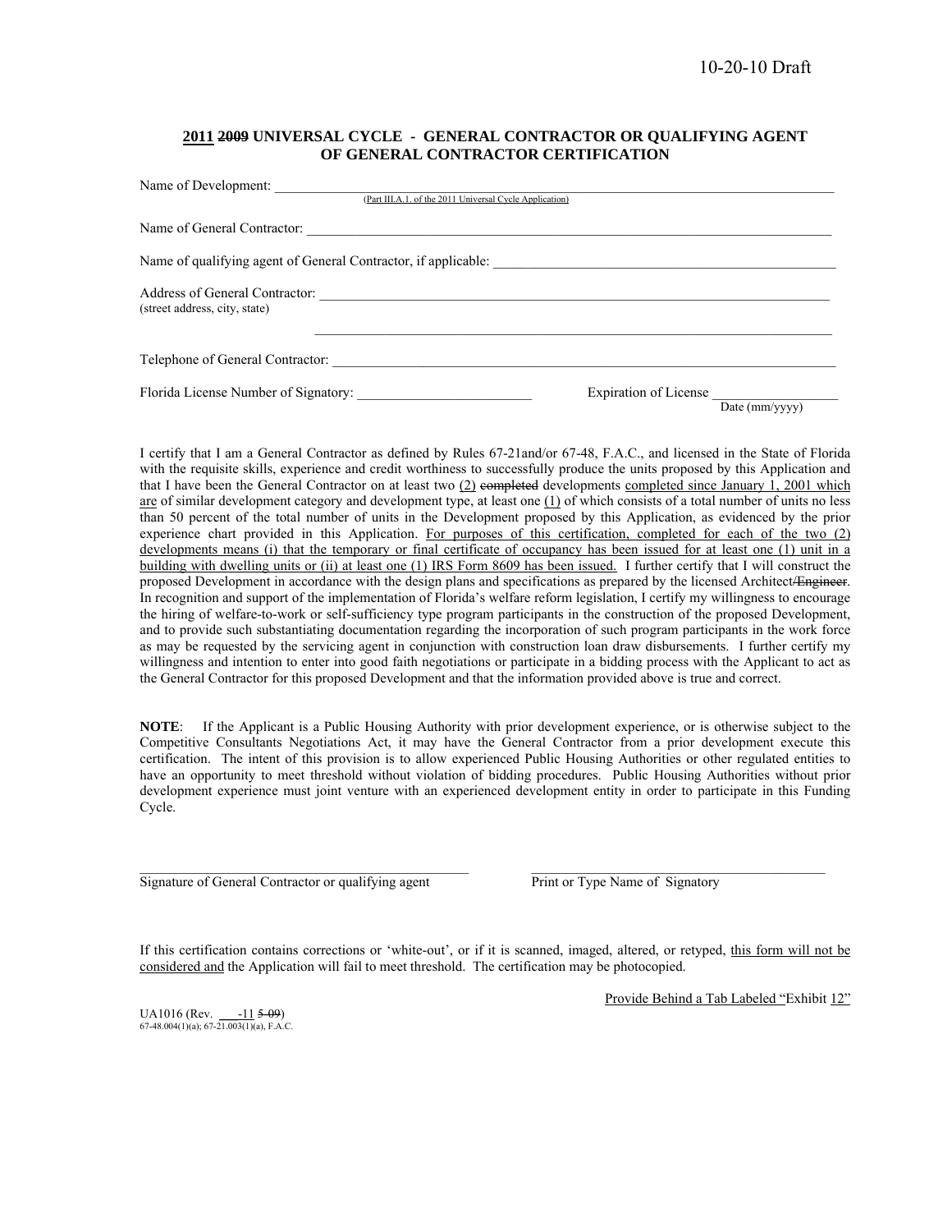10-20-10 Draft

## 2011 ~~2009~~ UNIVERSAL CYCLE - GENERAL CONTRACTOR OR QUALIFYING AGENT OF GENERAL CONTRACTOR CERTIFICATION

Name of Development: ______________________________________________
(Part III.A.1. of the 2011 Universal Cycle Application)

Name of General Contractor: ______________________________________________

Name of qualifying agent of General Contractor, if applicable: ______________________________

Address of General Contractor: ______________________________________________
(street address, city, state)

______________________________________________

Telephone of General Contractor: ______________________________________________

Florida License Number of Signatory: ________________________ Expiration of License ________________
Date (mm/yyyy)

I certify that I am a General Contractor as defined by Rules 67-21and/or 67-48, F.A.C., and licensed in the State of Florida with the requisite skills, experience and credit worthiness to successfully produce the units proposed by this Application and that I have been the General Contractor on at least two (2) ~~completed~~ developments completed since January 1, 2001 which are of similar development category and development type, at least one (1) of which consists of a total number of units no less than 50 percent of the total number of units in the Development proposed by this Application, as evidenced by the prior experience chart provided in this Application. For purposes of this certification, completed for each of the two (2) developments means (i) that the temporary or final certificate of occupancy has been issued for at least one (1) unit in a building with dwelling units or (ii) at least one (1) IRS Form 8609 has been issued. I further certify that I will construct the proposed Development in accordance with the design plans and specifications as prepared by the licensed Architect~~/Engineer~~. In recognition and support of the implementation of Florida's welfare reform legislation, I certify my willingness to encourage the hiring of welfare-to-work or self-sufficiency type program participants in the construction of the proposed Development, and to provide such substantiating documentation regarding the incorporation of such program participants in the work force as may be requested by the servicing agent in conjunction with construction loan draw disbursements. I further certify my willingness and intention to enter into good faith negotiations or participate in a bidding process with the Applicant to act as the General Contractor for this proposed Development and that the information provided above is true and correct.

**NOTE**: If the Applicant is a Public Housing Authority with prior development experience, or is otherwise subject to the Competitive Consultants Negotiations Act, it may have the General Contractor from a prior development execute this certification. The intent of this provision is to allow experienced Public Housing Authorities or other regulated entities to have an opportunity to meet threshold without violation of bidding procedures. Public Housing Authorities without prior development experience must joint venture with an experienced development entity in order to participate in this Funding Cycle.

______________________________________________ ______________________________________________
Signature of General Contractor or qualifying agent Print or Type Name of Signatory

If this certification contains corrections or 'white-out', or if it is scanned, imaged, altered, or retyped, this form will not be considered and the Application will fail to meet threshold. The certification may be photocopied.

Provide Behind a Tab Labeled "Exhibit 12"

UA1016 (Rev. ___-11 ~~5-09~~)
67-48.004(1)(a); 67-21.003(1)(a), F.A.C.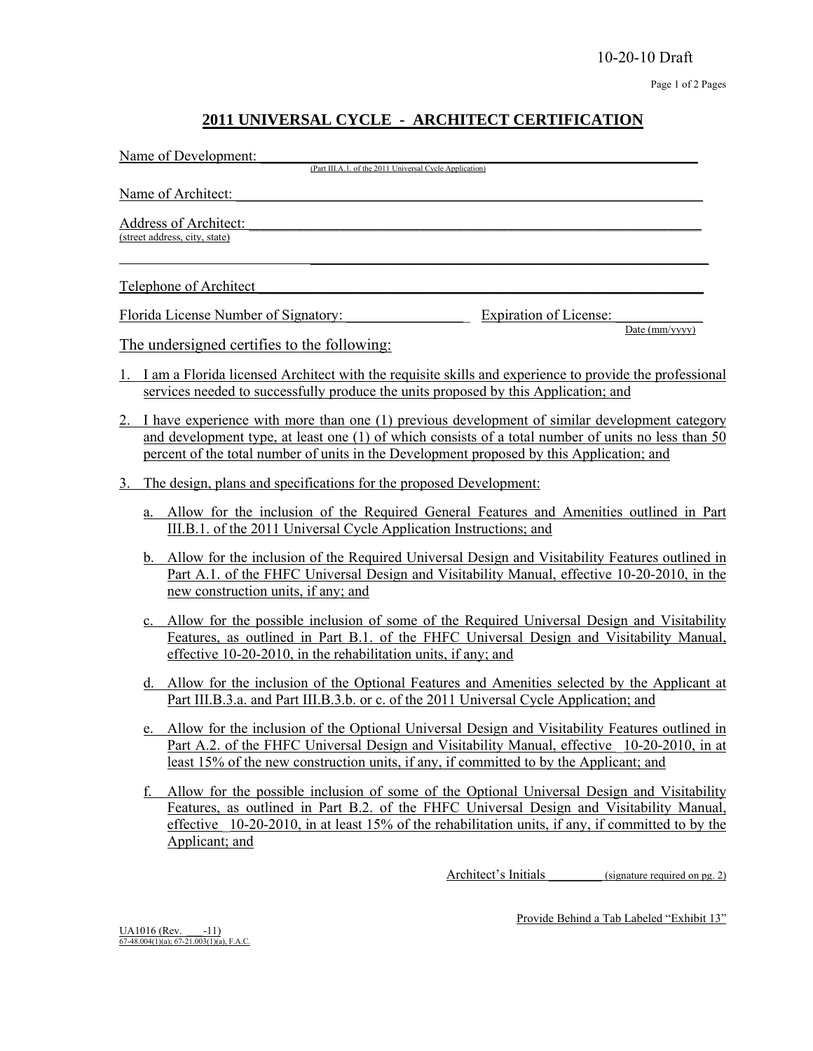10-20-10 Draft

## 2011 UNIVERSAL CYCLE - ARCHITECT CERTIFICATION

Name of Development: ______________________________________________
(Part III.A.1. of the 2011 Universal Cycle Application)

Name of Architect: ______________________________________________

Address of Architect: ______________________________________________
(street address, city, state)

______________________________________________

Telephone of Architect ______________________________________________

Florida License Number of Signatory: ________________ Expiration of License: ____________
Date (mm/yyyy)

The undersigned certifies to the following:

1. I am a Florida licensed Architect with the requisite skills and experience to provide the professional services needed to successfully produce the units proposed by this Application; and

2. I have experience with more than one (1) previous development of similar development category and development type, at least one (1) of which consists of a total number of units no less than 50 percent of the total number of units in the Development proposed by this Application; and

3. The design, plans and specifications for the proposed Development:

   a. Allow for the inclusion of the Required General Features and Amenities outlined in Part III.B.1. of the 2011 Universal Cycle Application Instructions; and

   b. Allow for the inclusion of the Required Universal Design and Visitability Features outlined in Part A.1. of the FHFC Universal Design and Visitability Manual, effective 10-20-2010, in the new construction units, if any; and

   c. Allow for the possible inclusion of some of the Required Universal Design and Visitability Features, as outlined in Part B.1. of the FHFC Universal Design and Visitability Manual, effective 10-20-2010, in the rehabilitation units, if any; and

   d. Allow for the inclusion of the Optional Features and Amenities selected by the Applicant at Part III.B.3.a. and Part III.B.3.b. or c. of the 2011 Universal Cycle Application; and

   e. Allow for the inclusion of the Optional Universal Design and Visitability Features outlined in Part A.2. of the FHFC Universal Design and Visitability Manual, effective 10-20-2010, in at least 15% of the new construction units, if any, if committed to by the Applicant; and

   f. Allow for the possible inclusion of some of the Optional Universal Design and Visitability Features, as outlined in Part B.2. of the FHFC Universal Design and Visitability Manual, effective 10-20-2010, in at least 15% of the rehabilitation units, if any, if committed to by the Applicant; and

Architect's Initials ________ (signature required on pg. 2)

Provide Behind a Tab Labeled "Exhibit 13"

UA1016 (Rev. -11)
67-48.004(1)(a); 67-21.003(1)(a), F.A.C.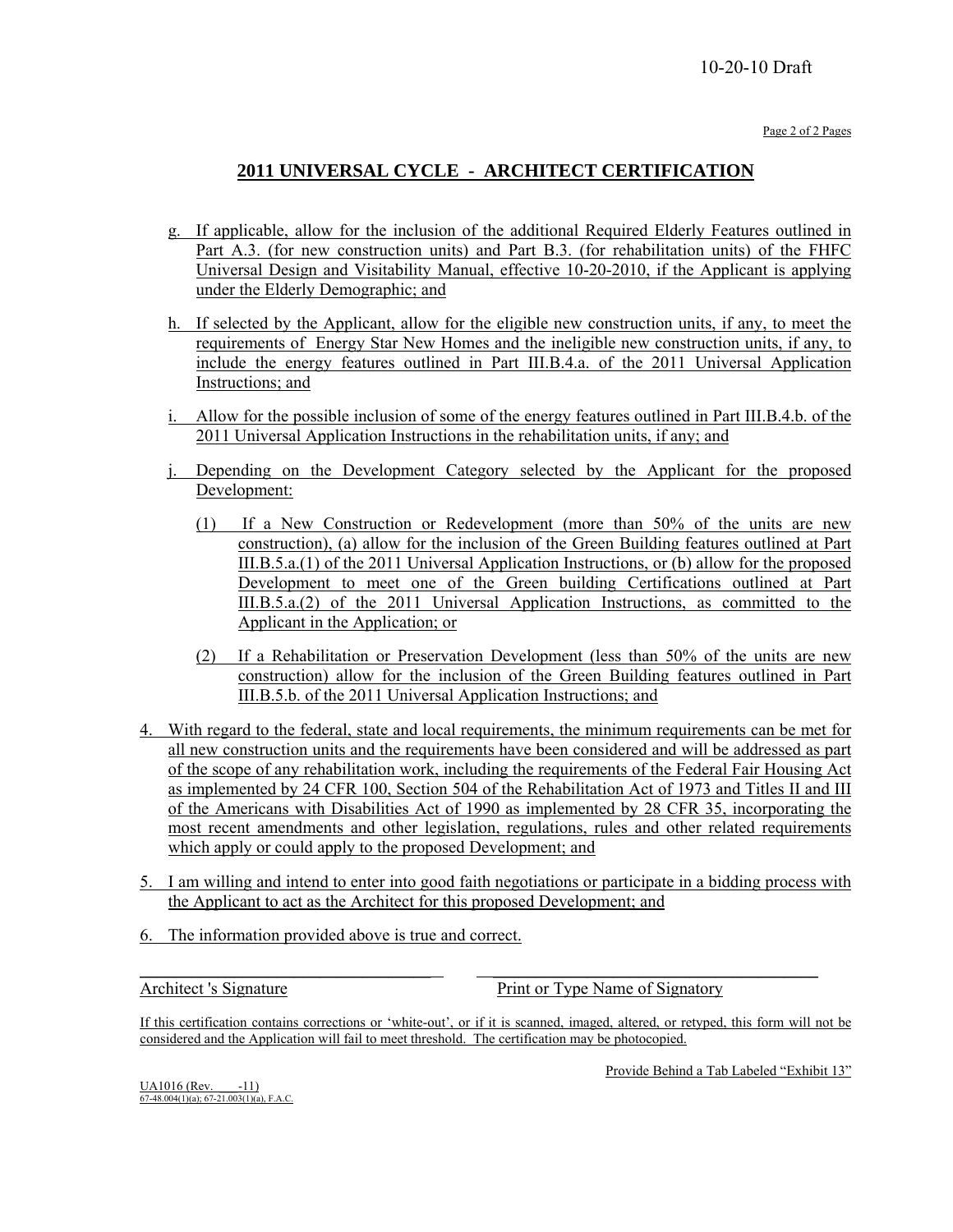## 2011 UNIVERSAL CYCLE - ARCHITECT CERTIFICATION

g. If applicable, allow for the inclusion of the additional Required Elderly Features outlined in Part A.3. (for new construction units) and Part B.3. (for rehabilitation units) of the FHFC Universal Design and Visitability Manual, effective 10-20-2010, if the Applicant is applying under the Elderly Demographic; and

h. If selected by the Applicant, allow for the eligible new construction units, if any, to meet the requirements of Energy Star New Homes and the ineligible new construction units, if any, to include the energy features outlined in Part III.B.4.a. of the 2011 Universal Application Instructions; and

i. Allow for the possible inclusion of some of the energy features outlined in Part III.B.4.b. of the 2011 Universal Application Instructions in the rehabilitation units, if any; and

j. Depending on the Development Category selected by the Applicant for the proposed Development:

   (1) If a New Construction or Redevelopment (more than 50% of the units are new construction), (a) allow for the inclusion of the Green Building features outlined at Part III.B.5.a.(1) of the 2011 Universal Application Instructions, or (b) allow for the proposed Development to meet one of the Green building Certifications outlined at Part III.B.5.a.(2) of the 2011 Universal Application Instructions, as committed to the Applicant in the Application; or

   (2) If a Rehabilitation or Preservation Development (less than 50% of the units are new construction) allow for the inclusion of the Green Building features outlined in Part III.B.5.b. of the 2011 Universal Application Instructions; and

4. With regard to the federal, state and local requirements, the minimum requirements can be met for all new construction units and the requirements have been considered and will be addressed as part of the scope of any rehabilitation work, including the requirements of the Federal Fair Housing Act as implemented by 24 CFR 100, Section 504 of the Rehabilitation Act of 1973 and Titles II and III of the Americans with Disabilities Act of 1990 as implemented by 28 CFR 35, incorporating the most recent amendments and other legislation, regulations, rules and other related requirements which apply or could apply to the proposed Development; and

5. I am willing and intend to enter into good faith negotiations or participate in a bidding process with the Applicant to act as the Architect for this proposed Development; and

6. The information provided above is true and correct.

\_\_\_\_\_\_\_\_\_\_\_\_\_\_\_\_\_\_\_\_\_\_\_\_\_\_\_\_\_\_ \_\_\_\_\_\_\_\_\_\_\_\_\_\_\_\_\_\_\_\_\_\_\_\_\_\_\_\_\_\_

Architect 's Signature Print or Type Name of Signatory

If this certification contains corrections or 'white-out', or if it is scanned, imaged, altered, or retyped, this form will not be considered and the Application will fail to meet threshold. The certification may be photocopied.

Provide Behind a Tab Labeled "Exhibit 13"

UA1016 (Rev. -11)
67-48.004(1)(a); 67-21.003(1)(a), F.A.C.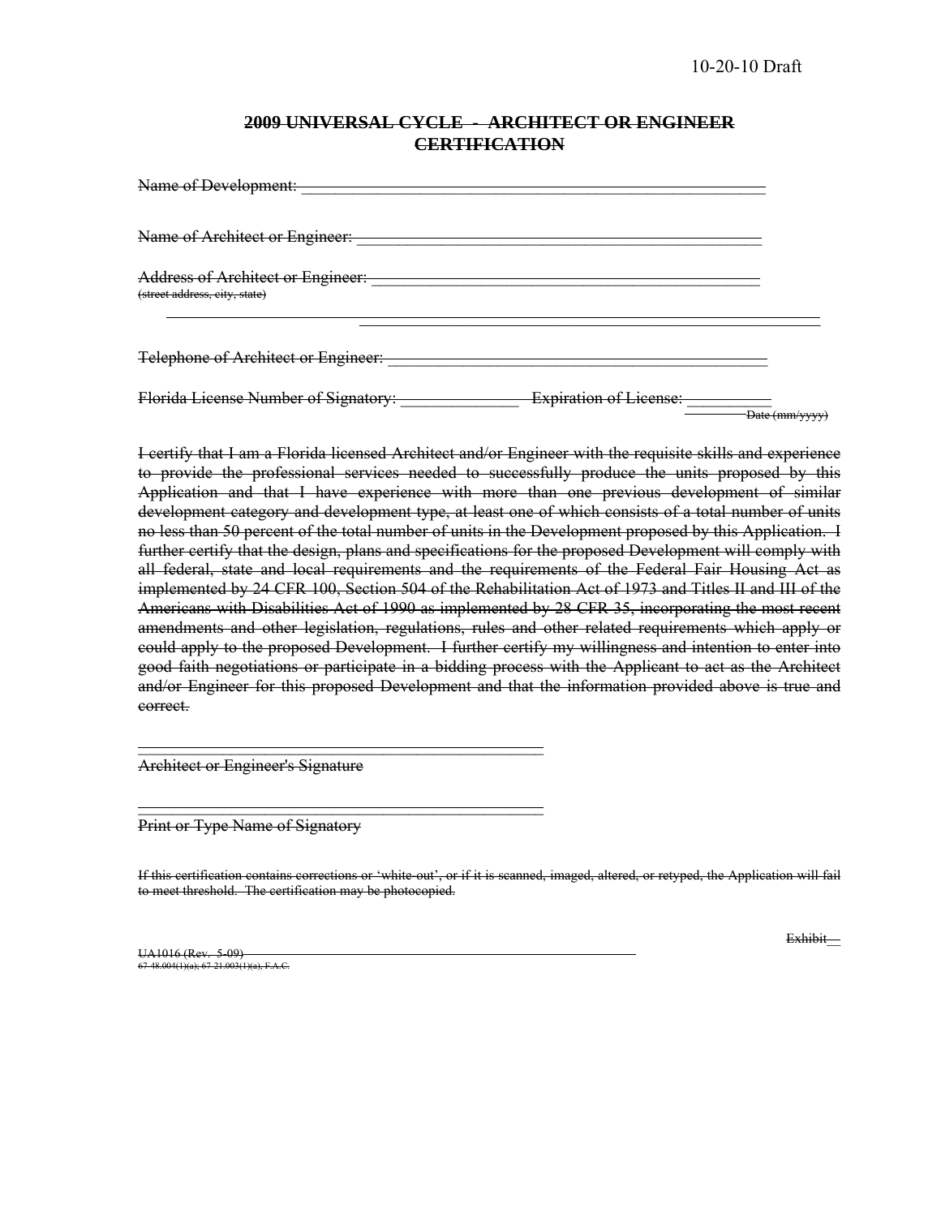10-20-10 Draft

## ~~2009 UNIVERSAL CYCLE - ARCHITECT OR ENGINEER CERTIFICATION~~

~~Name of Development:~~ ______________________________________________________

~~Name of Architect or Engineer:~~ _______________________________________________

~~Address of Architect or Engineer:~~ _____________________________________________
~~(street address, city, state)~~

_____________________________________________________________________________

_____________________________________________________________________________

~~Telephone of Architect or Engineer:~~ ___________________________________________

~~Florida License Number of Signatory:~~ _____________ ~~Expiration of License:~~ __________
~~Date (mm/yyyy)~~

~~I certify that I am a Florida licensed Architect and/or Engineer with the requisite skills and experience to provide the professional services needed to successfully produce the units proposed by this Application and that I have experience with more than one previous development of similar development category and development type, at least one of which consists of a total number of units no less than 50 percent of the total number of units in the Development proposed by this Application. I further certify that the design, plans and specifications for the proposed Development will comply with all federal, state and local requirements and the requirements of the Federal Fair Housing Act as implemented by 24 CFR 100, Section 504 of the Rehabilitation Act of 1973 and Titles II and III of the Americans with Disabilities Act of 1990 as implemented by 28 CFR 35, incorporating the most recent amendments and other legislation, regulations, rules and other related requirements which apply or could apply to the proposed Development. I further certify my willingness and intention to enter into good faith negotiations or participate in a bidding process with the Applicant to act as the Architect and/or Engineer for this proposed Development and that the information provided above is true and correct.~~

_________________________________________________
~~Architect or Engineer's Signature~~

_________________________________________________
~~Print or Type Name of Signatory~~

~~If this certification contains corrections or 'white-out', or if it is scanned, imaged, altered, or retyped, the Application will fail to meet threshold. The certification may be photocopied.~~

~~Exhibit~~ __

~~UA1016 (Rev. 5-09)~~
~~67-48.004(1)(a); 67-21.003(1)(a), F.A.C.~~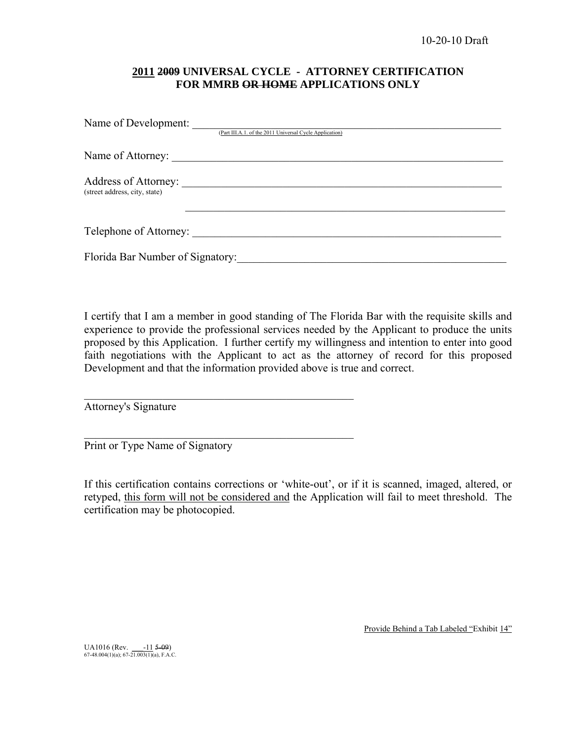10-20-10 Draft

# <u>2011</u> ~~2009~~ UNIVERSAL CYCLE - ATTORNEY CERTIFICATION FOR MMRB ~~OR HOME~~ APPLICATIONS ONLY

Name of Development: \_\_\_\_\_\_\_\_\_\_\_\_\_\_\_\_\_\_\_\_\_\_\_\_\_\_\_\_\_\_\_\_\_\_\_\_\_\_\_\_\_\_\_\_\_\_\_\_\_\_\_\_\_\_\_\_
(Part III.A.1. of the 2011 Universal Cycle Application)

Name of Attorney: \_\_\_\_\_\_\_\_\_\_\_\_\_\_\_\_\_\_\_\_\_\_\_\_\_\_\_\_\_\_\_\_\_\_\_\_\_\_\_\_\_\_\_\_\_\_\_\_\_\_\_\_\_\_\_\_

Address of Attorney: \_\_\_\_\_\_\_\_\_\_\_\_\_\_\_\_\_\_\_\_\_\_\_\_\_\_\_\_\_\_\_\_\_\_\_\_\_\_\_\_\_\_\_\_\_\_\_\_\_\_\_\_\_\_\_\_
(street address, city, state)

\_\_\_\_\_\_\_\_\_\_\_\_\_\_\_\_\_\_\_\_\_\_\_\_\_\_\_\_\_\_\_\_\_\_\_\_\_\_\_\_\_\_\_\_\_\_\_\_\_\_\_\_\_\_\_\_

Telephone of Attorney: \_\_\_\_\_\_\_\_\_\_\_\_\_\_\_\_\_\_\_\_\_\_\_\_\_\_\_\_\_\_\_\_\_\_\_\_\_\_\_\_\_\_\_\_\_\_\_\_\_\_\_\_\_\_\_\_

Florida Bar Number of Signatory: \_\_\_\_\_\_\_\_\_\_\_\_\_\_\_\_\_\_\_\_\_\_\_\_\_\_\_\_\_\_\_\_\_\_\_\_\_\_\_\_\_\_\_\_\_\_\_\_\_\_\_\_\_\_\_\_

I certify that I am a member in good standing of The Florida Bar with the requisite skills and experience to provide the professional services needed by the Applicant to produce the units proposed by this Application. I further certify my willingness and intention to enter into good faith negotiations with the Applicant to act as the attorney of record for this proposed Development and that the information provided above is true and correct.

\_\_\_\_\_\_\_\_\_\_\_\_\_\_\_\_\_\_\_\_\_\_\_\_\_\_\_\_\_\_\_\_\_\_\_\_\_\_\_\_\_\_\_\_\_\_\_\_
Attorney's Signature

\_\_\_\_\_\_\_\_\_\_\_\_\_\_\_\_\_\_\_\_\_\_\_\_\_\_\_\_\_\_\_\_\_\_\_\_\_\_\_\_\_\_\_\_\_\_\_\_
Print or Type Name of Signatory

If this certification contains corrections or 'white-out', or if it is scanned, imaged, altered, or retyped, <u>this form will not be considered and</u> the Application will fail to meet threshold. The certification may be photocopied.

<u>Provide Behind a Tab Labeled "</u>Exhibit <u>14</u>"

UA1016 (Rev. \_\_\_-11 ~~5-09~~)
67-48.004(1)(a); 67-21.003(1)(a), F.A.C.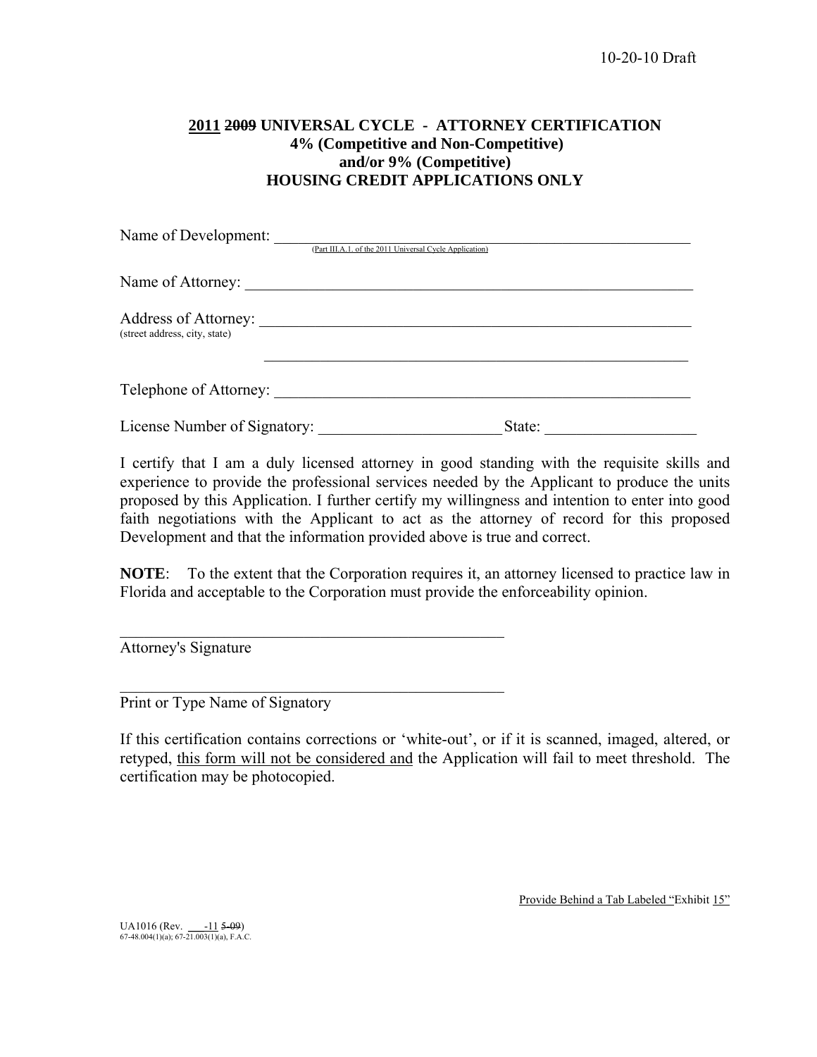10-20-10 Draft

## 2011 ~~2009~~ UNIVERSAL CYCLE - ATTORNEY CERTIFICATION 4% (Competitive and Non-Competitive) and/or 9% (Competitive) HOUSING CREDIT APPLICATIONS ONLY

Name of Development: ____________________________________________________________
(Part III.A.1. of the 2011 Universal Cycle Application)

Name of Attorney: ____________________________________________________________

Address of Attorney: ____________________________________________________________
(street address, city, state)

____________________________________________________________

Telephone of Attorney: ____________________________________________________________

License Number of Signatory: _______________________ State: ___________________

I certify that I am a duly licensed attorney in good standing with the requisite skills and experience to provide the professional services needed by the Applicant to produce the units proposed by this Application. I further certify my willingness and intention to enter into good faith negotiations with the Applicant to act as the attorney of record for this proposed Development and that the information provided above is true and correct.

**NOTE**: To the extent that the Corporation requires it, an attorney licensed to practice law in Florida and acceptable to the Corporation must provide the enforceability opinion.

_________________________________________________
Attorney's Signature

_________________________________________________
Print or Type Name of Signatory

If this certification contains corrections or 'white-out', or if it is scanned, imaged, altered, or retyped, this form will not be considered and the Application will fail to meet threshold. The certification may be photocopied.

Provide Behind a Tab Labeled "Exhibit 15"

UA1016 (Rev. ___-11 ~~5-09~~)
67-48.004(1)(a); 67-21.003(1)(a), F.A.C.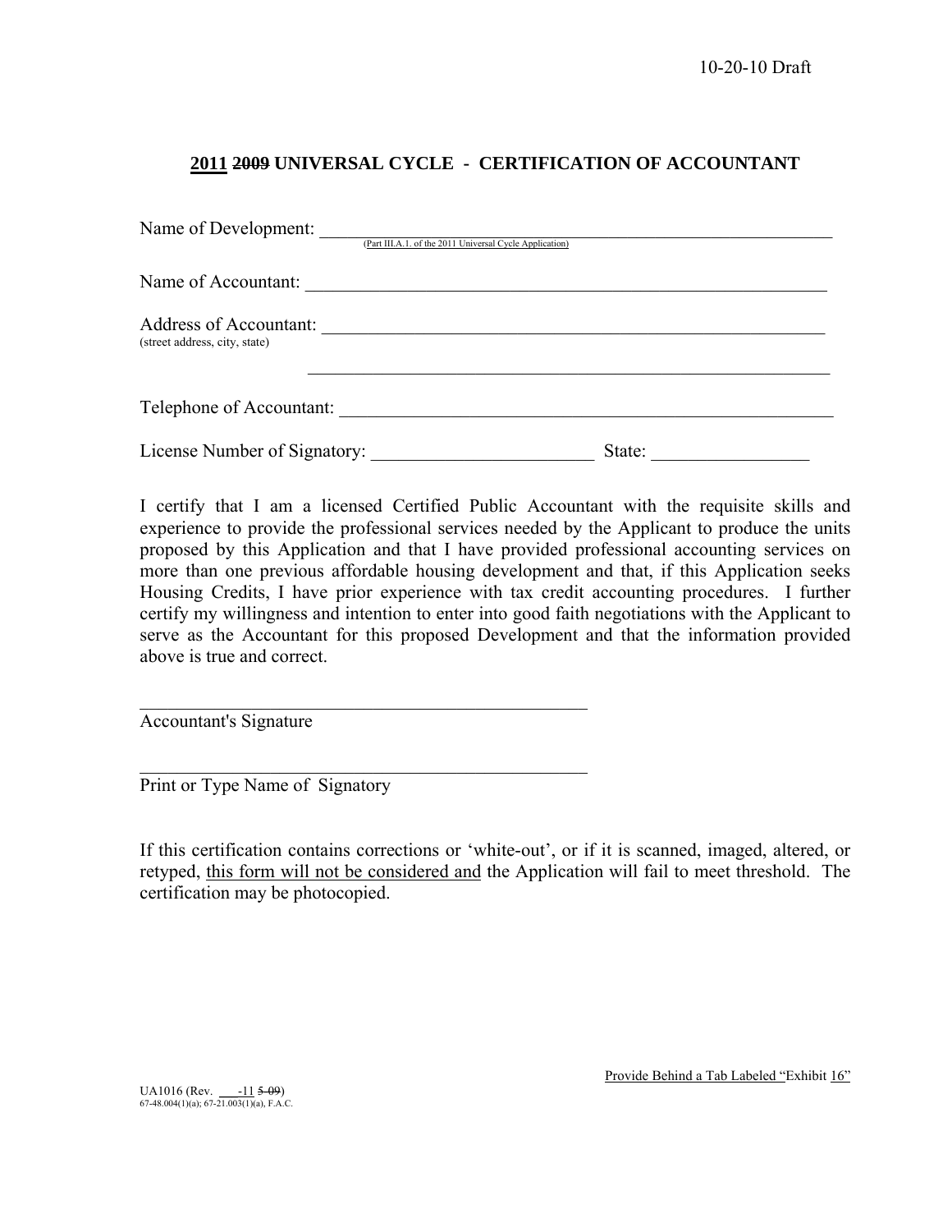10-20-10 Draft

## 2011 ~~2009~~ UNIVERSAL CYCLE - CERTIFICATION OF ACCOUNTANT

Name of Development: ___________________________________________________________
(Part III.A.1. of the 2011 Universal Cycle Application)

Name of Accountant: ___________________________________________________________

Address of Accountant: ___________________________________________________________
(street address, city, state)

___________________________________________________________

Telephone of Accountant: ___________________________________________________________

License Number of Signatory: ________________________ State: _________________

I certify that I am a licensed Certified Public Accountant with the requisite skills and experience to provide the professional services needed by the Applicant to produce the units proposed by this Application and that I have provided professional accounting services on more than one previous affordable housing development and that, if this Application seeks Housing Credits, I have prior experience with tax credit accounting procedures. I further certify my willingness and intention to enter into good faith negotiations with the Applicant to serve as the Accountant for this proposed Development and that the information provided above is true and correct.

_________________________________________________
Accountant's Signature

_________________________________________________
Print or Type Name of Signatory

If this certification contains corrections or 'white-out', or if it is scanned, imaged, altered, or retyped, this form will not be considered and the Application will fail to meet threshold. The certification may be photocopied.

Provide Behind a Tab Labeled "Exhibit 16"

UA1016 (Rev. ___-11 ~~5-09~~)
67-48.004(1)(a); 67-21.003(1)(a), F.A.C.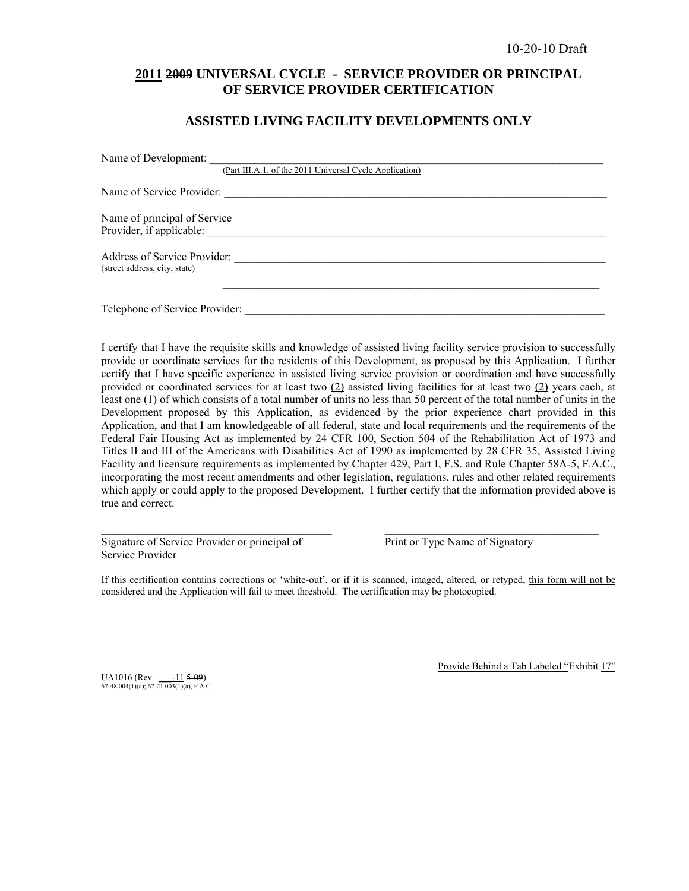10-20-10 Draft

## 2011 ~~2009~~ UNIVERSAL CYCLE - SERVICE PROVIDER OR PRINCIPAL OF SERVICE PROVIDER CERTIFICATION

### ASSISTED LIVING FACILITY DEVELOPMENTS ONLY

Name of Development: ______________________________________________________________
(Part III.A.1. of the 2011 Universal Cycle Application)

Name of Service Provider: ___________________________________________________________

Name of principal of Service
Provider, if applicable: _____________________________________________________________

Address of Service Provider: _________________________________________________________
(street address, city, state)

_________________________________________________________________________

Telephone of Service Provider: _______________________________________________________

I certify that I have the requisite skills and knowledge of assisted living facility service provision to successfully provide or coordinate services for the residents of this Development, as proposed by this Application. I further certify that I have specific experience in assisted living service provision or coordination and have successfully provided or coordinated services for at least two (2) assisted living facilities for at least two (2) years each, at least one (1) of which consists of a total number of units no less than 50 percent of the total number of units in the Development proposed by this Application, as evidenced by the prior experience chart provided in this Application, and that I am knowledgeable of all federal, state and local requirements and the requirements of the Federal Fair Housing Act as implemented by 24 CFR 100, Section 504 of the Rehabilitation Act of 1973 and Titles II and III of the Americans with Disabilities Act of 1990 as implemented by 28 CFR 35, Assisted Living Facility and licensure requirements as implemented by Chapter 429, Part I, F.S. and Rule Chapter 58A-5, F.A.C., incorporating the most recent amendments and other legislation, regulations, rules and other related requirements which apply or could apply to the proposed Development. I further certify that the information provided above is true and correct.

_________________________________________ _________________________________________
Signature of Service Provider or principal of Service Provider  Print or Type Name of Signatory

If this certification contains corrections or 'white-out', or if it is scanned, imaged, altered, or retyped, this form will not be considered and the Application will fail to meet threshold. The certification may be photocopied.

Provide Behind a Tab Labeled "Exhibit 17"

UA1016 (Rev. ___-11 ~~5-09~~)
67-48.004(1)(a); 67-21.003(1)(a), F.A.C.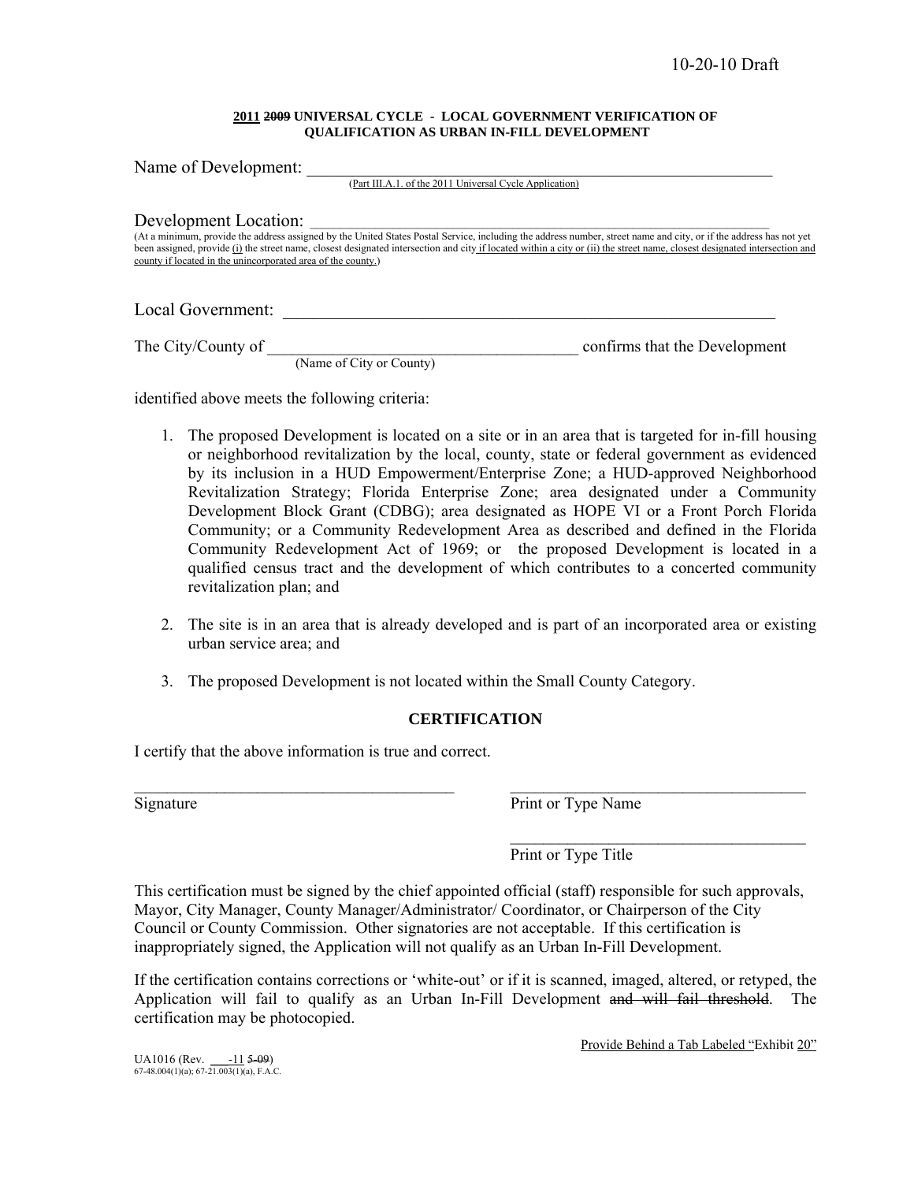10-20-10 Draft

**2011 ~~2009~~ UNIVERSAL CYCLE - LOCAL GOVERNMENT VERIFICATION OF QUALIFICATION AS URBAN IN-FILL DEVELOPMENT**

Name of Development: ___________________________________________
(Part III.A.1. of the 2011 Universal Cycle Application)

Development Location: ___________________________________________
(At a minimum, provide the address assigned by the United States Postal Service, including the address number, street name and city, or if the address has not yet been assigned, provide (i) the street name, closest designated intersection and city if located within a city or (ii) the street name, closest designated intersection and county if located in the unincorporated area of the county.)

Local Government: ___________________________________________

The City/County of ______________________________ confirms that the Development
(Name of City or County)

identified above meets the following criteria:

1. The proposed Development is located on a site or in an area that is targeted for in-fill housing or neighborhood revitalization by the local, county, state or federal government as evidenced by its inclusion in a HUD Empowerment/Enterprise Zone; a HUD-approved Neighborhood Revitalization Strategy; Florida Enterprise Zone; area designated under a Community Development Block Grant (CDBG); area designated as HOPE VI or a Front Porch Florida Community; or a Community Redevelopment Area as described and defined in the Florida Community Redevelopment Act of 1969; or the proposed Development is located in a qualified census tract and the development of which contributes to a concerted community revitalization plan; and

2. The site is in an area that is already developed and is part of an incorporated area or existing urban service area; and

3. The proposed Development is not located within the Small County Category.

**CERTIFICATION**

I certify that the above information is true and correct.

______________________________ ______________________________
Signature Print or Type Name

______________________________
Print or Type Title

This certification must be signed by the chief appointed official (staff) responsible for such approvals, Mayor, City Manager, County Manager/Administrator/ Coordinator, or Chairperson of the City Council or County Commission. Other signatories are not acceptable. If this certification is inappropriately signed, the Application will not qualify as an Urban In-Fill Development.

If the certification contains corrections or 'white-out' or if it is scanned, imaged, altered, or retyped, the Application will fail to qualify as an Urban In-Fill Development ~~and will fail threshold~~. The certification may be photocopied.

Provide Behind a Tab Labeled "Exhibit 20"

UA1016 (Rev. ___-11 ~~5-09~~)
67-48.004(1)(a); 67-21.003(1)(a), F.A.C.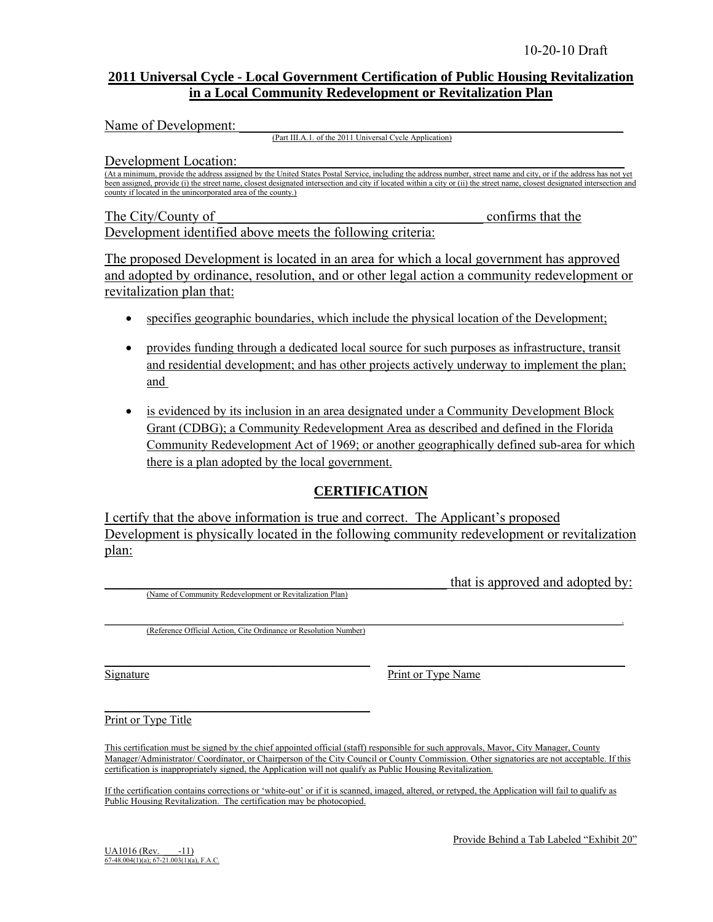10-20-10 Draft

**2011 Universal Cycle - Local Government Certification of Public Housing Revitalization in a Local Community Redevelopment or Revitalization Plan**

Name of Development: \_\_\_\_\_\_\_\_\_\_\_\_\_\_\_\_\_\_\_\_\_\_\_\_\_\_\_\_\_\_\_\_\_\_\_\_\_\_\_\_\_\_\_\_\_\_\_\_

(Part III.A.1. of the 2011 Universal Cycle Application)

Development Location: \_\_\_\_\_\_\_\_\_\_\_\_\_\_\_\_\_\_\_\_\_\_\_\_\_\_\_\_\_\_\_\_\_\_\_\_\_\_\_\_\_\_\_\_\_\_\_\_

(At a minimum, provide the address assigned by the United States Postal Service, including the address number, street name and city, or if the address has not yet been assigned, provide (i) the street name, closest designated intersection and city if located within a city or (ii) the street name, closest designated intersection and county if located in the unincorporated area of the county.)

The City/County of \_\_\_\_\_\_\_\_\_\_\_\_\_\_\_\_\_\_\_\_\_\_\_\_\_\_\_\_\_\_\_\_\_\_\_\_\_\_\_ confirms that the Development identified above meets the following criteria:

The proposed Development is located in an area for which a local government has approved and adopted by ordinance, resolution, and or other legal action a community redevelopment or revitalization plan that:

- specifies geographic boundaries, which include the physical location of the Development;
- provides funding through a dedicated local source for such purposes as infrastructure, transit and residential development; and has other projects actively underway to implement the plan; and
- is evidenced by its inclusion in an area designated under a Community Development Block Grant (CDBG); a Community Redevelopment Area as described and defined in the Florida Community Redevelopment Act of 1969; or another geographically defined sub-area for which there is a plan adopted by the local government.

## CERTIFICATION

I certify that the above information is true and correct. The Applicant's proposed Development is physically located in the following community redevelopment or revitalization plan:

\_\_\_\_\_\_\_\_\_\_\_\_\_\_\_\_\_\_\_\_\_\_\_\_\_\_\_\_\_\_\_\_\_\_\_\_\_\_\_\_\_\_\_\_\_\_ that is approved and adopted by:

(Name of Community Redevelopment or Revitalization Plan)

\_\_\_\_\_\_\_\_\_\_\_\_\_\_\_\_\_\_\_\_\_\_\_\_\_\_\_\_\_\_\_\_\_\_\_\_\_\_\_\_\_\_\_\_\_\_\_\_\_\_\_\_\_\_\_\_\_\_\_\_\_\_\_\_\_\_\_\_\_\_\_\_\_\_\_\_.

(Reference Official Action, Cite Ordinance or Resolution Number)

| \_\_\_\_\_\_\_\_\_\_\_\_\_\_\_\_\_\_\_\_\_\_\_\_\_\_\_\_ | \_\_\_\_\_\_\_\_\_\_\_\_\_\_\_\_\_\_\_\_\_\_\_\_\_\_\_\_ |
|---|---|
| Signature | Print or Type Name |

\_\_\_\_\_\_\_\_\_\_\_\_\_\_\_\_\_\_\_\_\_\_\_\_\_\_\_\_

Print or Type Title

This certification must be signed by the chief appointed official (staff) responsible for such approvals, Mayor, City Manager, County Manager/Administrator/ Coordinator, or Chairperson of the City Council or County Commission. Other signatories are not acceptable. If this certification is inappropriately signed, the Application will not qualify as Public Housing Revitalization.

If the certification contains corrections or 'white-out' or if it is scanned, imaged, altered, or retyped, the Application will fail to qualify as Public Housing Revitalization. The certification may be photocopied.

Provide Behind a Tab Labeled "Exhibit 20"

UA1016 (Rev. \_\_\_-11)
67-48.004(1)(a); 67-21.003(1)(a), F.A.C.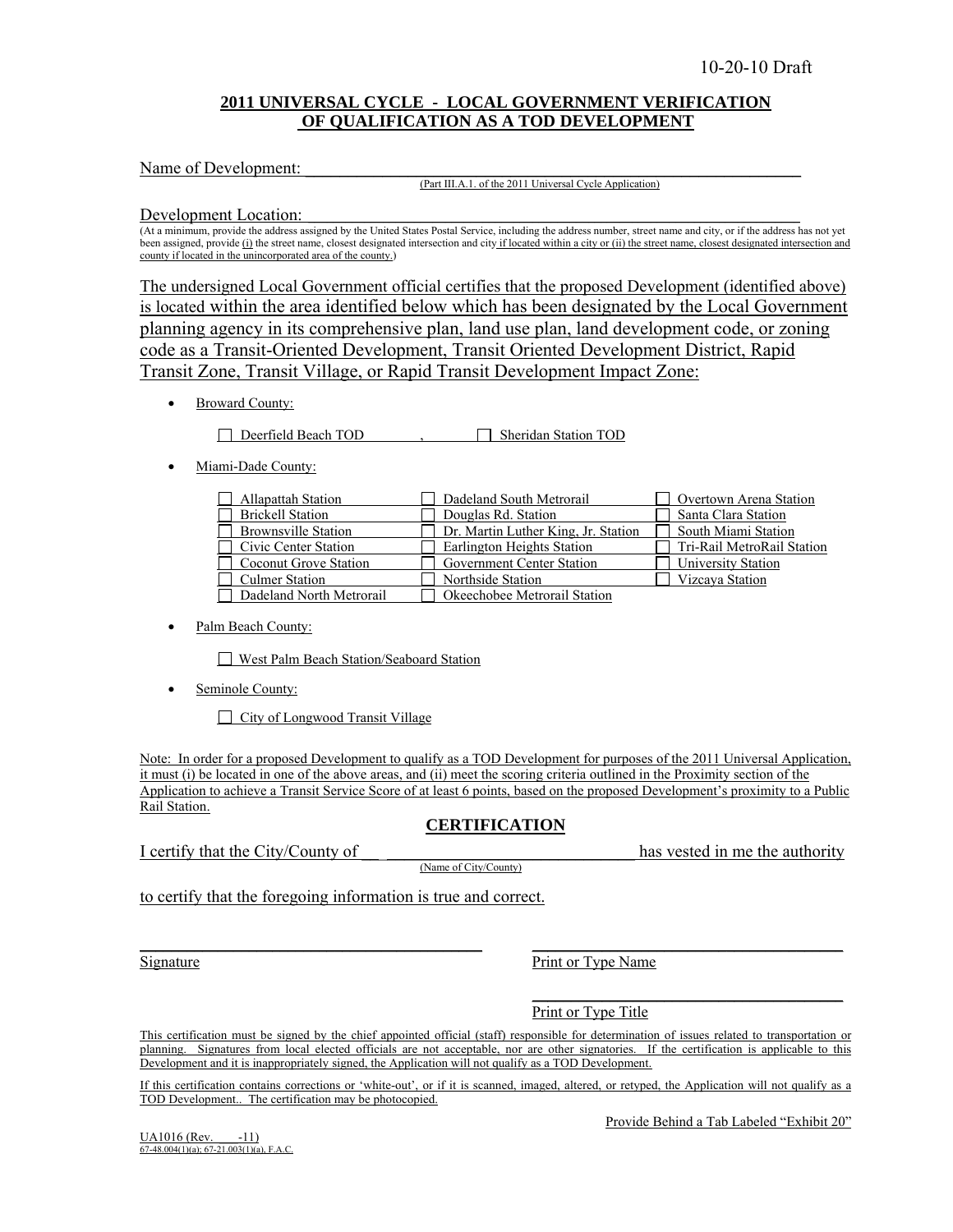10-20-10 Draft

## 2011 UNIVERSAL CYCLE - LOCAL GOVERNMENT VERIFICATION OF QUALIFICATION AS A TOD DEVELOPMENT

Name of Development: ___________________________________________________________

(Part III.A.1. of the 2011 Universal Cycle Application)

Development Location: ___________________________________________________________

(At a minimum, provide the address assigned by the United States Postal Service, including the address number, street name and city, or if the address has not yet been assigned, provide (i) the street name, closest designated intersection and city if located within a city or (ii) the street name, closest designated intersection and county if located in the unincorporated area of the county.)

The undersigned Local Government official certifies that the proposed Development (identified above) is located within the area identified below which has been designated by the Local Government planning agency in its comprehensive plan, land use plan, land development code, or zoning code as a Transit-Oriented Development, Transit Oriented Development District, Rapid Transit Zone, Transit Village, or Rapid Transit Development Impact Zone:

- Broward County:

  ☐ Deerfield Beach TOD , ☐ Sheridan Station TOD

- Miami-Dade County:

| | | |
|---|---|---|
| ☐ Allapattah Station | ☐ Dadeland South Metrorail | ☐ Overtown Arena Station |
| ☐ Brickell Station | ☐ Douglas Rd. Station | ☐ Santa Clara Station |
| ☐ Brownsville Station | ☐ Dr. Martin Luther King, Jr. Station | ☐ South Miami Station |
| ☐ Civic Center Station | ☐ Earlington Heights Station | ☐ Tri-Rail MetroRail Station |
| ☐ Coconut Grove Station | ☐ Government Center Station | ☐ University Station |
| ☐ Culmer Station | ☐ Northside Station | ☐ Vizcaya Station |
| ☐ Dadeland North Metrorail | ☐ Okeechobee Metrorail Station | |

- Palm Beach County:

  ☐ West Palm Beach Station/Seaboard Station

- Seminole County:

  ☐ City of Longwood Transit Village

Note: In order for a proposed Development to qualify as a TOD Development for purposes of the 2011 Universal Application, it must (i) be located in one of the above areas, and (ii) meet the scoring criteria outlined in the Proximity section of the Application to achieve a Transit Service Score of at least 6 points, based on the proposed Development's proximity to a Public Rail Station.

### CERTIFICATION

I certify that the City/County of ______________________________ has vested in me the authority

(Name of City/County)

to certify that the foregoing information is true and correct.

______________________________ ______________________________

Signature Print or Type Name

______________________________

Print or Type Title

This certification must be signed by the chief appointed official (staff) responsible for determination of issues related to transportation or planning. Signatures from local elected officials are not acceptable, nor are other signatories. If the certification is applicable to this Development and it is inappropriately signed, the Application will not qualify as a TOD Development.

If this certification contains corrections or 'white-out', or if it is scanned, imaged, altered, or retyped, the Application will not qualify as a TOD Development.. The certification may be photocopied.

Provide Behind a Tab Labeled "Exhibit 20"

UA1016 (Rev. -11)
67-48.004(1)(a); 67-21.003(1)(a), F.A.C.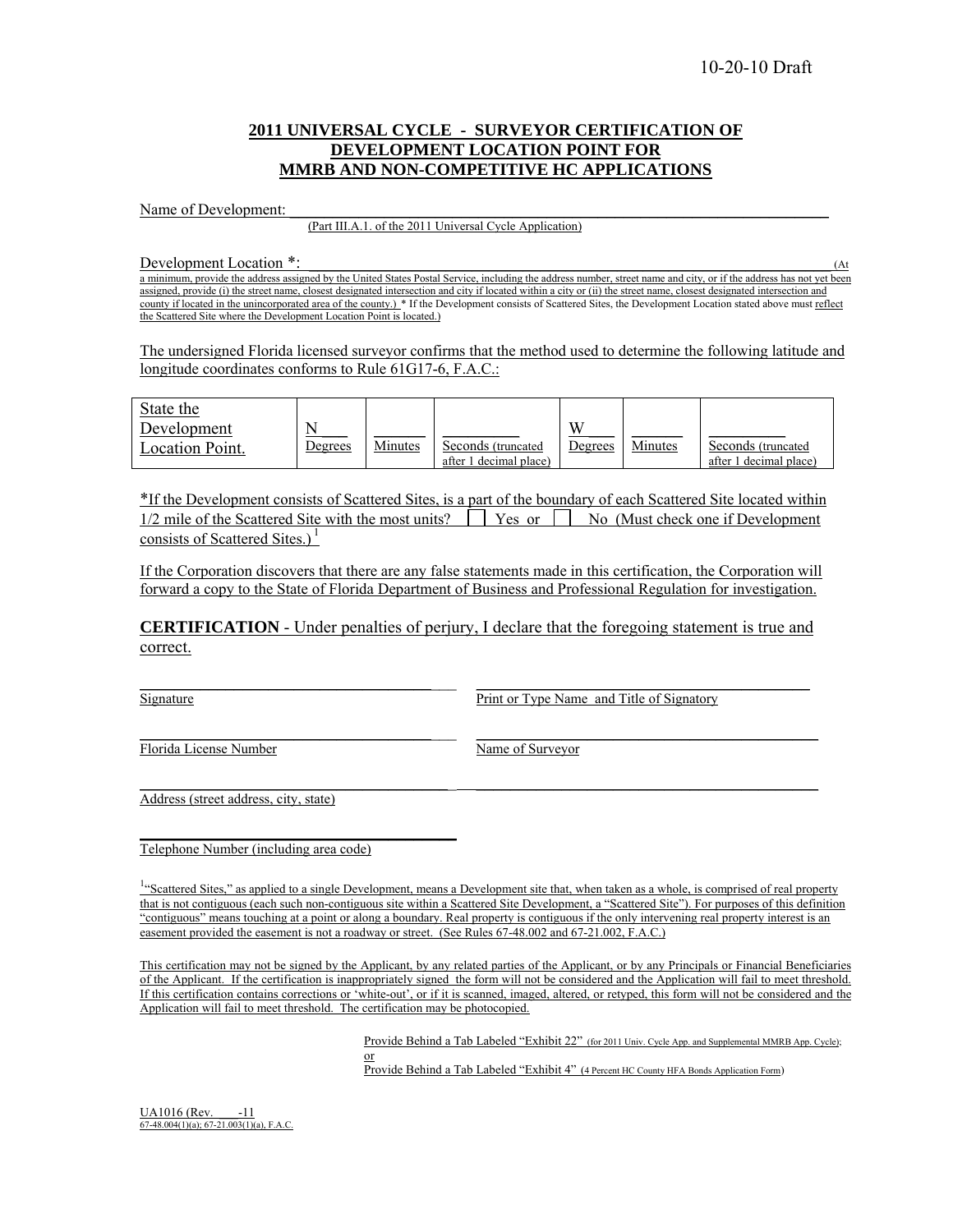10-20-10 Draft

## 2011 UNIVERSAL CYCLE - SURVEYOR CERTIFICATION OF DEVELOPMENT LOCATION POINT FOR MMRB AND NON-COMPETITIVE HC APPLICATIONS

Name of Development: ______________________________________________________________
(Part III.A.1. of the 2011 Universal Cycle Application)

Development Location *: ______________________________________________________________ (At a minimum, provide the address assigned by the United States Postal Service, including the address number, street name and city, or if the address has not yet been assigned, provide (i) the street name, closest designated intersection and city if located within a city or (ii) the street name, closest designated intersection and county if located in the unincorporated area of the county.) * If the Development consists of Scattered Sites, the Development Location stated above must reflect the Scattered Site where the Development Location Point is located.)

The undersigned Florida licensed surveyor confirms that the method used to determine the following latitude and longitude coordinates conforms to Rule 61G17-6, F.A.C.:

| State the Development Location Point. | N ____ Degrees | ______ Minutes | ________ Seconds (truncated after 1 decimal place) | W ____ Degrees | ______ Minutes | ________ Seconds (truncated after 1 decimal place) |
|---|---|---|---|---|---|---|

*If the Development consists of Scattered Sites, is a part of the boundary of each Scattered Site located within 1/2 mile of the Scattered Site with the most units? ☐ Yes or ☐ No (Must check one if Development consists of Scattered Sites.) [1]

If the Corporation discovers that there are any false statements made in this certification, the Corporation will forward a copy to the State of Florida Department of Business and Professional Regulation for investigation.

**CERTIFICATION** - Under penalties of perjury, I declare that the foregoing statement is true and correct.

______________________________ ______________________________
Signature Print or Type Name and Title of Signatory

______________________________ ______________________________
Florida License Number Name of Surveyor

______________________________________________________________
Address (street address, city, state)

______________________________
Telephone Number (including area code)

[1] "Scattered Sites," as applied to a single Development, means a Development site that, when taken as a whole, is comprised of real property that is not contiguous (each such non-contiguous site within a Scattered Site Development, a "Scattered Site"). For purposes of this definition "contiguous" means touching at a point or along a boundary. Real property is contiguous if the only intervening real property interest is an easement provided the easement is not a roadway or street. (See Rules 67-48.002 and 67-21.002, F.A.C.)

This certification may not be signed by the Applicant, by any related parties of the Applicant, or by any Principals or Financial Beneficiaries of the Applicant. If the certification is inappropriately signed the form will not be considered and the Application will fail to meet threshold. If this certification contains corrections or 'white-out', or if it is scanned, imaged, altered, or retyped, this form will not be considered and the Application will fail to meet threshold. The certification may be photocopied.

Provide Behind a Tab Labeled "Exhibit 22" (for 2011 Univ. Cycle App. and Supplemental MMRB App. Cycle);
or
Provide Behind a Tab Labeled "Exhibit 4" (4 Percent HC County HFA Bonds Application Form)

UA1016 (Rev. ___-11
67-48.004(1)(a); 67-21.003(1)(a), F.A.C.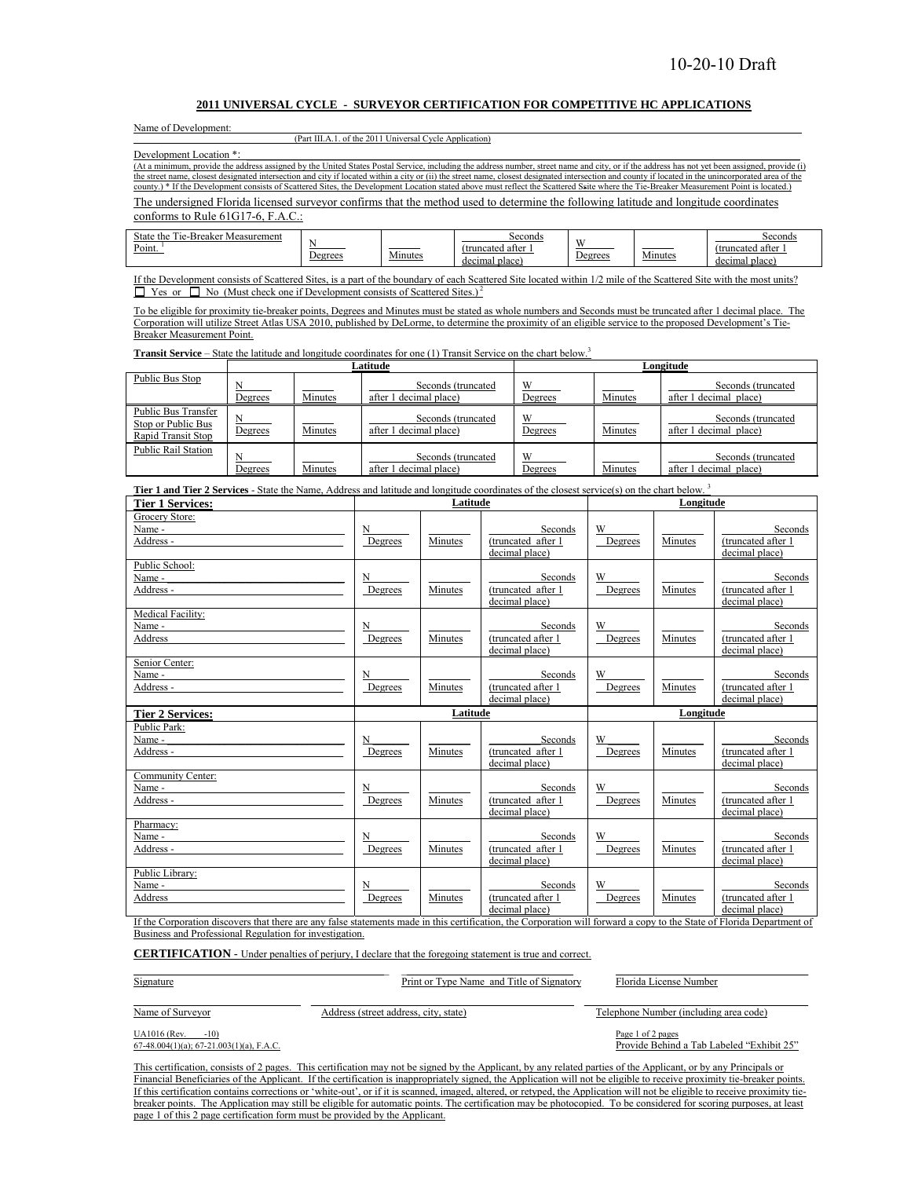10-20-10 Draft

## 2011 UNIVERSAL CYCLE - SURVEYOR CERTIFICATION FOR COMPETITIVE HC APPLICATIONS

Name of Development: ______________________________________________

(Part III.A.1. of the 2011 Universal Cycle Application)

Development Location *: ______________________________________________

(At a minimum, provide the address assigned by the United States Postal Service, including the address number, street name and city, or if the address has not yet been assigned, provide (i) the street name, closest designated intersection and city if located within a city or (ii) the street name, closest designated intersection and county if located in the unincorporated area of the county.) * If the Development consists of Scattered Sites, the Development Location stated above must reflect the Scattered Site where the Tie-Breaker Measurement Point is located.)

The undersigned Florida licensed surveyor confirms that the method used to determine the following latitude and longitude coordinates conforms to Rule 61G17-6, F.A.C.:

| State the Tie-Breaker Measurement Point.[1] | N ____ Degrees | ____ Minutes | ____ Seconds (truncated after 1 decimal place) | W ____ Degrees | ____ Minutes | ____ Seconds (truncated after 1 decimal place) |
|---|---|---|---|---|---|---|

If the Development consists of Scattered Sites, is a part of the boundary of each Scattered Site located within 1/2 mile of the Scattered Site with the most units? ☐ Yes or ☐ No (Must check one if Development consists of Scattered Sites.)[2]

To be eligible for proximity tie-breaker points, Degrees and Minutes must be stated as whole numbers and Seconds must be truncated after 1 decimal place. The Corporation will utilize Street Atlas USA 2010, published by DeLorme, to determine the proximity of an eligible service to the proposed Development's Tie-Breaker Measurement Point.

**Transit Service** – State the latitude and longitude coordinates for one (1) Transit Service on the chart below.[3]

| | Latitude | | | Longitude | | |
|---|---|---|---|---|---|---|
| Public Bus Stop | N ____ Degrees | ____ Minutes | ____ Seconds (truncated after 1 decimal place) | W ____ Degrees | ____ Minutes | ____ Seconds (truncated after 1 decimal place) |
| Public Bus Transfer Stop or Public Bus Rapid Transit Stop | N ____ Degrees | ____ Minutes | ____ Seconds (truncated after 1 decimal place) | W ____ Degrees | ____ Minutes | ____ Seconds (truncated after 1 decimal place) |
| Public Rail Station | N ____ Degrees | ____ Minutes | ____ Seconds (truncated after 1 decimal place) | W ____ Degrees | ____ Minutes | ____ Seconds (truncated after 1 decimal place) |

**Tier 1 and Tier 2 Services** - State the Name, Address and latitude and longitude coordinates of the closest service(s) on the chart below.[3]

| **Tier 1 Services:** | Latitude | | | Longitude | | |
|---|---|---|---|---|---|---|
| Grocery Store: Name - ____ Address - ____ | N ____ Degrees | ____ Minutes | ____ Seconds (truncated after 1 decimal place) | W ____ Degrees | ____ Minutes | ____ Seconds (truncated after 1 decimal place) |
| Public School: Name - ____ Address - ____ | N ____ Degrees | ____ Minutes | ____ Seconds (truncated after 1 decimal place) | W ____ Degrees | ____ Minutes | ____ Seconds (truncated after 1 decimal place) |
| Medical Facility: Name - ____ Address ____ | N ____ Degrees | ____ Minutes | ____ Seconds (truncated after 1 decimal place) | W ____ Degrees | ____ Minutes | ____ Seconds (truncated after 1 decimal place) |
| Senior Center: Name - ____ Address - ____ | N ____ Degrees | ____ Minutes | ____ Seconds (truncated after 1 decimal place) | W ____ Degrees | ____ Minutes | ____ Seconds (truncated after 1 decimal place) |
| **Tier 2 Services:** | **Latitude** | | | **Longitude** | | |
| Public Park: Name - ____ Address - ____ | N ____ Degrees | ____ Minutes | ____ Seconds (truncated after 1 decimal place) | W ____ Degrees | ____ Minutes | ____ Seconds (truncated after 1 decimal place) |
| Community Center: Name - ____ Address - ____ | N ____ Degrees | ____ Minutes | ____ Seconds (truncated after 1 decimal place) | W ____ Degrees | ____ Minutes | ____ Seconds (truncated after 1 decimal place) |
| Pharmacy: Name - ____ Address - ____ | N ____ Degrees | ____ Minutes | ____ Seconds (truncated after 1 decimal place) | W ____ Degrees | ____ Minutes | ____ Seconds (truncated after 1 decimal place) |
| Public Library: Name - ____ Address ____ | N ____ Degrees | ____ Minutes | ____ Seconds (truncated after 1 decimal place) | W ____ Degrees | ____ Minutes | ____ Seconds (truncated after 1 decimal place) |

If the Corporation discovers that there are any false statements made in this certification, the Corporation will forward a copy to the State of Florida Department of Business and Professional Regulation for investigation.

**CERTIFICATION** - Under penalties of perjury, I declare that the foregoing statement is true and correct.

| ______________________ | ______________________ | ______________________ |
|---|---|---|
| Signature | Print or Type Name and Title of Signatory | Florida License Number |
| Name of Surveyor | Address (street address, city, state) | Telephone Number (including area code) |

UA1016 (Rev. -10)
67-48.004(1)(a); 67-21.003(1)(a), F.A.C.

Provide Behind a Tab Labeled "Exhibit 25"

This certification, consists of 2 pages. This certification may not be signed by the Applicant, by any related parties of the Applicant, or by any Principals or Financial Beneficiaries of the Applicant. If the certification is inappropriately signed, the Application will not be eligible to receive proximity tie-breaker points. If this certification contains corrections or 'white-out', or if it is scanned, imaged, altered, or retyped, the Application will not be eligible to receive proximity tie-breaker points. The Application may still be eligible for automatic points. The certification may be photocopied. To be considered for scoring purposes, at least page 1 of this 2 page certification form must be provided by the Applicant.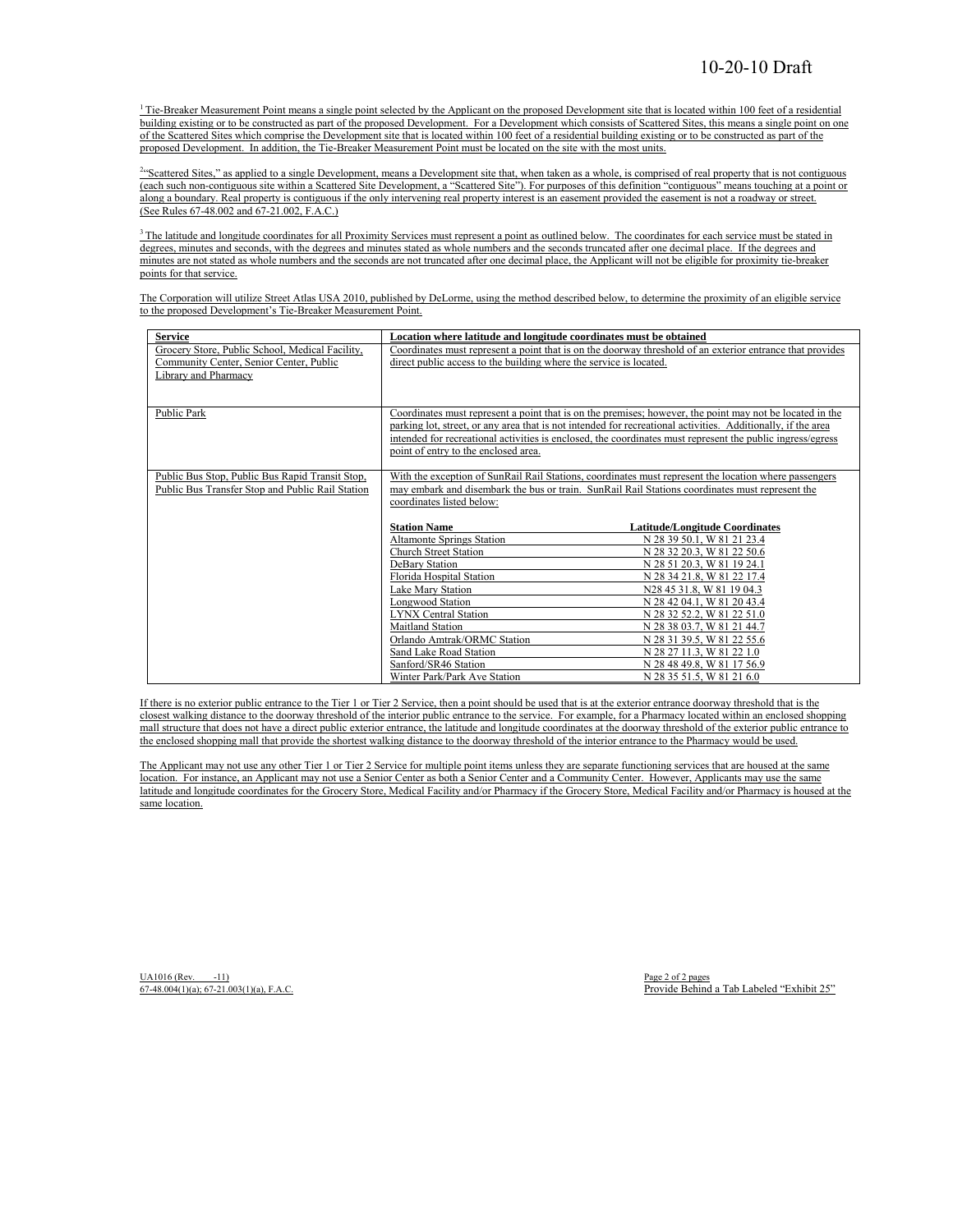[1] Tie-Breaker Measurement Point means a single point selected by the Applicant on the proposed Development site that is located within 100 feet of a residential building existing or to be constructed as part of the proposed Development. For a Development which consists of Scattered Sites, this means a single point on one of the Scattered Sites which comprise the Development site that is located within 100 feet of a residential building existing or to be constructed as part of the proposed Development. In addition, the Tie-Breaker Measurement Point must be located on the site with the most units.

[2] "Scattered Sites," as applied to a single Development, means a Development site that, when taken as a whole, is comprised of real property that is not contiguous (each such non-contiguous site within a Scattered Site Development, a "Scattered Site"). For purposes of this definition "contiguous" means touching at a point or along a boundary. Real property is contiguous if the only intervening real property interest is an easement provided the easement is not a roadway or street. (See Rules 67-48.002 and 67-21.002, F.A.C.)

[3] The latitude and longitude coordinates for all Proximity Services must represent a point as outlined below. The coordinates for each service must be stated in degrees, minutes and seconds, with the degrees and minutes stated as whole numbers and the seconds truncated after one decimal place. If the degrees and minutes are not stated as whole numbers and the seconds are not truncated after one decimal place, the Applicant will not be eligible for proximity tie-breaker points for that service.

The Corporation will utilize Street Atlas USA 2010, published by DeLorme, using the method described below, to determine the proximity of an eligible service to the proposed Development's Tie-Breaker Measurement Point.

| Service | Location where latitude and longitude coordinates must be obtained |
|---|---|
| Grocery Store, Public School, Medical Facility, Community Center, Senior Center, Public Library and Pharmacy | Coordinates must represent a point that is on the doorway threshold of an exterior entrance that provides direct public access to the building where the service is located. |
| Public Park | Coordinates must represent a point that is on the premises; however, the point may not be located in the parking lot, street, or any area that is not intended for recreational activities. Additionally, if the area intended for recreational activities is enclosed, the coordinates must represent the public ingress/egress point of entry to the enclosed area. |
| Public Bus Stop, Public Bus Rapid Transit Stop, Public Bus Transfer Stop and Public Rail Station | With the exception of SunRail Rail Stations, coordinates must represent the location where passengers may embark and disembark the bus or train. SunRail Rail Stations coordinates must represent the coordinates listed below: |

| Station Name | Latitude/Longitude Coordinates |
|---|---|
| Altamonte Springs Station | N 28 39 50.1, W 81 21 23.4 |
| Church Street Station | N 28 32 20.3, W 81 22 50.6 |
| DeBary Station | N 28 51 20.3, W 81 19 24.1 |
| Florida Hospital Station | N 28 34 21.8, W 81 22 17.4 |
| Lake Mary Station | N28 45 31.8, W 81 19 04.3 |
| Longwood Station | N 28 42 04.1, W 81 20 43.4 |
| LYNX Central Station | N 28 32 52.2, W 81 22 51.0 |
| Maitland Station | N 28 38 03.7, W 81 21 44.7 |
| Orlando Amtrak/ORMC Station | N 28 31 39.5, W 81 22 55.6 |
| Sand Lake Road Station | N 28 27 11.3, W 81 22 1.0 |
| Sanford/SR46 Station | N 28 48 49.8, W 81 17 56.9 |
| Winter Park/Park Ave Station | N 28 35 51.5, W 81 21 6.0 |

If there is no exterior public entrance to the Tier 1 or Tier 2 Service, then a point should be used that is at the exterior entrance doorway threshold that is the closest walking distance to the doorway threshold of the interior public entrance to the service. For example, for a Pharmacy located within an enclosed shopping mall structure that does not have a direct public exterior entrance, the latitude and longitude coordinates at the doorway threshold of the exterior public entrance to the enclosed shopping mall that provide the shortest walking distance to the doorway threshold of the interior entrance to the Pharmacy would be used.

The Applicant may not use any other Tier 1 or Tier 2 Service for multiple point items unless they are separate functioning services that are housed at the same location. For instance, an Applicant may not use a Senior Center as both a Senior Center and a Community Center. However, Applicants may use the same latitude and longitude coordinates for the Grocery Store, Medical Facility and/or Pharmacy if the Grocery Store, Medical Facility and/or Pharmacy is housed at the same location.

UA1016 (Rev. -11)
67-48.004(1)(a); 67-21.003(1)(a), F.A.C.

Provide Behind a Tab Labeled "Exhibit 25"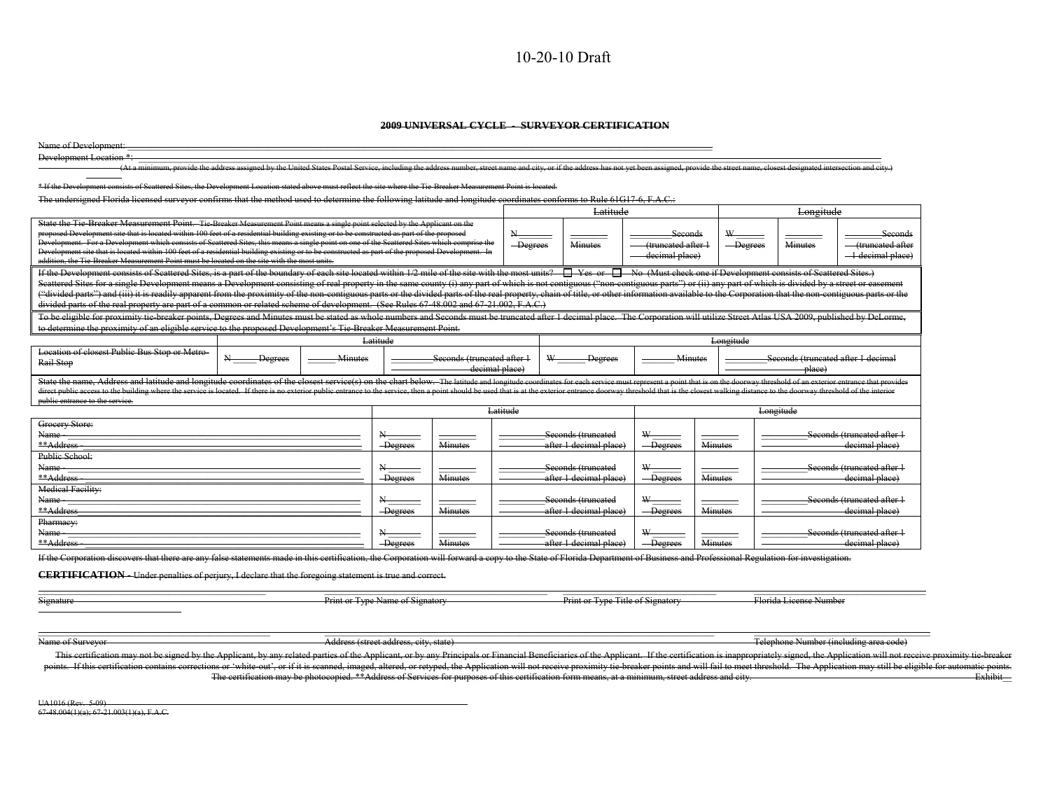10-20-10 Draft

## ~~2009 UNIVERSAL CYCLE - SURVEYOR CERTIFICATION~~

~~Name of Development:~~ ______________________________

~~Development Location \*:~~ ______________________________

~~(At a minimum, provide the address assigned by the United States Postal Service, including the address number, street name and city, or if the address has not yet been assigned, provide the street name, closest designated intersection and city.)~~

~~\* If the Development consists of Scattered Sites, the Development Location stated above must reflect the site where the Tie-Breaker Measurement Point is located.~~

~~The undersigned Florida licensed surveyor confirms that the method used to determine the following latitude and longitude coordinates conforms to Rule 61G17-6, F.A.C.:~~

| | ~~Latitude~~ | | | ~~Longitude~~ | | |
|---|---|---|---|---|---|---|
| ~~State the Tie-Breaker Measurement Point. Tie-Breaker Measurement Point means a single point selected by the Applicant on the proposed Development site that is located within 100 feet of a residential building existing or to be constructed as part of the proposed Development. For a Development which consists of Scattered Sites, this means a single point on one of the Scattered Sites which comprise the Development site that is located within 100 feet of a residential building existing or to be constructed as part of the proposed Development. In addition, the Tie-Breaker Measurement Point must be located on the site with the most units.~~ | ~~N\_\_\_\_ Degrees~~ | ~~\_\_\_\_ Minutes~~ | ~~\_\_\_\_ Seconds (truncated after 1 decimal place)~~ | ~~W\_\_\_\_ Degrees~~ | ~~\_\_\_\_ Minutes~~ | ~~\_\_\_\_ Seconds (truncated after 1 decimal place)~~ |

~~If the Development consists of Scattered Sites, is a part of the boundary of each site located within 1/2 mile of the site with the most units? ☐ Yes or ☐ No (Must check one if Development consists of Scattered Sites.)~~
~~Scattered Sites for a single Development means a Development consisting of real property in the same county (i) any part of which is not contiguous ("non-contiguous parts") or (ii) any part of which is divided by a street or easement ("divided parts") and (iii) it is readily apparent from the proximity of the non-contiguous parts or the divided parts of the real property, chain of title, or other information available to the Corporation that the non-contiguous parts or the divided parts of the real property are part of a common or related scheme of development. (See Rules 67-48.002 and 67-21.002, F.A.C.)~~

~~To be eligible for proximity tie-breaker points, Degrees and Minutes must be stated as whole numbers and Seconds must be truncated after 1 decimal place. The Corporation will utilize Street Atlas USA 2009, published by DeLorme, to determine the proximity of an eligible service to the proposed Development's Tie-Breaker Measurement Point.~~

| | ~~Latitude~~ | | | ~~Longitude~~ | | |
|---|---|---|---|---|---|---|
| ~~Location of closest Public Bus Stop or Metro-Rail Stop~~ | ~~N\_\_\_\_ Degrees~~ | ~~\_\_\_\_ Minutes~~ | ~~\_\_\_\_ Seconds (truncated after 1 decimal place)~~ | ~~W\_\_\_\_ Degrees~~ | ~~\_\_\_\_ Minutes~~ | ~~\_\_\_\_ Seconds (truncated after 1 decimal place)~~ |

~~State the name, Address and latitude and longitude coordinates of the closest service(s) on the chart below. The latitude and longitude coordinates for each service must represent a point that is on the doorway threshold of an exterior entrance that provides direct public access to the building where the service is located. If there is no exterior public entrance to the service, then a point should be used that is at the exterior entrance doorway threshold that is the closest walking distance to the doorway threshold of the interior public entrance to the service.~~

| | ~~Latitude~~ | | | ~~Longitude~~ | | |
|---|---|---|---|---|---|---|
| ~~Grocery Store:~~<br>~~Name -~~<br>~~\*\*Address -~~ | ~~N\_\_\_\_ Degrees~~ | ~~\_\_\_\_ Minutes~~ | ~~\_\_\_\_ Seconds (truncated after 1 decimal place)~~ | ~~W\_\_\_\_ Degrees~~ | ~~\_\_\_\_ Minutes~~ | ~~\_\_\_\_ Seconds (truncated after 1 decimal place)~~ |
| ~~Public School:~~<br>~~Name -~~<br>~~\*\*Address -~~ | ~~N\_\_\_\_ Degrees~~ | ~~\_\_\_\_ Minutes~~ | ~~\_\_\_\_ Seconds (truncated after 1 decimal place)~~ | ~~W\_\_\_\_ Degrees~~ | ~~\_\_\_\_ Minutes~~ | ~~\_\_\_\_ Seconds (truncated after 1 decimal place)~~ |
| ~~Medical Facility:~~<br>~~Name -~~<br>~~\*\*Address~~ | ~~N\_\_\_\_ Degrees~~ | ~~\_\_\_\_ Minutes~~ | ~~\_\_\_\_ Seconds (truncated after 1 decimal place)~~ | ~~W\_\_\_\_ Degrees~~ | ~~\_\_\_\_ Minutes~~ | ~~\_\_\_\_ Seconds (truncated after 1 decimal place)~~ |
| ~~Pharmacy:~~<br>~~Name -~~<br>~~\*\*Address -~~ | ~~N\_\_\_\_ Degrees~~ | ~~\_\_\_\_ Minutes~~ | ~~\_\_\_\_ Seconds (truncated after 1 decimal place)~~ | ~~W\_\_\_\_ Degrees~~ | ~~\_\_\_\_ Minutes~~ | ~~\_\_\_\_ Seconds (truncated after 1 decimal place)~~ |

~~If the Corporation discovers that there are any false statements made in this certification, the Corporation will forward a copy to the State of Florida Department of Business and Professional Regulation for investigation.~~

~~**CERTIFICATION** - Under penalties of perjury, I declare that the foregoing statement is true and correct.~~

| ~~Signature~~ | ~~Print or Type Name of Signatory~~ | ~~Print or Type Title of Signatory~~ | ~~Florida License Number~~ |
|---|---|---|---|

| ~~Name of Surveyor~~ | ~~Address (street address, city, state)~~ | ~~Telephone Number (including area code)~~ |
|---|---|---|

~~This certification may not be signed by the Applicant, by any related parties of the Applicant, or by any Principals or Financial Beneficiaries of the Applicant. If the certification is inappropriately signed, the Application will not receive proximity tie-breaker points. If this certification contains corrections or 'white-out', or if it is scanned, imaged, altered, or retyped, the Application will not receive proximity tie-breaker points and will fail to meet threshold. The Application may still be eligible for automatic points. The certification may be photocopied. \*\*Address of Services for purposes of this certification form means, at a minimum, street address and city.~~ ~~Exhibit\_\_~~

~~UA1016 (Rev. 5-09)~~
~~67-48.004(1)(a); 67-21.003(1)(a), F.A.C.~~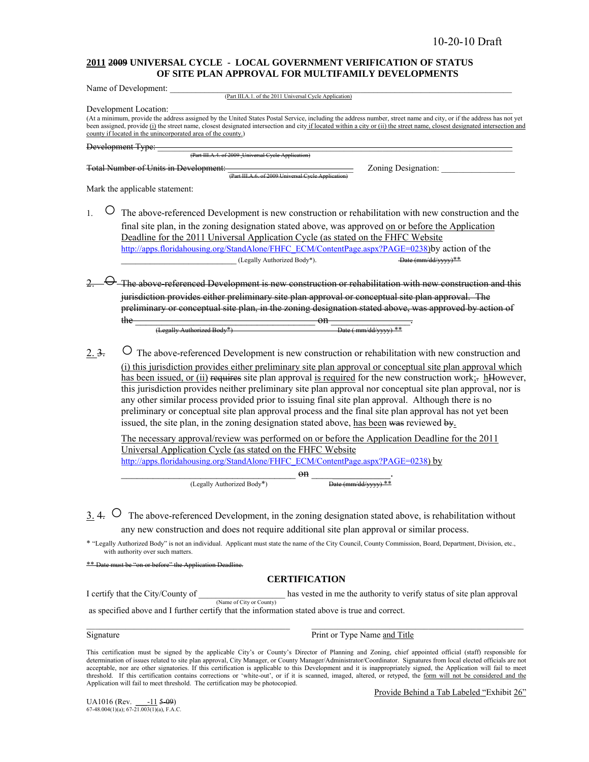10-20-10 Draft

## 2011 ~~2009~~ UNIVERSAL CYCLE - LOCAL GOVERNMENT VERIFICATION OF STATUS OF SITE PLAN APPROVAL FOR MULTIFAMILY DEVELOPMENTS

Name of Development: ________________________________________________
(Part III.A.1. of the 2011 Universal Cycle Application)

Development Location: ________________________________________________
(At a minimum, provide the address assigned by the United States Postal Service, including the address number, street name and city, or if the address has not yet been assigned, provide (i) the street name, closest designated intersection and city if located within a city or (ii) the street name, closest designated intersection and county if located in the unincorporated area of the county.)

~~Development Type: ________________________________________________~~
~~(Part III.A.4. of 2009 Universal Cycle Application)~~

~~Total Number of Units in Development: ____________________~~ Zoning Designation: ________________
~~(Part III.A.6. of 2009 Universal Cycle Application)~~

Mark the applicable statement:

1. ○ The above-referenced Development is new construction or rehabilitation with new construction and the final site plan, in the zoning designation stated above, was approved on or before the Application Deadline for the 2011 Universal Application Cycle (as stated on the FHFC Website http://apps.floridahousing.org/StandAlone/FHFC_ECM/ContentPage.aspx?PAGE=0238)by action of the ____________________________ (Legally Authorized Body*). ~~Date (mm/dd/yyyy)**~~

~~2. ○ The above-referenced Development is new construction or rehabilitation with new construction and this jurisdiction provides either preliminary site plan approval or conceptual site plan approval. The preliminary or conceptual site plan, in the zoning designation stated above, was approved by action of the ________________________ (Legally Authorized Body*) on ______________ Date (mm/dd/yyyy) **.~~

2. ~~3.~~ ○ The above-referenced Development is new construction or rehabilitation with new construction and (i) this jurisdiction provides either preliminary site plan approval or conceptual site plan approval which has been issued, or (ii) ~~requires~~ site plan approval is required for the new construction work;~~.~~ h~~H~~owever, this jurisdiction provides neither preliminary site plan approval nor conceptual site plan approval, nor is any other similar process provided prior to issuing final site plan approval. Although there is no preliminary or conceptual site plan approval process and the final site plan approval has not yet been issued, the site plan, in the zoning designation stated above, has been ~~was~~ reviewed ~~by~~.

The necessary approval/review was performed on or before the Application Deadline for the 2011 Universal Application Cycle (as stated on the FHFC Website http://apps.floridahousing.org/StandAlone/FHFC_ECM/ContentPage.aspx?PAGE=0238) by

________________________________ (Legally Authorized Body*) ~~on~~ ______________. ~~Date (mm/dd/yyyy) **~~

3. ~~4.~~ ○ The above-referenced Development, in the zoning designation stated above, is rehabilitation without any new construction and does not require additional site plan approval or similar process.

\* "Legally Authorized Body" is not an individual. Applicant must state the name of the City Council, County Commission, Board, Department, Division, etc., with authority over such matters.

~~** Date must be "on or before" the Application Deadline.~~

### CERTIFICATION

I certify that the City/County of ____________________ (Name of City or County) has vested in me the authority to verify status of site plan approval as specified above and I further certify that the information stated above is true and correct.

________________________________ ________________________________
Signature Print or Type Name and Title

This certification must be signed by the applicable City's or County's Director of Planning and Zoning, chief appointed official (staff) responsible for determination of issues related to site plan approval, City Manager, or County Manager/Administrator/Coordinator. Signatures from local elected officials are not acceptable, nor are other signatories. If this certification is applicable to this Development and it is inappropriately signed, the Application will fail to meet threshold. If this certification contains corrections or 'white-out', or if it is scanned, imaged, altered, or retyped, the form will not be considered and the Application will fail to meet threshold. The certification may be photocopied.

Provide Behind a Tab Labeled "Exhibit 26"

UA1016 (Rev. ___-11 ~~5-09~~)
67-48.004(1)(a); 67-21.003(1)(a), F.A.C.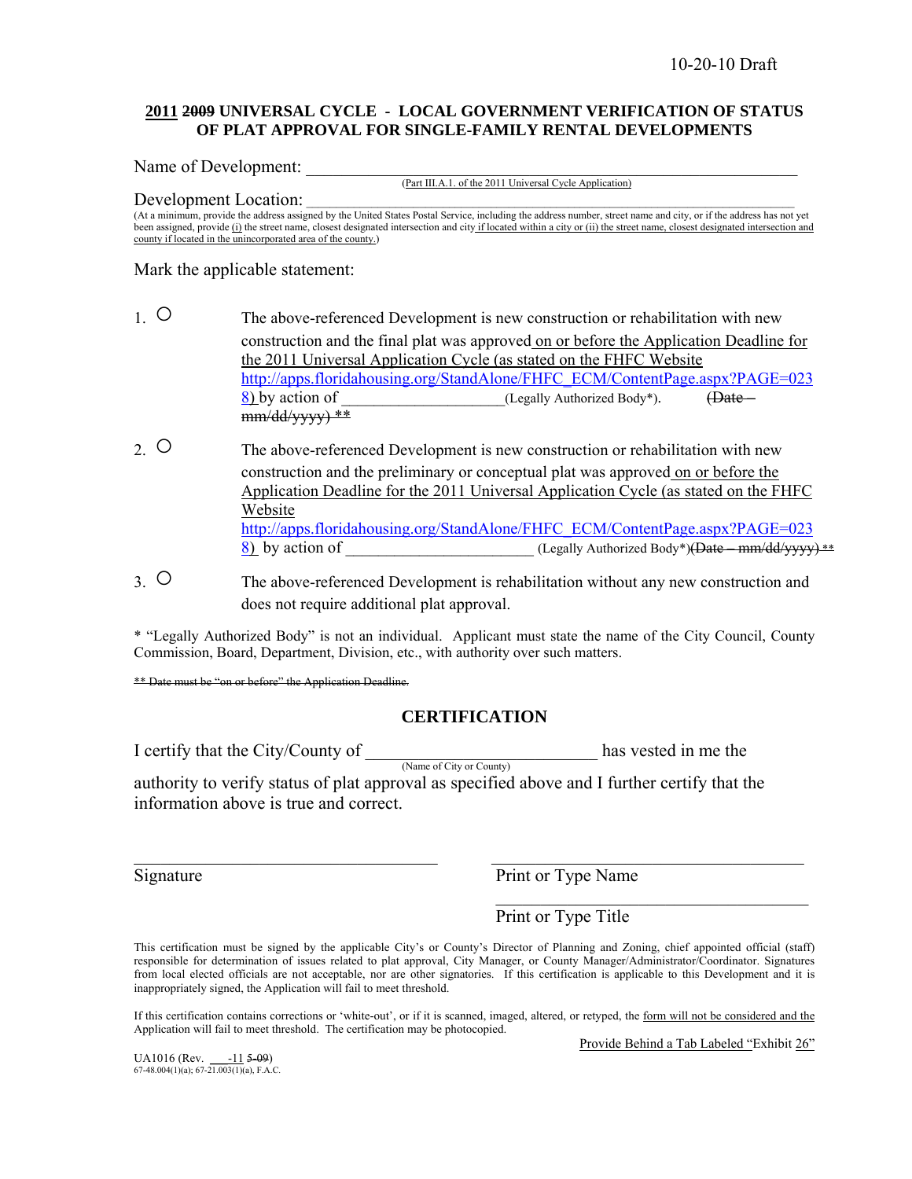10-20-10 Draft

## 2011 ~~2009~~ UNIVERSAL CYCLE - LOCAL GOVERNMENT VERIFICATION OF STATUS OF PLAT APPROVAL FOR SINGLE-FAMILY RENTAL DEVELOPMENTS

Name of Development: ______________________________________________
(Part III.A.1. of the 2011 Universal Cycle Application)

Development Location: ______________________________________________
(At a minimum, provide the address assigned by the United States Postal Service, including the address number, street name and city, or if the address has not yet been assigned, provide (i) the street name, closest designated intersection and city if located within a city or (ii) the street name, closest designated intersection and county if located in the unincorporated area of the county.)

Mark the applicable statement:

1. ○ The above-referenced Development is new construction or rehabilitation with new construction and the final plat was approved on or before the Application Deadline for the 2011 Universal Application Cycle (as stated on the FHFC Website http://apps.floridahousing.org/StandAlone/FHFC_ECM/ContentPage.aspx?PAGE=0238) by action of ____________________(Legally Authorized Body*). ~~(Date – mm/dd/yyyy) **~~

2. ○ The above-referenced Development is new construction or rehabilitation with new construction and the preliminary or conceptual plat was approved on or before the Application Deadline for the 2011 Universal Application Cycle (as stated on the FHFC Website http://apps.floridahousing.org/StandAlone/FHFC_ECM/ContentPage.aspx?PAGE=0238) by action of ______________________ (Legally Authorized Body*)~~(Date – mm/dd/yyyy) **~~

3. ○ The above-referenced Development is rehabilitation without any new construction and does not require additional plat approval.

* "Legally Authorized Body" is not an individual. Applicant must state the name of the City Council, County Commission, Board, Department, Division, etc., with authority over such matters.

~~** Date must be "on or before" the Application Deadline.~~

## CERTIFICATION

I certify that the City/County of __________________________ has vested in me the
(Name of City or County)

authority to verify status of plat approval as specified above and I further certify that the information above is true and correct.

| | |
|---|---|
| ______________________________ | ______________________________ |
| Signature | Print or Type Name |
| | ______________________________ |
| | Print or Type Title |

This certification must be signed by the applicable City's or County's Director of Planning and Zoning, chief appointed official (staff) responsible for determination of issues related to plat approval, City Manager, or County Manager/Administrator/Coordinator. Signatures from local elected officials are not acceptable, nor are other signatories. If this certification is applicable to this Development and it is inappropriately signed, the Application will fail to meet threshold.

If this certification contains corrections or 'white-out', or if it is scanned, imaged, altered, or retyped, the form will not be considered and the Application will fail to meet threshold. The certification may be photocopied.

Provide Behind a Tab Labeled "Exhibit 26"

UA1016 (Rev. ___-11 ~~5-09~~)
67-48.004(1)(a); 67-21.003(1)(a), F.A.C.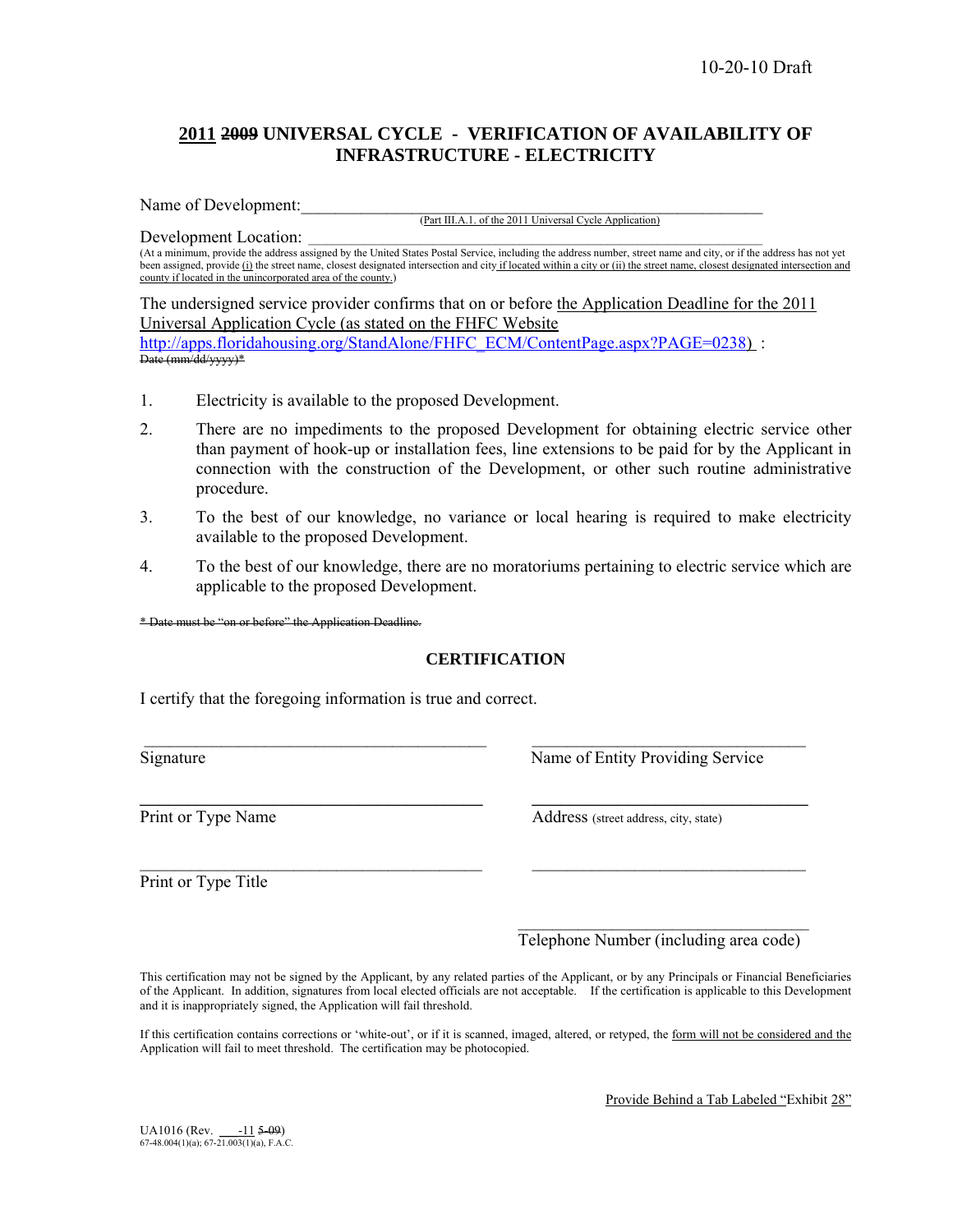# 2011 ~~2009~~ UNIVERSAL CYCLE - VERIFICATION OF AVAILABILITY OF INFRASTRUCTURE - ELECTRICITY

Name of Development:\_\_\_\_\_\_\_\_\_\_\_\_\_\_\_\_\_\_\_\_\_\_\_\_\_\_\_\_\_\_\_\_\_\_\_\_\_\_\_\_\_\_\_\_\_\_\_\_\_\_\_\_\_\_\_\_

(Part III.A.1. of the 2011 Universal Cycle Application)

Development Location: \_\_\_\_\_\_\_\_\_\_\_\_\_\_\_\_\_\_\_\_\_\_\_\_\_\_\_\_\_\_\_\_\_\_\_\_\_\_\_\_\_\_\_\_\_\_\_\_\_\_\_\_\_\_\_\_

(At a minimum, provide the address assigned by the United States Postal Service, including the address number, street name and city, or if the address has not yet been assigned, provide (i) the street name, closest designated intersection and city if located within a city or (ii) the street name, closest designated intersection and county if located in the unincorporated area of the county.)

The undersigned service provider confirms that on or before the Application Deadline for the 2011 Universal Application Cycle (as stated on the FHFC Website http://apps.floridahousing.org/StandAlone/FHFC_ECM/ContentPage.aspx?PAGE=0238) :
~~Date (mm/dd/yyyy)*~~

1. Electricity is available to the proposed Development.
2. There are no impediments to the proposed Development for obtaining electric service other than payment of hook-up or installation fees, line extensions to be paid for by the Applicant in connection with the construction of the Development, or other such routine administrative procedure.
3. To the best of our knowledge, no variance or local hearing is required to make electricity available to the proposed Development.
4. To the best of our knowledge, there are no moratoriums pertaining to electric service which are applicable to the proposed Development.

~~* Date must be "on or before" the Application Deadline.~~

## CERTIFICATION

I certify that the foregoing information is true and correct.

| | |
|---|---|
| \_\_\_\_\_\_\_\_\_\_\_\_\_\_\_\_\_\_\_\_\_\_\_\_\_\_\_\_\_\_ | \_\_\_\_\_\_\_\_\_\_\_\_\_\_\_\_\_\_\_\_\_\_\_\_\_\_\_\_\_\_ |
| Signature | Name of Entity Providing Service |
| \_\_\_\_\_\_\_\_\_\_\_\_\_\_\_\_\_\_\_\_\_\_\_\_\_\_\_\_\_\_ | \_\_\_\_\_\_\_\_\_\_\_\_\_\_\_\_\_\_\_\_\_\_\_\_\_\_\_\_\_\_ |
| Print or Type Name | Address (street address, city, state) |
| \_\_\_\_\_\_\_\_\_\_\_\_\_\_\_\_\_\_\_\_\_\_\_\_\_\_\_\_\_\_ | \_\_\_\_\_\_\_\_\_\_\_\_\_\_\_\_\_\_\_\_\_\_\_\_\_\_\_\_\_\_ |
| Print or Type Title | |
| | \_\_\_\_\_\_\_\_\_\_\_\_\_\_\_\_\_\_\_\_\_\_\_\_\_\_\_\_\_\_ |
| | Telephone Number (including area code) |

This certification may not be signed by the Applicant, by any related parties of the Applicant, or by any Principals or Financial Beneficiaries of the Applicant. In addition, signatures from local elected officials are not acceptable. If the certification is applicable to this Development and it is inappropriately signed, the Application will fail threshold.

If this certification contains corrections or 'white-out', or if it is scanned, imaged, altered, or retyped, the form will not be considered and the Application will fail to meet threshold. The certification may be photocopied.

Provide Behind a Tab Labeled "Exhibit 28"

UA1016 (Rev. \_\_\_-11 ~~5-09~~)
67-48.004(1)(a); 67-21.003(1)(a), F.A.C.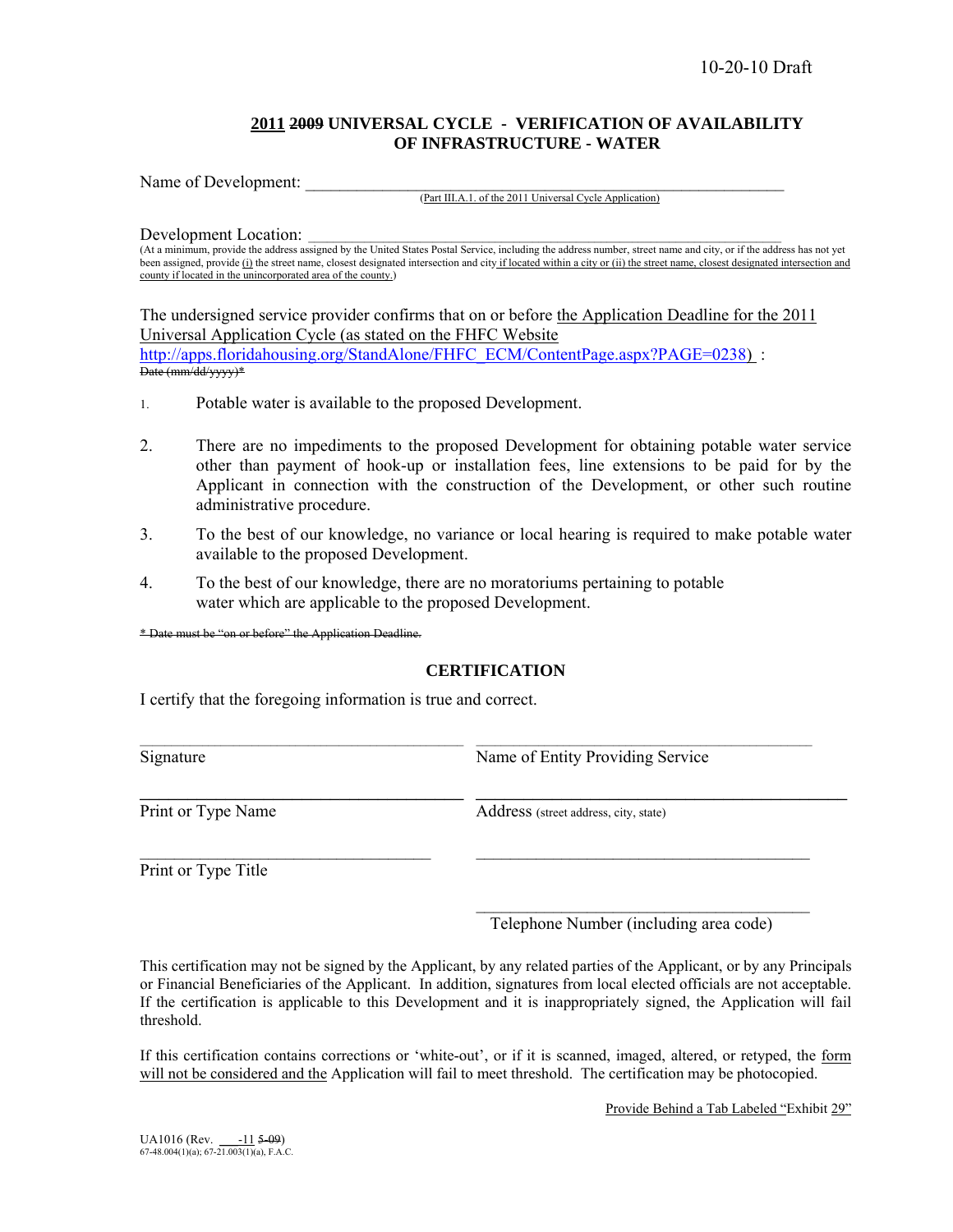10-20-10 Draft

## 2011 ~~2009~~ UNIVERSAL CYCLE - VERIFICATION OF AVAILABILITY OF INFRASTRUCTURE - WATER

Name of Development: ____________________________________________________________
(Part III.A.1. of the 2011 Universal Cycle Application)

Development Location: ____________________________________________________________
(At a minimum, provide the address assigned by the United States Postal Service, including the address number, street name and city, or if the address has not yet been assigned, provide (i) the street name, closest designated intersection and city if located within a city or (ii) the street name, closest designated intersection and county if located in the unincorporated area of the county.)

The undersigned service provider confirms that on or before the Application Deadline for the 2011 Universal Application Cycle (as stated on the FHFC Website http://apps.floridahousing.org/StandAlone/FHFC_ECM/ContentPage.aspx?PAGE=0238) :
~~Date (mm/dd/yyyy)*~~

1. Potable water is available to the proposed Development.

2. There are no impediments to the proposed Development for obtaining potable water service other than payment of hook-up or installation fees, line extensions to be paid for by the Applicant in connection with the construction of the Development, or other such routine administrative procedure.

3. To the best of our knowledge, no variance or local hearing is required to make potable water available to the proposed Development.

4. To the best of our knowledge, there are no moratoriums pertaining to potable water which are applicable to the proposed Development.

~~* Date must be "on or before" the Application Deadline.~~

### CERTIFICATION

I certify that the foregoing information is true and correct.

| | |
|---|---|
| ______________________________ | ______________________________ |
| Signature | Name of Entity Providing Service |
| ______________________________ | ______________________________ |
| Print or Type Name | Address (street address, city, state) |
| ______________________________ | ______________________________ |
| Print or Type Title | |
| | ______________________________ |
| | Telephone Number (including area code) |

This certification may not be signed by the Applicant, by any related parties of the Applicant, or by any Principals or Financial Beneficiaries of the Applicant. In addition, signatures from local elected officials are not acceptable. If the certification is applicable to this Development and it is inappropriately signed, the Application will fail threshold.

If this certification contains corrections or 'white-out', or if it is scanned, imaged, altered, or retyped, the form will not be considered and the Application will fail to meet threshold. The certification may be photocopied.

Provide Behind a Tab Labeled "Exhibit 29"

UA1016 (Rev. ___-11 ~~5-09~~)
67-48.004(1)(a); 67-21.003(1)(a), F.A.C.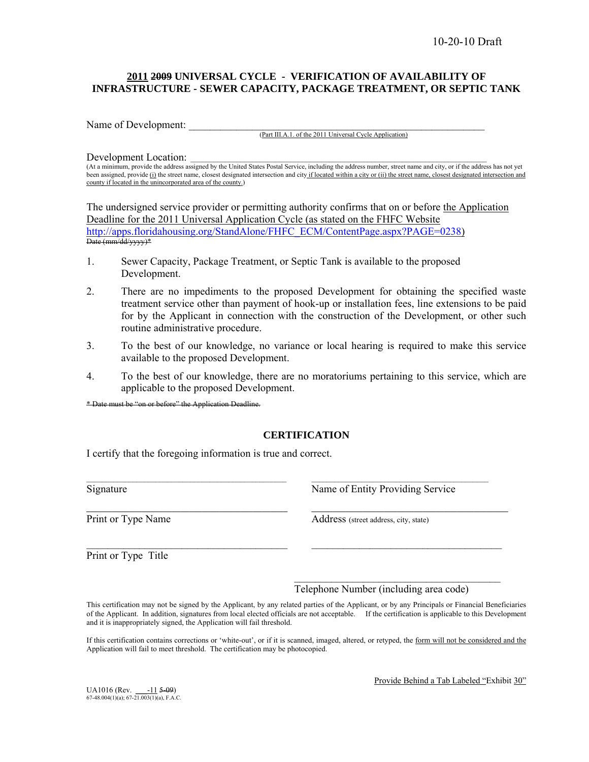10-20-10 Draft

**2011 ~~2009~~ UNIVERSAL CYCLE - VERIFICATION OF AVAILABILITY OF INFRASTRUCTURE - SEWER CAPACITY, PACKAGE TREATMENT, OR SEPTIC TANK**

Name of Development: \_\_\_\_\_\_\_\_\_\_\_\_\_\_\_\_\_\_\_\_\_\_\_\_\_\_\_\_\_\_\_\_\_\_\_\_\_\_\_\_\_\_\_\_\_\_\_\_\_\_\_\_\_\_\_\_\_\_
(Part III.A.1. of the 2011 Universal Cycle Application)

Development Location: \_\_\_\_\_\_\_\_\_\_\_\_\_\_\_\_\_\_\_\_\_\_\_\_\_\_\_\_\_\_\_\_\_\_\_\_\_\_\_\_\_\_\_\_\_\_\_\_\_\_\_\_\_\_\_\_\_\_
(At a minimum, provide the address assigned by the United States Postal Service, including the address number, street name and city, or if the address has not yet been assigned, provide (i) the street name, closest designated intersection and city if located within a city or (ii) the street name, closest designated intersection and county if located in the unincorporated area of the county.)

The undersigned service provider or permitting authority confirms that on or before the Application Deadline for the 2011 Universal Application Cycle (as stated on the FHFC Website http://apps.floridahousing.org/StandAlone/FHFC_ECM/ContentPage.aspx?PAGE=0238)
~~Date (mm/dd/yyyy)*~~

1. Sewer Capacity, Package Treatment, or Septic Tank is available to the proposed Development.
2. There are no impediments to the proposed Development for obtaining the specified waste treatment service other than payment of hook-up or installation fees, line extensions to be paid for by the Applicant in connection with the construction of the Development, or other such routine administrative procedure.
3. To the best of our knowledge, no variance or local hearing is required to make this service available to the proposed Development.
4. To the best of our knowledge, there are no moratoriums pertaining to this service, which are applicable to the proposed Development.

~~* Date must be "on or before" the Application Deadline.~~

**CERTIFICATION**

I certify that the foregoing information is true and correct.

| | |
|---|---|
| \_\_\_\_\_\_\_\_\_\_\_\_\_\_\_\_\_\_\_\_\_\_\_\_\_\_\_\_\_\_ | \_\_\_\_\_\_\_\_\_\_\_\_\_\_\_\_\_\_\_\_\_\_\_\_\_\_\_\_\_\_ |
| Signature | Name of Entity Providing Service |
| \_\_\_\_\_\_\_\_\_\_\_\_\_\_\_\_\_\_\_\_\_\_\_\_\_\_\_\_\_\_ | \_\_\_\_\_\_\_\_\_\_\_\_\_\_\_\_\_\_\_\_\_\_\_\_\_\_\_\_\_\_ |
| Print or Type Name | Address (street address, city, state) |
| \_\_\_\_\_\_\_\_\_\_\_\_\_\_\_\_\_\_\_\_\_\_\_\_\_\_\_\_\_\_ | \_\_\_\_\_\_\_\_\_\_\_\_\_\_\_\_\_\_\_\_\_\_\_\_\_\_\_\_\_\_ |
| Print or Type Title | |
| | \_\_\_\_\_\_\_\_\_\_\_\_\_\_\_\_\_\_\_\_\_\_\_\_\_\_\_\_\_\_ |
| | Telephone Number (including area code) |

This certification may not be signed by the Applicant, by any related parties of the Applicant, or by any Principals or Financial Beneficiaries of the Applicant. In addition, signatures from local elected officials are not acceptable. If the certification is applicable to this Development and it is inappropriately signed, the Application will fail threshold.

If this certification contains corrections or 'white-out', or if it is scanned, imaged, altered, or retyped, the form will not be considered and the Application will fail to meet threshold. The certification may be photocopied.

Provide Behind a Tab Labeled "Exhibit 30"

UA1016 (Rev. \_\_\_-11 ~~5-09~~)
67-48.004(1)(a); 67-21.003(1)(a), F.A.C.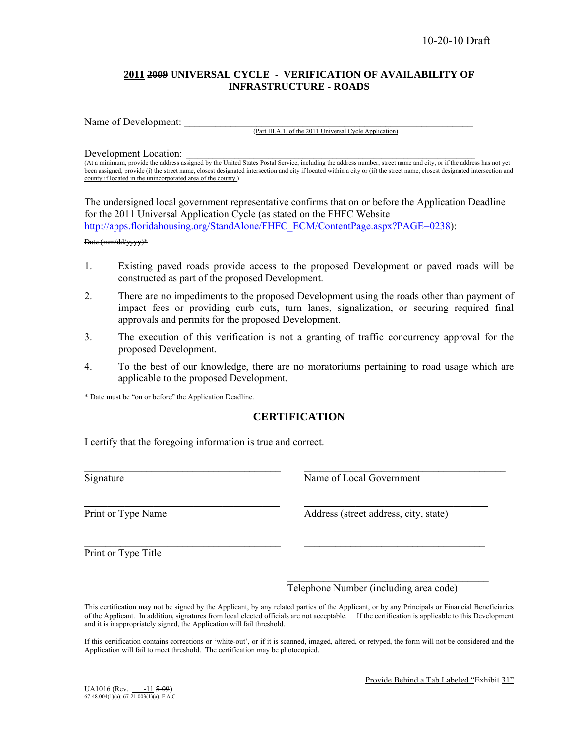10-20-10 Draft

## 2011 ~~2009~~ UNIVERSAL CYCLE - VERIFICATION OF AVAILABILITY OF INFRASTRUCTURE - ROADS

Name of Development: ___________________________________________________________
(Part III.A.1. of the 2011 Universal Cycle Application)

Development Location: ___________________________________________________________
(At a minimum, provide the address assigned by the United States Postal Service, including the address number, street name and city, or if the address has not yet been assigned, provide (i) the street name, closest designated intersection and city if located within a city or (ii) the street name, closest designated intersection and county if located in the unincorporated area of the county.)

The undersigned local government representative confirms that on or before the Application Deadline for the 2011 Universal Application Cycle (as stated on the FHFC Website http://apps.floridahousing.org/StandAlone/FHFC_ECM/ContentPage.aspx?PAGE=0238):

~~Date (mm/dd/yyyy)*~~

1. Existing paved roads provide access to the proposed Development or paved roads will be constructed as part of the proposed Development.
2. There are no impediments to the proposed Development using the roads other than payment of impact fees or providing curb cuts, turn lanes, signalization, or securing required final approvals and permits for the proposed Development.
3. The execution of this verification is not a granting of traffic concurrency approval for the proposed Development.
4. To the best of our knowledge, there are no moratoriums pertaining to road usage which are applicable to the proposed Development.

~~* Date must be "on or before" the Application Deadline.~~

## CERTIFICATION

I certify that the foregoing information is true and correct.

| | |
|---|---|
| ______________________________ | ______________________________ |
| Signature | Name of Local Government |
| ______________________________ | ______________________________ |
| Print or Type Name | Address (street address, city, state) |
| ______________________________ | ______________________________ |
| Print or Type Title | |
| | ______________________________ |
| | Telephone Number (including area code) |

This certification may not be signed by the Applicant, by any related parties of the Applicant, or by any Principals or Financial Beneficiaries of the Applicant. In addition, signatures from local elected officials are not acceptable. If the certification is applicable to this Development and it is inappropriately signed, the Application will fail threshold.

If this certification contains corrections or 'white-out', or if it is scanned, imaged, altered, or retyped, the form will not be considered and the Application will fail to meet threshold. The certification may be photocopied.

Provide Behind a Tab Labeled "Exhibit 31"

UA1016 (Rev. ___-11 ~~5-09~~)
67-48.004(1)(a); 67-21.003(1)(a), F.A.C.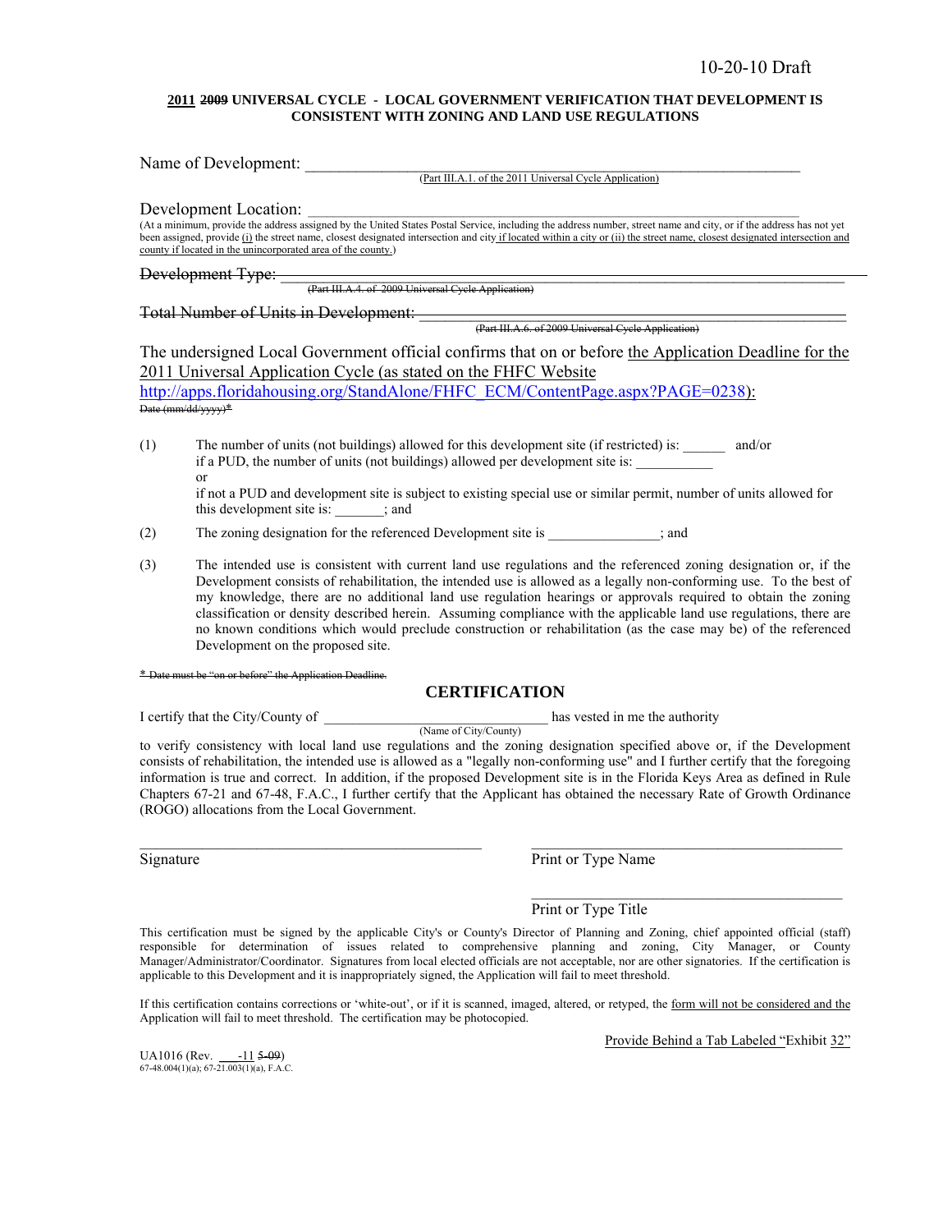10-20-10 Draft

**2011 ~~2009~~ UNIVERSAL CYCLE - LOCAL GOVERNMENT VERIFICATION THAT DEVELOPMENT IS CONSISTENT WITH ZONING AND LAND USE REGULATIONS**

Name of Development: ________________________________________________________
(Part III.A.1. of the 2011 Universal Cycle Application)

Development Location: ________________________________________________________
(At a minimum, provide the address assigned by the United States Postal Service, including the address number, street name and city, or if the address has not yet been assigned, provide (i) the street name, closest designated intersection and city if located within a city or (ii) the street name, closest designated intersection and county if located in the unincorporated area of the county.)

~~Development Type: ________________________________________________________~~
~~(Part III.A.4. of 2009 Universal Cycle Application)~~

~~Total Number of Units in Development: ______________________________________~~
~~(Part III.A.6. of 2009 Universal Cycle Application)~~

The undersigned Local Government official confirms that on or before the Application Deadline for the 2011 Universal Application Cycle (as stated on the FHFC Website http://apps.floridahousing.org/StandAlone/FHFC_ECM/ContentPage.aspx?PAGE=0238):
~~Date (mm/dd/yyyy)*~~

(1) The number of units (not buildings) allowed for this development site (if restricted) is: ______ and/or if a PUD, the number of units (not buildings) allowed per development site is: ___________
or
if not a PUD and development site is subject to existing special use or similar permit, number of units allowed for this development site is: _______; and

(2) The zoning designation for the referenced Development site is _______________; and

(3) The intended use is consistent with current land use regulations and the referenced zoning designation or, if the Development consists of rehabilitation, the intended use is allowed as a legally non-conforming use. To the best of my knowledge, there are no additional land use regulation hearings or approvals required to obtain the zoning classification or density described herein. Assuming compliance with the applicable land use regulations, there are no known conditions which would preclude construction or rehabilitation (as the case may be) of the referenced Development on the proposed site.

~~* Date must be "on or before" the Application Deadline.~~

## CERTIFICATION

I certify that the City/County of ______________________________ has vested in me the authority
(Name of City/County)

to verify consistency with local land use regulations and the zoning designation specified above or, if the Development consists of rehabilitation, the intended use is allowed as a "legally non-conforming use" and I further certify that the foregoing information is true and correct. In addition, if the proposed Development site is in the Florida Keys Area as defined in Rule Chapters 67-21 and 67-48, F.A.C., I further certify that the Applicant has obtained the necessary Rate of Growth Ordinance (ROGO) allocations from the Local Government.

_______________________________________ _______________________________________
Signature Print or Type Name

_______________________________________
Print or Type Title

This certification must be signed by the applicable City's or County's Director of Planning and Zoning, chief appointed official (staff) responsible for determination of issues related to comprehensive planning and zoning, City Manager, or County Manager/Administrator/Coordinator. Signatures from local elected officials are not acceptable, nor are other signatories. If the certification is applicable to this Development and it is inappropriately signed, the Application will fail to meet threshold.

If this certification contains corrections or 'white-out', or if it is scanned, imaged, altered, or retyped, the form will not be considered and the Application will fail to meet threshold. The certification may be photocopied.

Provide Behind a Tab Labeled "Exhibit 32"

UA1016 (Rev. ___-11 ~~5-09~~)
67-48.004(1)(a); 67-21.003(1)(a), F.A.C.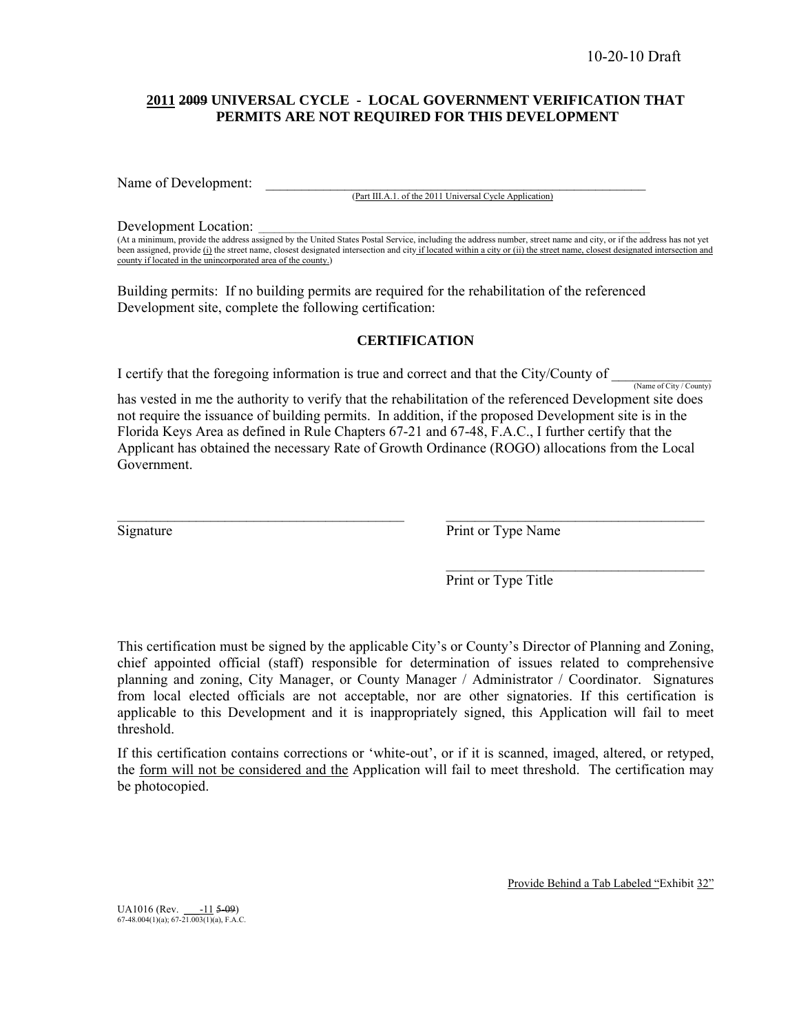10-20-10 Draft

## 2011 ~~2009~~ UNIVERSAL CYCLE - LOCAL GOVERNMENT VERIFICATION THAT PERMITS ARE NOT REQUIRED FOR THIS DEVELOPMENT

Name of Development: \_\_\_\_\_\_\_\_\_\_\_\_\_\_\_\_\_\_\_\_\_\_\_\_\_\_\_\_\_\_\_\_\_\_\_\_\_\_\_\_\_\_\_\_\_\_\_\_\_\_\_\_\_\_\_\_
(Part III.A.1. of the 2011 Universal Cycle Application)

Development Location: \_\_\_\_\_\_\_\_\_\_\_\_\_\_\_\_\_\_\_\_\_\_\_\_\_\_\_\_\_\_\_\_\_\_\_\_\_\_\_\_\_\_\_\_\_\_\_\_\_\_\_\_\_\_\_\_
(At a minimum, provide the address assigned by the United States Postal Service, including the address number, street name and city, or if the address has not yet been assigned, provide (i) the street name, closest designated intersection and city if located within a city or (ii) the street name, closest designated intersection and county if located in the unincorporated area of the county.)

Building permits: If no building permits are required for the rehabilitation of the referenced Development site, complete the following certification:

### CERTIFICATION

I certify that the foregoing information is true and correct and that the City/County of \_\_\_\_\_\_\_\_\_\_\_\_\_\_ (Name of City / County) has vested in me the authority to verify that the rehabilitation of the referenced Development site does not require the issuance of building permits. In addition, if the proposed Development site is in the Florida Keys Area as defined in Rule Chapters 67-21 and 67-48, F.A.C., I further certify that the Applicant has obtained the necessary Rate of Growth Ordinance (ROGO) allocations from the Local Government.

\_\_\_\_\_\_\_\_\_\_\_\_\_\_\_\_\_\_\_\_\_\_\_\_\_\_\_\_\_\_\_\_\_\_\_\_\_\_\_\_\_\_
Signature

\_\_\_\_\_\_\_\_\_\_\_\_\_\_\_\_\_\_\_\_\_\_\_\_\_\_\_\_\_\_\_\_\_\_\_\_\_\_
Print or Type Name

\_\_\_\_\_\_\_\_\_\_\_\_\_\_\_\_\_\_\_\_\_\_\_\_\_\_\_\_\_\_\_\_\_\_\_\_\_\_
Print or Type Title

This certification must be signed by the applicable City's or County's Director of Planning and Zoning, chief appointed official (staff) responsible for determination of issues related to comprehensive planning and zoning, City Manager, or County Manager / Administrator / Coordinator. Signatures from local elected officials are not acceptable, nor are other signatories. If this certification is applicable to this Development and it is inappropriately signed, this Application will fail to meet threshold.

If this certification contains corrections or 'white-out', or if it is scanned, imaged, altered, or retyped, the form will not be considered and the Application will fail to meet threshold. The certification may be photocopied.

Provide Behind a Tab Labeled "Exhibit 32"

UA1016 (Rev. \_\_\_-11 ~~5-09~~)
67-48.004(1)(a); 67-21.003(1)(a), F.A.C.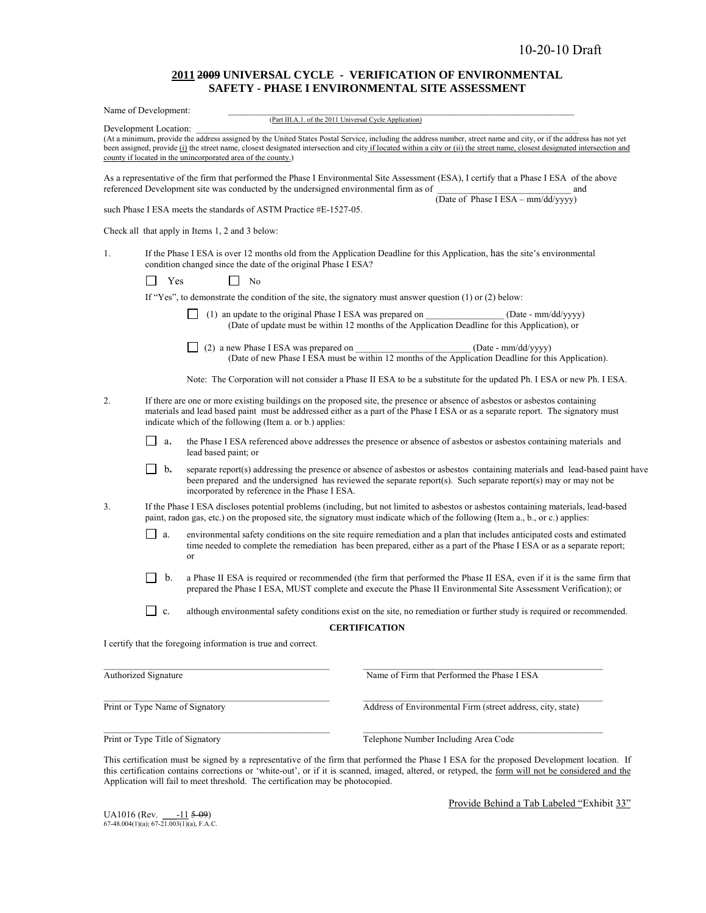10-20-10 Draft

# 2011 ~~2009~~ UNIVERSAL CYCLE - VERIFICATION OF ENVIRONMENTAL SAFETY - PHASE I ENVIRONMENTAL SITE ASSESSMENT

Name of Development: \_\_\_\_\_\_\_\_\_\_\_\_\_\_\_\_\_\_\_\_\_\_\_\_\_\_\_\_\_\_\_\_\_\_\_\_\_\_\_\_\_\_\_\_\_\_\_\_\_\_\_\_\_\_\_\_\_\_\_\_\_\_\_\_\_\_\_\_\_\_
(Part III.A.1. of the 2011 Universal Cycle Application)

Development Location: \_\_\_\_\_\_\_\_\_\_\_\_\_\_\_\_\_\_\_\_\_\_\_\_\_\_\_\_\_\_\_\_\_\_\_\_\_\_\_\_\_\_\_\_\_\_\_\_\_\_\_\_\_\_\_\_\_\_\_\_\_\_\_\_\_\_\_\_\_\_\_\_\_\_
(At a minimum, provide the address assigned by the United States Postal Service, including the address number, street name and city, or if the address has not yet been assigned, provide (i) the street name, closest designated intersection and city if located within a city or (ii) the street name, closest designated intersection and county if located in the unincorporated area of the county.)

As a representative of the firm that performed the Phase I Environmental Site Assessment (ESA), I certify that a Phase I ESA of the above referenced Development site was conducted by the undersigned environmental firm as of \_\_\_\_\_\_\_\_\_\_\_\_\_\_\_\_\_\_\_\_\_\_\_\_\_\_\_\_ and
(Date of Phase I ESA – mm/dd/yyyy)
such Phase I ESA meets the standards of ASTM Practice #E-1527-05.

Check all that apply in Items 1, 2 and 3 below:

1. If the Phase I ESA is over 12 months old from the Application Deadline for this Application, has the site's environmental condition changed since the date of the original Phase I ESA?

   ☐ Yes ☐ No

   If "Yes", to demonstrate the condition of the site, the signatory must answer question (1) or (2) below:

   ☐ (1) an update to the original Phase I ESA was prepared on \_\_\_\_\_\_\_\_\_\_\_\_\_\_\_\_ (Date - mm/dd/yyyy)
   (Date of update must be within 12 months of the Application Deadline for this Application), or

   ☐ (2) a new Phase I ESA was prepared on \_\_\_\_\_\_\_\_\_\_\_\_\_\_\_\_\_\_\_\_\_\_\_\_ (Date - mm/dd/yyyy)
   (Date of new Phase I ESA must be within 12 months of the Application Deadline for this Application).

   Note: The Corporation will not consider a Phase II ESA to be a substitute for the updated Ph. I ESA or new Ph. I ESA.

2. If there are one or more existing buildings on the proposed site, the presence or absence of asbestos or asbestos containing materials and lead based paint must be addressed either as a part of the Phase I ESA or as a separate report. The signatory must indicate which of the following (Item a. or b.) applies:

   ☐ a. the Phase I ESA referenced above addresses the presence or absence of asbestos or asbestos containing materials and lead based paint; or

   ☐ b. separate report(s) addressing the presence or absence of asbestos or asbestos containing materials and lead-based paint have been prepared and the undersigned has reviewed the separate report(s). Such separate report(s) may or may not be incorporated by reference in the Phase I ESA.

3. If the Phase I ESA discloses potential problems (including, but not limited to asbestos or asbestos containing materials, lead-based paint, radon gas, etc.) on the proposed site, the signatory must indicate which of the following (Item a., b., or c.) applies:

   ☐ a. environmental safety conditions on the site require remediation and a plan that includes anticipated costs and estimated time needed to complete the remediation has been prepared, either as a part of the Phase I ESA or as a separate report; or

   ☐ b. a Phase II ESA is required or recommended (the firm that performed the Phase II ESA, even if it is the same firm that prepared the Phase I ESA, MUST complete and execute the Phase II Environmental Site Assessment Verification); or

   ☐ c. although environmental safety conditions exist on the site, no remediation or further study is required or recommended.

**CERTIFICATION**

I certify that the foregoing information is true and correct.

\_\_\_\_\_\_\_\_\_\_\_\_\_\_\_\_\_\_\_\_\_\_\_\_\_\_\_\_\_\_\_\_\_\_\_\_\_\_\_\_\_\_
Authorized Signature

\_\_\_\_\_\_\_\_\_\_\_\_\_\_\_\_\_\_\_\_\_\_\_\_\_\_\_\_\_\_\_\_\_\_\_\_\_\_\_\_\_\_
Name of Firm that Performed the Phase I ESA

\_\_\_\_\_\_\_\_\_\_\_\_\_\_\_\_\_\_\_\_\_\_\_\_\_\_\_\_\_\_\_\_\_\_\_\_\_\_\_\_\_\_
Print or Type Name of Signatory

\_\_\_\_\_\_\_\_\_\_\_\_\_\_\_\_\_\_\_\_\_\_\_\_\_\_\_\_\_\_\_\_\_\_\_\_\_\_\_\_\_\_
Address of Environmental Firm (street address, city, state)

\_\_\_\_\_\_\_\_\_\_\_\_\_\_\_\_\_\_\_\_\_\_\_\_\_\_\_\_\_\_\_\_\_\_\_\_\_\_\_\_\_\_
Print or Type Title of Signatory

\_\_\_\_\_\_\_\_\_\_\_\_\_\_\_\_\_\_\_\_\_\_\_\_\_\_\_\_\_\_\_\_\_\_\_\_\_\_\_\_\_\_
Telephone Number Including Area Code

This certification must be signed by a representative of the firm that performed the Phase I ESA for the proposed Development location. If this certification contains corrections or 'white-out', or if it is scanned, imaged, altered, or retyped, the form will not be considered and the Application will fail to meet threshold. The certification may be photocopied.

Provide Behind a Tab Labeled "Exhibit 33"

UA1016 (Rev. \_\_\_-11 ~~5-09~~)
67-48.004(1)(a); 67-21.003(1)(a), F.A.C.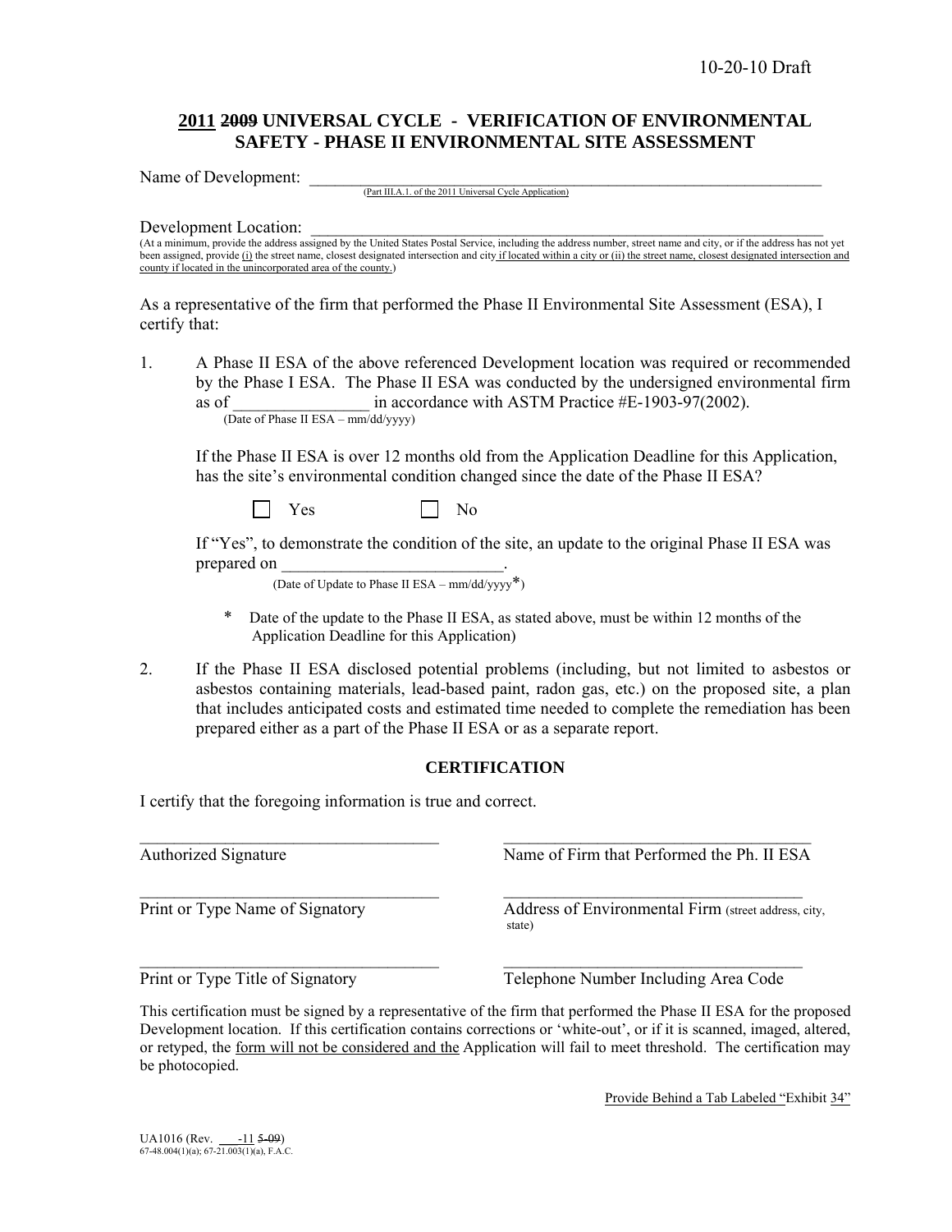10-20-10 Draft

# 2011 ~~2009~~ UNIVERSAL CYCLE - VERIFICATION OF ENVIRONMENTAL SAFETY - PHASE II ENVIRONMENTAL SITE ASSESSMENT

Name of Development: ________________________________________________________________
(Part III.A.1. of the 2011 Universal Cycle Application)

Development Location: ________________________________________________________________
(At a minimum, provide the address assigned by the United States Postal Service, including the address number, street name and city, or if the address has not yet been assigned, provide (i) the street name, closest designated intersection and city if located within a city or (ii) the street name, closest designated intersection and county if located in the unincorporated area of the county.)

As a representative of the firm that performed the Phase II Environmental Site Assessment (ESA), I certify that:

1. A Phase II ESA of the above referenced Development location was required or recommended by the Phase I ESA. The Phase II ESA was conducted by the undersigned environmental firm as of ________________ in accordance with ASTM Practice #E-1903-97(2002).
   (Date of Phase II ESA – mm/dd/yyyy)

   If the Phase II ESA is over 12 months old from the Application Deadline for this Application, has the site's environmental condition changed since the date of the Phase II ESA?

   ☐ Yes ☐ No

   If "Yes", to demonstrate the condition of the site, an update to the original Phase II ESA was prepared on __________________________.
   (Date of Update to Phase II ESA – mm/dd/yyyy*)

   \* Date of the update to the Phase II ESA, as stated above, must be within 12 months of the Application Deadline for this Application)

2. If the Phase II ESA disclosed potential problems (including, but not limited to asbestos or asbestos containing materials, lead-based paint, radon gas, etc.) on the proposed site, a plan that includes anticipated costs and estimated time needed to complete the remediation has been prepared either as a part of the Phase II ESA or as a separate report.

## CERTIFICATION

I certify that the foregoing information is true and correct.

| | |
|---|---|
| ____________________________________ | ____________________________________ |
| Authorized Signature | Name of Firm that Performed the Ph. II ESA |
| ____________________________________ | ____________________________________ |
| Print or Type Name of Signatory | Address of Environmental Firm (street address, city, state) |
| ____________________________________ | ____________________________________ |
| Print or Type Title of Signatory | Telephone Number Including Area Code |

This certification must be signed by a representative of the firm that performed the Phase II ESA for the proposed Development location. If this certification contains corrections or 'white-out', or if it is scanned, imaged, altered, or retyped, the form will not be considered and the Application will fail to meet threshold. The certification may be photocopied.

Provide Behind a Tab Labeled "Exhibit 34"

UA1016 (Rev. ___-11 ~~5-09~~)
67-48.004(1)(a); 67-21.003(1)(a), F.A.C.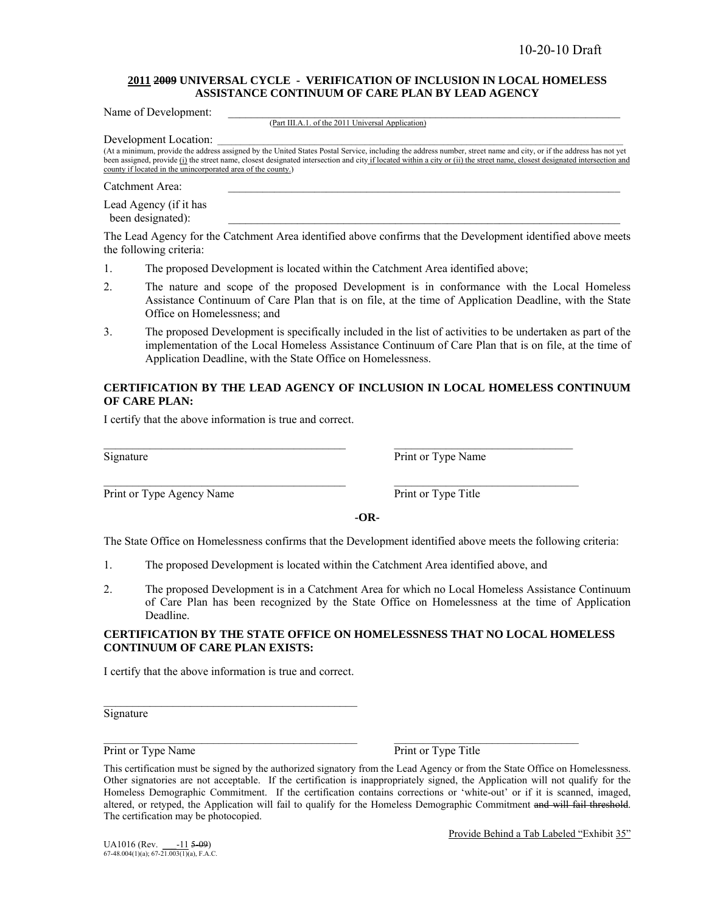10-20-10 Draft

**2011 ~~2009~~ UNIVERSAL CYCLE - VERIFICATION OF INCLUSION IN LOCAL HOMELESS ASSISTANCE CONTINUUM OF CARE PLAN BY LEAD AGENCY**

Name of Development: \_\_\_\_\_\_\_\_\_\_\_\_\_\_\_\_\_\_\_\_\_\_\_\_\_\_\_\_\_\_\_\_\_\_\_\_\_\_\_\_\_\_\_\_\_\_\_\_\_\_\_\_\_\_\_\_\_\_\_\_\_\_
(Part III.A.1. of the 2011 Universal Application)

Development Location: \_\_\_\_\_\_\_\_\_\_\_\_\_\_\_\_\_\_\_\_\_\_\_\_\_\_\_\_\_\_\_\_\_\_\_\_\_\_\_\_\_\_\_\_\_\_\_\_\_\_\_\_\_\_\_\_\_\_\_\_\_\_
(At a minimum, provide the address assigned by the United States Postal Service, including the address number, street name and city, or if the address has not yet been assigned, provide (i) the street name, closest designated intersection and city if located within a city or (ii) the street name, closest designated intersection and county if located in the unincorporated area of the county.)

Catchment Area: \_\_\_\_\_\_\_\_\_\_\_\_\_\_\_\_\_\_\_\_\_\_\_\_\_\_\_\_\_\_\_\_\_\_\_\_\_\_\_\_\_\_\_\_\_\_\_\_\_\_\_\_\_\_\_\_\_\_\_\_\_\_

Lead Agency (if it has been designated): \_\_\_\_\_\_\_\_\_\_\_\_\_\_\_\_\_\_\_\_\_\_\_\_\_\_\_\_\_\_\_\_\_\_\_\_\_\_\_\_\_\_\_\_\_\_\_\_\_\_\_\_\_\_\_\_\_\_\_\_\_\_

The Lead Agency for the Catchment Area identified above confirms that the Development identified above meets the following criteria:

1. The proposed Development is located within the Catchment Area identified above;
2. The nature and scope of the proposed Development is in conformance with the Local Homeless Assistance Continuum of Care Plan that is on file, at the time of Application Deadline, with the State Office on Homelessness; and
3. The proposed Development is specifically included in the list of activities to be undertaken as part of the implementation of the Local Homeless Assistance Continuum of Care Plan that is on file, at the time of Application Deadline, with the State Office on Homelessness.

**CERTIFICATION BY THE LEAD AGENCY OF INCLUSION IN LOCAL HOMELESS CONTINUUM OF CARE PLAN:**

I certify that the above information is true and correct.

\_\_\_\_\_\_\_\_\_\_\_\_\_\_\_\_\_\_\_\_\_\_\_\_\_\_\_\_\_\_\_\_\_\_\_\_\_\_\_\_ \_\_\_\_\_\_\_\_\_\_\_\_\_\_\_\_\_\_\_\_\_\_\_\_\_\_\_\_\_\_\_\_
Signature Print or Type Name

\_\_\_\_\_\_\_\_\_\_\_\_\_\_\_\_\_\_\_\_\_\_\_\_\_\_\_\_\_\_\_\_\_\_\_\_\_\_\_\_ \_\_\_\_\_\_\_\_\_\_\_\_\_\_\_\_\_\_\_\_\_\_\_\_\_\_\_\_\_\_\_\_
Print or Type Agency Name Print or Type Title

**-OR-**

The State Office on Homelessness confirms that the Development identified above meets the following criteria:

1. The proposed Development is located within the Catchment Area identified above, and
2. The proposed Development is in a Catchment Area for which no Local Homeless Assistance Continuum of Care Plan has been recognized by the State Office on Homelessness at the time of Application Deadline.

**CERTIFICATION BY THE STATE OFFICE ON HOMELESSNESS THAT NO LOCAL HOMELESS CONTINUUM OF CARE PLAN EXISTS:**

I certify that the above information is true and correct.

\_\_\_\_\_\_\_\_\_\_\_\_\_\_\_\_\_\_\_\_\_\_\_\_\_\_\_\_\_\_\_\_\_\_\_\_\_\_\_\_
Signature

\_\_\_\_\_\_\_\_\_\_\_\_\_\_\_\_\_\_\_\_\_\_\_\_\_\_\_\_\_\_\_\_\_\_\_\_\_\_\_\_ \_\_\_\_\_\_\_\_\_\_\_\_\_\_\_\_\_\_\_\_\_\_\_\_\_\_\_\_\_\_\_\_
Print or Type Name Print or Type Title

This certification must be signed by the authorized signatory from the Lead Agency or from the State Office on Homelessness. Other signatories are not acceptable. If the certification is inappropriately signed, the Application will not qualify for the Homeless Demographic Commitment. If the certification contains corrections or 'white-out' or if it is scanned, imaged, altered, or retyped, the Application will fail to qualify for the Homeless Demographic Commitment ~~and will fail threshold~~. The certification may be photocopied.

Provide Behind a Tab Labeled "Exhibit 35"

UA1016 (Rev. \_\_\_-11 ~~5-09~~)
67-48.004(1)(a); 67-21.003(1)(a), F.A.C.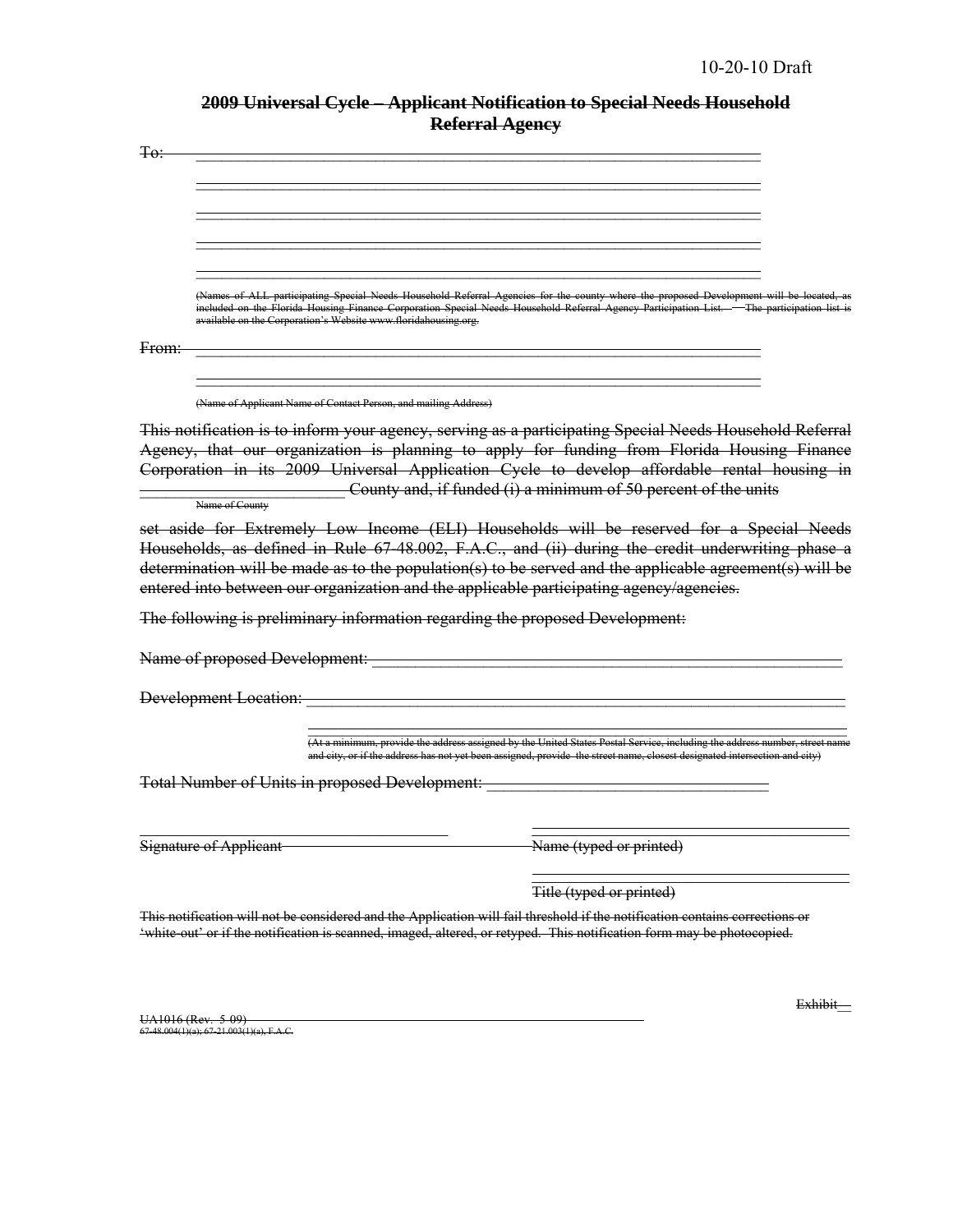10-20-10 Draft

## ~~2009 Universal Cycle – Applicant Notification to Special Needs Household Referral Agency~~

~~To:~~ ______________________________________________

______________________________________________

______________________________________________

______________________________________________

______________________________________________

~~(Names of ALL participating Special Needs Household Referral Agencies for the county where the proposed Development will be located, as included on the Florida Housing Finance Corporation Special Needs Household Referral Agency Participation List. The participation list is available on the Corporation's Website www.floridahousing.org.~~

~~From:~~ ______________________________________________

______________________________________________

~~(Name of Applicant Name of Contact Person, and mailing Address)~~

~~This notification is to inform your agency, serving as a participating Special Needs Household Referral Agency, that our organization is planning to apply for funding from Florida Housing Finance Corporation in its 2009 Universal Application Cycle to develop affordable rental housing in~~ ______________________ ~~County and, if funded (i) a minimum of 50 percent of the units~~

~~Name of County~~

~~set aside for Extremely Low Income (ELI) Households will be reserved for a Special Needs Households, as defined in Rule 67-48.002, F.A.C., and (ii) during the credit underwriting phase a determination will be made as to the population(s) to be served and the applicable agreement(s) will be entered into between our organization and the applicable participating agency/agencies.~~

~~The following is preliminary information regarding the proposed Development:~~

~~Name of proposed Development:~~ ______________________________________________

~~Development Location:~~ ______________________________________________

______________________________________________

~~(At a minimum, provide the address assigned by the United States Postal Service, including the address number, street name and city, or if the address has not yet been assigned, provide the street name, closest designated intersection and city)~~

~~Total Number of Units in proposed Development:~~ ______________________________

______________________________ ______________________________

~~Signature of Applicant~~ ~~Name (typed or printed)~~

______________________________

~~Title (typed or printed)~~

~~This notification will not be considered and the Application will fail threshold if the notification contains corrections or 'white-out' or if the notification is scanned, imaged, altered, or retyped. This notification form may be photocopied.~~

~~Exhibit~~ __

~~UA1016 (Rev. 5-09)~~
~~67-48.004(1)(a); 67-21.003(1)(a), F.A.C.~~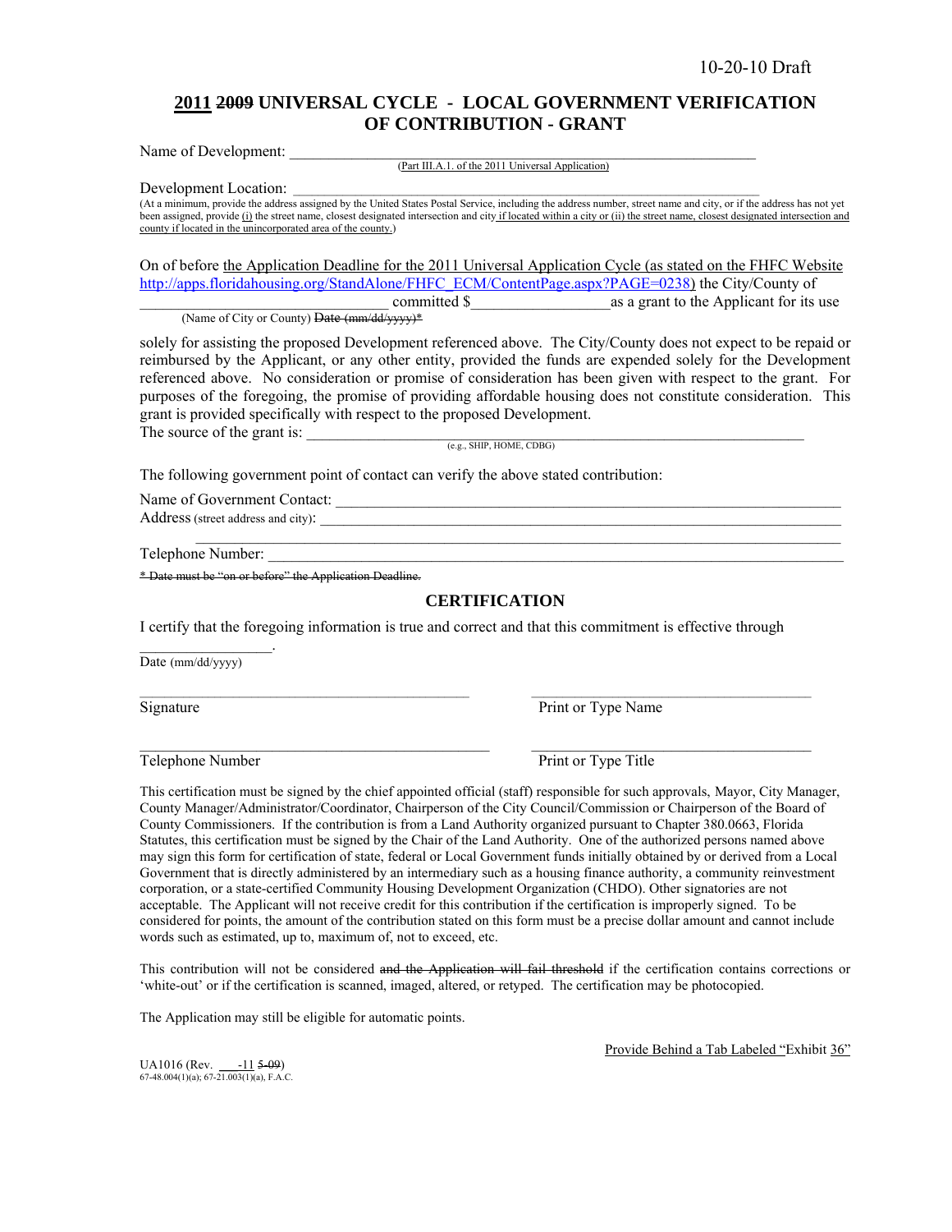10-20-10 Draft

# <u>2011</u> ~~2009~~ UNIVERSAL CYCLE - LOCAL GOVERNMENT VERIFICATION OF CONTRIBUTION - GRANT

Name of Development: ______________________________________________________________
<u>(Part III.A.1. of the 2011 Universal Application)</u>

Development Location: ______________________________________________________________
(At a minimum, provide the address assigned by the United States Postal Service, including the address number, street name and city, or if the address has not yet been assigned, provide <u>(i)</u> the street name, closest designated intersection and city <u>if located within a city or (ii) the street name, closest designated intersection and county if located in the unincorporated area of the county.</u>)

On of before <u>the Application Deadline for the 2011 Universal Application Cycle (as stated on the FHFC Website http://apps.floridahousing.org/StandAlone/FHFC_ECM/ContentPage.aspx?PAGE=0238)</u> the City/County of ______________________________ committed $_________________ as a grant to the Applicant for its use
(Name of City or County) ~~Date (mm/dd/yyyy)*~~

solely for assisting the proposed Development referenced above. The City/County does not expect to be repaid or reimbursed by the Applicant, or any other entity, provided the funds are expended solely for the Development referenced above. No consideration or promise of consideration has been given with respect to the grant. For purposes of the foregoing, the promise of providing affordable housing does not constitute consideration. This grant is provided specifically with respect to the proposed Development.

The source of the grant is: ______________________________________________________________
(e.g., SHIP, HOME, CDBG)

The following government point of contact can verify the above stated contribution:

Name of Government Contact: ______________________________________________________________

Address (street address and city): ______________________________________________________________
______________________________________________________________

Telephone Number: ______________________________________________________________

~~* Date must be "on or before" the Application Deadline.~~

## CERTIFICATION

I certify that the foregoing information is true and correct and that this commitment is effective through

_________________.
Date (mm/dd/yyyy)

| | |
|---|---|
| ______________________________ | ______________________________ |
| Signature | Print or Type Name |
| ______________________________ | ______________________________ |
| Telephone Number | Print or Type Title |

This certification must be signed by the chief appointed official (staff) responsible for such approvals, Mayor, City Manager, County Manager/Administrator/Coordinator, Chairperson of the City Council/Commission or Chairperson of the Board of County Commissioners. If the contribution is from a Land Authority organized pursuant to Chapter 380.0663, Florida Statutes, this certification must be signed by the Chair of the Land Authority. One of the authorized persons named above may sign this form for certification of state, federal or Local Government funds initially obtained by or derived from a Local Government that is directly administered by an intermediary such as a housing finance authority, a community reinvestment corporation, or a state-certified Community Housing Development Organization (CHDO). Other signatories are not acceptable. The Applicant will not receive credit for this contribution if the certification is improperly signed. To be considered for points, the amount of the contribution stated on this form must be a precise dollar amount and cannot include words such as estimated, up to, maximum of, not to exceed, etc.

This contribution will not be considered ~~and the Application will fail threshold~~ if the certification contains corrections or 'white-out' or if the certification is scanned, imaged, altered, or retyped. The certification may be photocopied.

The Application may still be eligible for automatic points.

<u>Provide Behind a Tab Labeled "</u>Exhibit <u>36</u>"

UA1016 (Rev. <u>___-11</u> ~~5-09~~)
67-48.004(1)(a); 67-21.003(1)(a), F.A.C.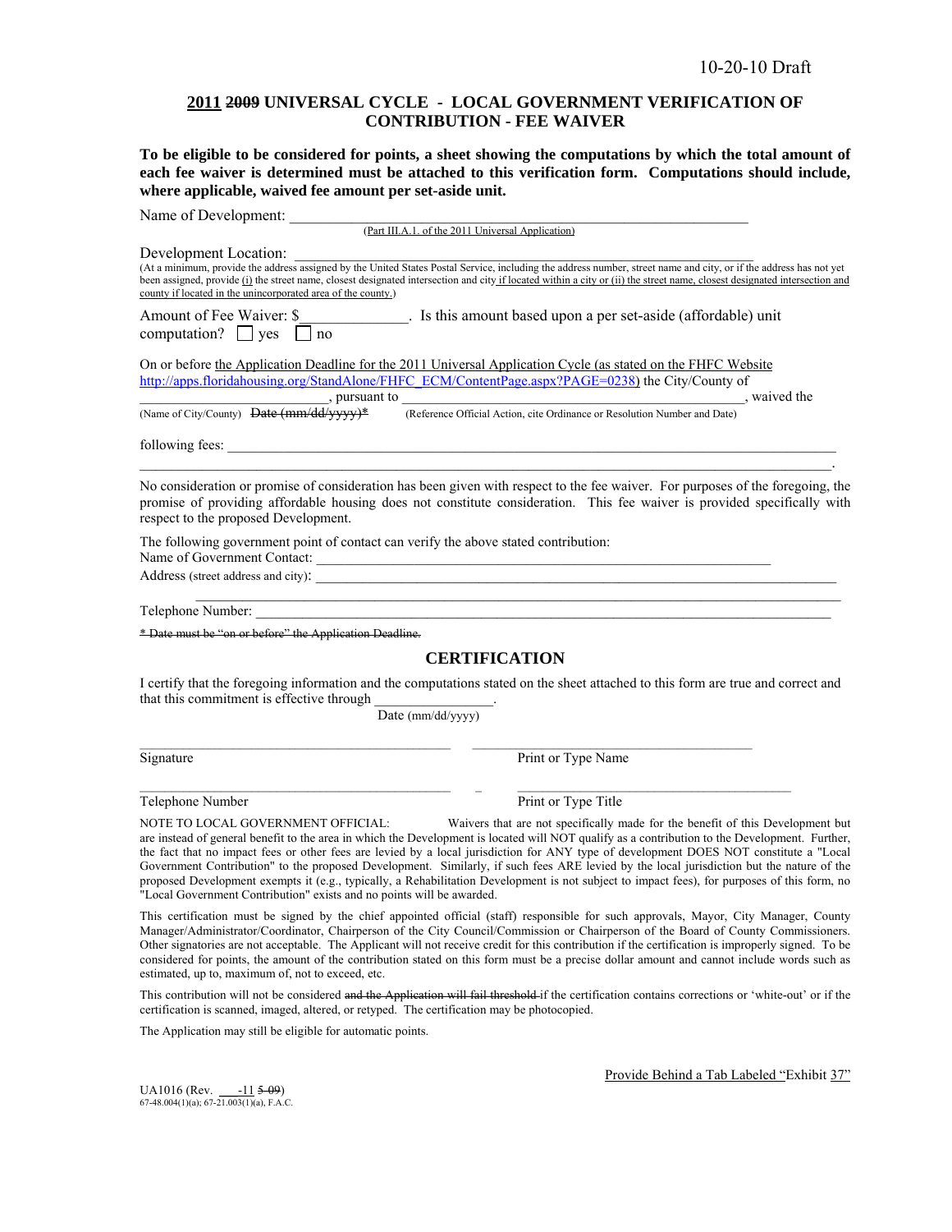10-20-10 Draft

# 2011 ~~2009~~ UNIVERSAL CYCLE - LOCAL GOVERNMENT VERIFICATION OF CONTRIBUTION - FEE WAIVER

**To be eligible to be considered for points, a sheet showing the computations by which the total amount of each fee waiver is determined must be attached to this verification form. Computations should include, where applicable, waived fee amount per set-aside unit.**

Name of Development: ___________________________________________________________
(Part III.A.1. of the 2011 Universal Application)

Development Location: ___________________________________________________________
(At a minimum, provide the address assigned by the United States Postal Service, including the address number, street name and city, or if the address has not yet been assigned, provide (i) the street name, closest designated intersection and city if located within a city or (ii) the street name, closest designated intersection and county if located in the unincorporated area of the county.)

Amount of Fee Waiver: $______________. Is this amount based upon a per set-aside (affordable) unit computation? ☐ yes ☐ no

On or before the Application Deadline for the 2011 Universal Application Cycle (as stated on the FHFC Website http://apps.floridahousing.org/StandAlone/FHFC_ECM/ContentPage.aspx?PAGE=0238) the City/County of ________________________, pursuant to ____________________________________________________, waived the
(Name of City/County) ~~Date (mm/dd/yyyy)*~~ (Reference Official Action, cite Ordinance or Resolution Number and Date)

following fees: ____________________________________________________________________________
____________________________________________________________________________.

No consideration or promise of consideration has been given with respect to the fee waiver. For purposes of the foregoing, the promise of providing affordable housing does not constitute consideration. This fee waiver is provided specifically with respect to the proposed Development.

The following government point of contact can verify the above stated contribution:
Name of Government Contact: ___________________________________________________________
Address (street address and city): ___________________________________________________________
___________________________________________________________

Telephone Number: ___________________________________________________________

~~* Date must be "on or before" the Application Deadline.~~

## CERTIFICATION

I certify that the foregoing information and the computations stated on the sheet attached to this form are true and correct and that this commitment is effective through ________________.
Date (mm/dd/yyyy)

_____________________________________ _____________________________________
Signature Print or Type Name

_____________________________________ _____________________________________
Telephone Number Print or Type Title

NOTE TO LOCAL GOVERNMENT OFFICIAL: Waivers that are not specifically made for the benefit of this Development but are instead of general benefit to the area in which the Development is located will NOT qualify as a contribution to the Development. Further, the fact that no impact fees or other fees are levied by a local jurisdiction for ANY type of development DOES NOT constitute a "Local Government Contribution" to the proposed Development. Similarly, if such fees ARE levied by the local jurisdiction but the nature of the proposed Development exempts it (e.g., typically, a Rehabilitation Development is not subject to impact fees), for purposes of this form, no "Local Government Contribution" exists and no points will be awarded.

This certification must be signed by the chief appointed official (staff) responsible for such approvals, Mayor, City Manager, County Manager/Administrator/Coordinator, Chairperson of the City Council/Commission or Chairperson of the Board of County Commissioners. Other signatories are not acceptable. The Applicant will not receive credit for this contribution if the certification is improperly signed. To be considered for points, the amount of the contribution stated on this form must be a precise dollar amount and cannot include words such as estimated, up to, maximum of, not to exceed, etc.

This contribution will not be considered ~~and the Application will fail threshold~~ if the certification contains corrections or 'white-out' or if the certification is scanned, imaged, altered, or retyped. The certification may be photocopied.

The Application may still be eligible for automatic points.

Provide Behind a Tab Labeled "Exhibit 37"

UA1016 (Rev. ___-11 ~~5-09~~)
67-48.004(1)(a); 67-21.003(1)(a), F.A.C.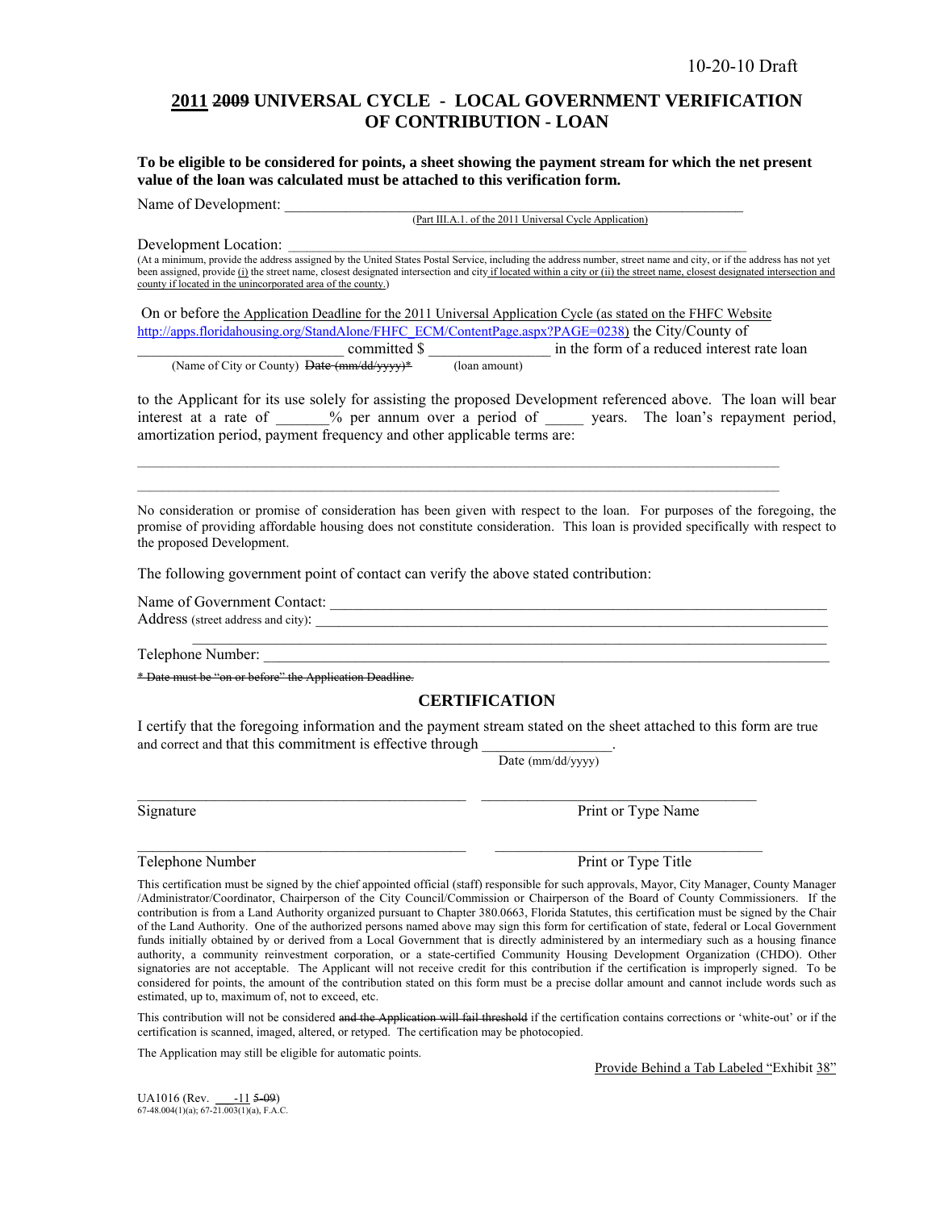10-20-10 Draft

# 2011 ~~2009~~ UNIVERSAL CYCLE - LOCAL GOVERNMENT VERIFICATION OF CONTRIBUTION - LOAN

**To be eligible to be considered for points, a sheet showing the payment stream for which the net present value of the loan was calculated must be attached to this verification form.**

Name of Development: ___________________________________________________________
(Part III.A.1. of the 2011 Universal Cycle Application)

Development Location: ___________________________________________________________
(At a minimum, provide the address assigned by the United States Postal Service, including the address number, street name and city, or if the address has not yet been assigned, provide (i) the street name, closest designated intersection and city if located within a city or (ii) the street name, closest designated intersection and county if located in the unincorporated area of the county.)

On or before the Application Deadline for the 2011 Universal Application Cycle (as stated on the FHFC Website http://apps.floridahousing.org/StandAlone/FHFC_ECM/ContentPage.aspx?PAGE=0238) the City/County of ____________________________ committed $ ________________ in the form of a reduced interest rate loan
(Name of City or County) ~~Date (mm/dd/yyyy)*~~ (loan amount)

to the Applicant for its use solely for assisting the proposed Development referenced above. The loan will bear interest at a rate of _______% per annum over a period of _____ years. The loan's repayment period, amortization period, payment frequency and other applicable terms are:

_____________________________________________________________________________________

_____________________________________________________________________________________

No consideration or promise of consideration has been given with respect to the loan. For purposes of the foregoing, the promise of providing affordable housing does not constitute consideration. This loan is provided specifically with respect to the proposed Development.

The following government point of contact can verify the above stated contribution:

Name of Government Contact: ___________________________________________________________

Address (street address and city): ___________________________________________________________

___________________________________________________________

Telephone Number: ___________________________________________________________

~~* Date must be "on or before" the Application Deadline.~~

## CERTIFICATION

I certify that the foregoing information and the payment stream stated on the sheet attached to this form are true and correct and that this commitment is effective through ________________.
Date (mm/dd/yyyy)

_____________________________________ _____________________________________
Signature Print or Type Name

_____________________________________ _____________________________________
Telephone Number Print or Type Title

This certification must be signed by the chief appointed official (staff) responsible for such approvals, Mayor, City Manager, County Manager /Administrator/Coordinator, Chairperson of the City Council/Commission or Chairperson of the Board of County Commissioners. If the contribution is from a Land Authority organized pursuant to Chapter 380.0663, Florida Statutes, this certification must be signed by the Chair of the Land Authority. One of the authorized persons named above may sign this form for certification of state, federal or Local Government funds initially obtained by or derived from a Local Government that is directly administered by an intermediary such as a housing finance authority, a community reinvestment corporation, or a state-certified Community Housing Development Organization (CHDO). Other signatories are not acceptable. The Applicant will not receive credit for this contribution if the certification is improperly signed. To be considered for points, the amount of the contribution stated on this form must be a precise dollar amount and cannot include words such as estimated, up to, maximum of, not to exceed, etc.

This contribution will not be considered ~~and the Application will fail threshold~~ if the certification contains corrections or 'white-out' or if the certification is scanned, imaged, altered, or retyped. The certification may be photocopied.

The Application may still be eligible for automatic points.

Provide Behind a Tab Labeled "Exhibit 38"

UA1016 (Rev. ___-11 ~~5-09~~)
67-48.004(1)(a); 67-21.003(1)(a), F.A.C.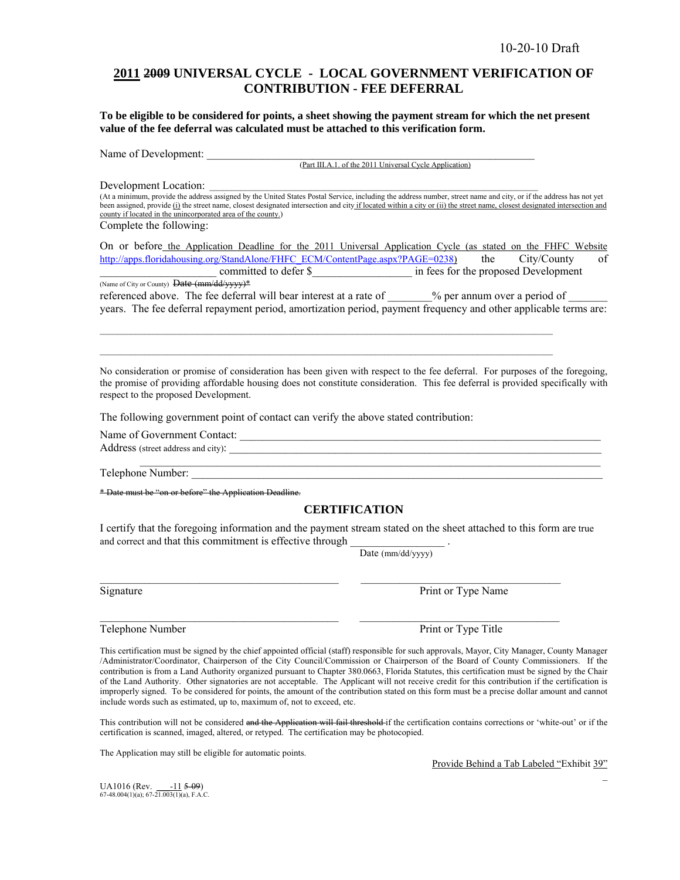10-20-10 Draft

# 2011 ~~2009~~ UNIVERSAL CYCLE - LOCAL GOVERNMENT VERIFICATION OF CONTRIBUTION - FEE DEFERRAL

**To be eligible to be considered for points, a sheet showing the payment stream for which the net present value of the fee deferral was calculated must be attached to this verification form.**

Name of Development: ___________________________________________________________
(Part III.A.1. of the 2011 Universal Cycle Application)

Development Location: ___________________________________________________________
(At a minimum, provide the address assigned by the United States Postal Service, including the address number, street name and city, or if the address has not yet been assigned, provide (i) the street name, closest designated intersection and city if located within a city or (ii) the street name, closest designated intersection and county if located in the unincorporated area of the county.)

Complete the following:

On or before the Application Deadline for the 2011 Universal Application Cycle (as stated on the FHFC Website http://apps.floridahousing.org/StandAlone/FHFC_ECM/ContentPage.aspx?PAGE=0238) the City/County of ____________________ committed to defer $__________________ in fees for the proposed Development
(Name of City or County) ~~Date (mm/dd/yyyy)*~~
referenced above. The fee deferral will bear interest at a rate of ________% per annum over a period of _______ years. The fee deferral repayment period, amortization period, payment frequency and other applicable terms are:

_____________________________________________________________________________________

_____________________________________________________________________________________

No consideration or promise of consideration has been given with respect to the fee deferral. For purposes of the foregoing, the promise of providing affordable housing does not constitute consideration. This fee deferral is provided specifically with respect to the proposed Development.

The following government point of contact can verify the above stated contribution:

Name of Government Contact: _____________________________________________________________
Address (street address and city): _________________________________________________________
_____________________________________________________________________________________
Telephone Number: _______________________________________________________________________

~~* Date must be "on or before" the Application Deadline.~~

## CERTIFICATION

I certify that the foregoing information and the payment stream stated on the sheet attached to this form are true and correct and that this commitment is effective through ________________ .
Date (mm/dd/yyyy)

_____________________________________ _____________________________________
Signature Print or Type Name

_____________________________________ _____________________________________
Telephone Number Print or Type Title

This certification must be signed by the chief appointed official (staff) responsible for such approvals, Mayor, City Manager, County Manager /Administrator/Coordinator, Chairperson of the City Council/Commission or Chairperson of the Board of County Commissioners. If the contribution is from a Land Authority organized pursuant to Chapter 380.0663, Florida Statutes, this certification must be signed by the Chair of the Land Authority. Other signatories are not acceptable. The Applicant will not receive credit for this contribution if the certification is improperly signed. To be considered for points, the amount of the contribution stated on this form must be a precise dollar amount and cannot include words such as estimated, up to, maximum of, not to exceed, etc.

This contribution will not be considered ~~and the Application will fail threshold~~ if the certification contains corrections or 'white-out' or if the certification is scanned, imaged, altered, or retyped. The certification may be photocopied.

The Application may still be eligible for automatic points.

Provide Behind a Tab Labeled "Exhibit 39"

UA1016 (Rev. ___-11 ~~5-09~~)
67-48.004(1)(a); 67-21.003(1)(a), F.A.C.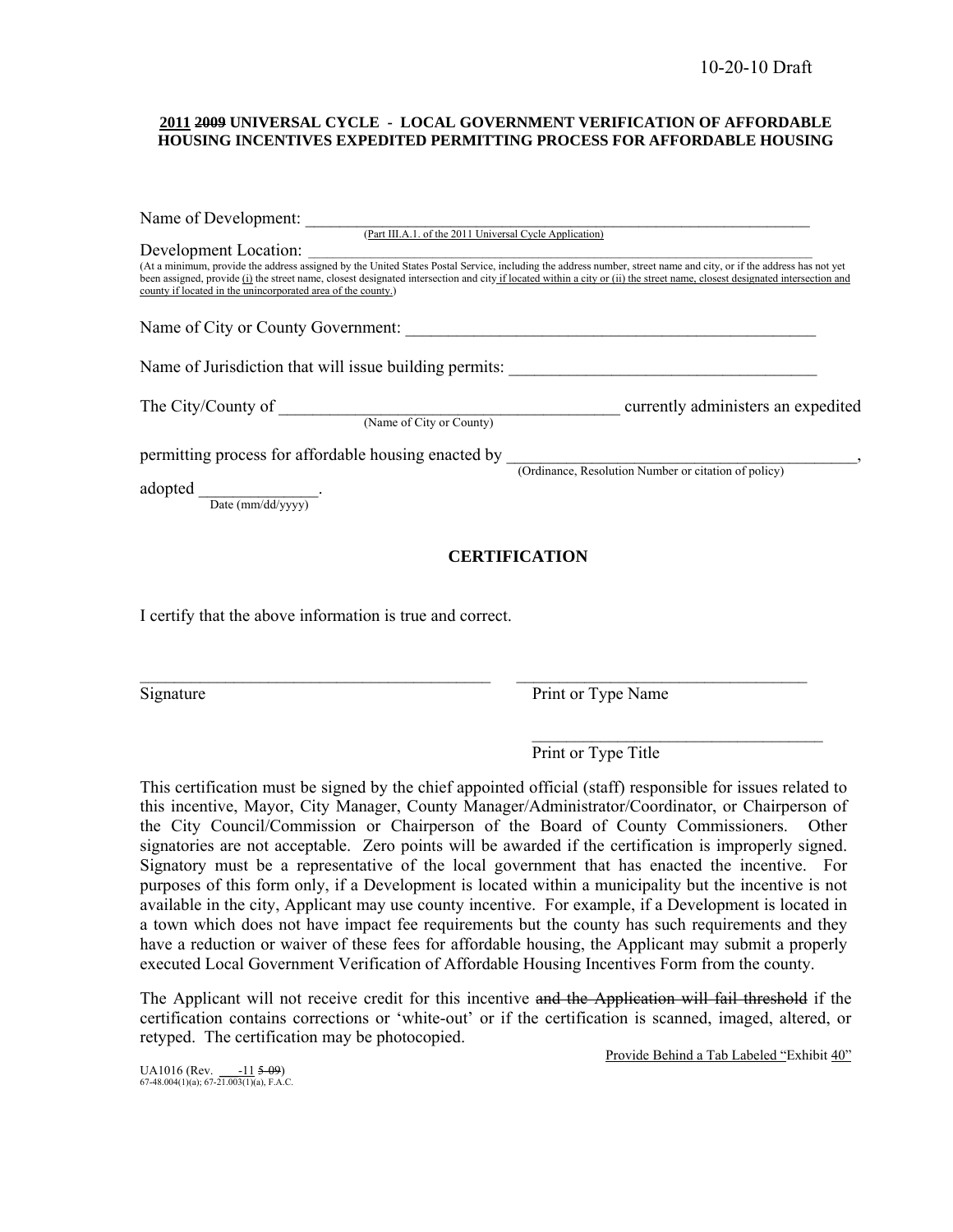10-20-10 Draft

**2011 ~~2009~~ UNIVERSAL CYCLE - LOCAL GOVERNMENT VERIFICATION OF AFFORDABLE HOUSING INCENTIVES EXPEDITED PERMITTING PROCESS FOR AFFORDABLE HOUSING**

Name of Development: ___________________________________________________________
(Part III.A.1. of the 2011 Universal Cycle Application)

Development Location: ___________________________________________________________
(At a minimum, provide the address assigned by the United States Postal Service, including the address number, street name and city, or if the address has not yet been assigned, provide (i) the street name, closest designated intersection and city if located within a city or (ii) the street name, closest designated intersection and county if located in the unincorporated area of the county.)

Name of City or County Government: ________________________________________________

Name of Jurisdiction that will issue building permits: ____________________________________

The City/County of ________________________________________ currently administers an expedited
(Name of City or County)

permitting process for affordable housing enacted by __________________________________________,
(Ordinance, Resolution Number or citation of policy)

adopted ______________.
Date (mm/dd/yyyy)

## CERTIFICATION

I certify that the above information is true and correct.

_________________________________________ &nbsp;&nbsp;&nbsp; ___________________________________
Signature &nbsp;&nbsp;&nbsp; Print or Type Name

___________________________________
Print or Type Title

This certification must be signed by the chief appointed official (staff) responsible for issues related to this incentive, Mayor, City Manager, County Manager/Administrator/Coordinator, or Chairperson of the City Council/Commission or Chairperson of the Board of County Commissioners. Other signatories are not acceptable. Zero points will be awarded if the certification is improperly signed. Signatory must be a representative of the local government that has enacted the incentive. For purposes of this form only, if a Development is located within a municipality but the incentive is not available in the city, Applicant may use county incentive. For example, if a Development is located in a town which does not have impact fee requirements but the county has such requirements and they have a reduction or waiver of these fees for affordable housing, the Applicant may submit a properly executed Local Government Verification of Affordable Housing Incentives Form from the county.

The Applicant will not receive credit for this incentive ~~and the Application will fail threshold~~ if the certification contains corrections or 'white-out' or if the certification is scanned, imaged, altered, or retyped. The certification may be photocopied.

Provide Behind a Tab Labeled "Exhibit 40"

UA1016 (Rev. ___-11 ~~5-09~~)
67-48.004(1)(a); 67-21.003(1)(a), F.A.C.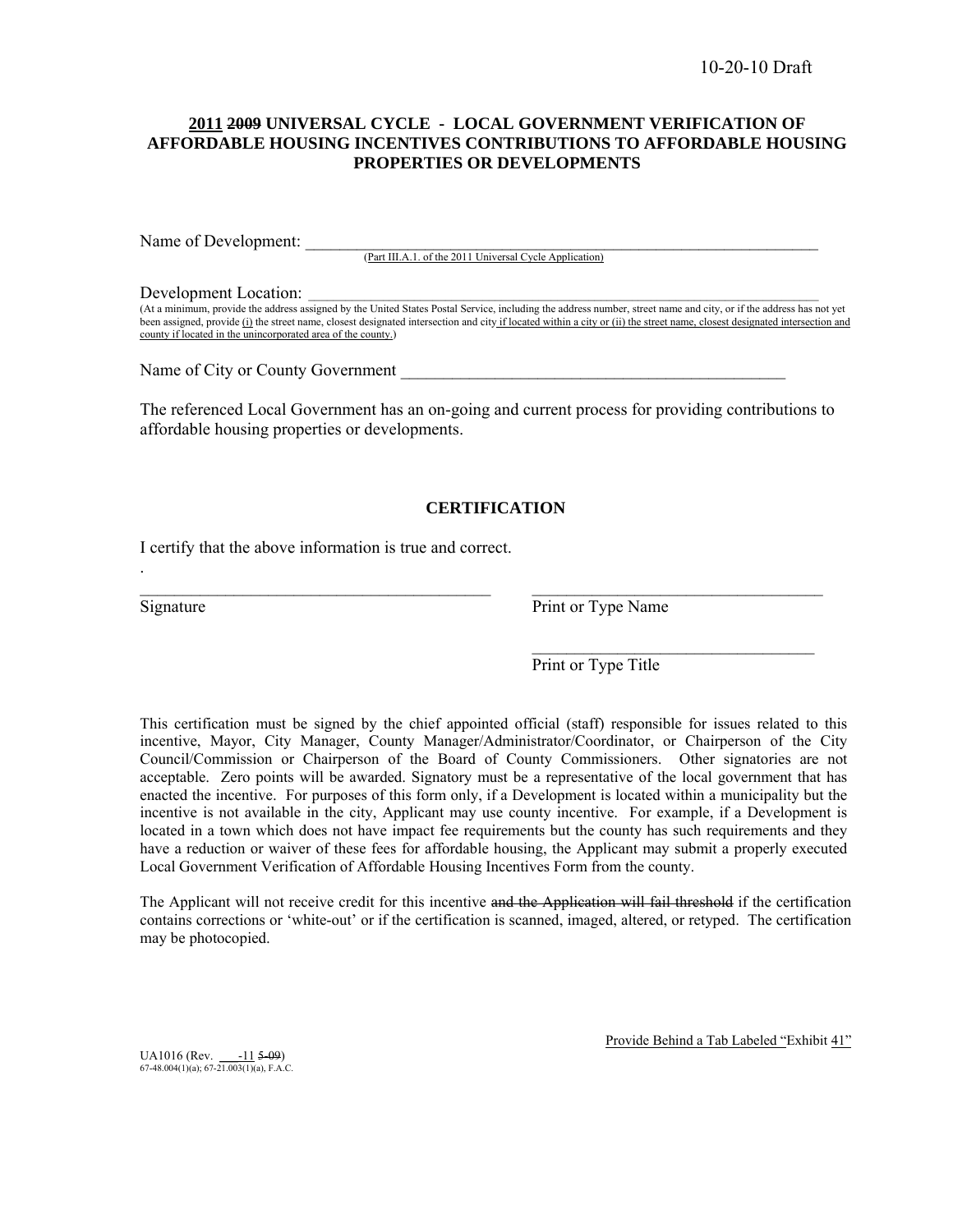10-20-10 Draft

**2011 ~~2009~~ UNIVERSAL CYCLE - LOCAL GOVERNMENT VERIFICATION OF AFFORDABLE HOUSING INCENTIVES CONTRIBUTIONS TO AFFORDABLE HOUSING PROPERTIES OR DEVELOPMENTS**

Name of Development: ______________________________________________________________
(Part III.A.1. of the 2011 Universal Cycle Application)

Development Location: ______________________________________________________________
(At a minimum, provide the address assigned by the United States Postal Service, including the address number, street name and city, or if the address has not yet been assigned, provide (i) the street name, closest designated intersection and city if located within a city or (ii) the street name, closest designated intersection and county if located in the unincorporated area of the county.)

Name of City or County Government ______________________________________________

The referenced Local Government has an on-going and current process for providing contributions to affordable housing properties or developments.

**CERTIFICATION**

I certify that the above information is true and correct.

.

_________________________________________ _________________________________
Signature Print or Type Name

_________________________________
Print or Type Title

This certification must be signed by the chief appointed official (staff) responsible for issues related to this incentive, Mayor, City Manager, County Manager/Administrator/Coordinator, or Chairperson of the City Council/Commission or Chairperson of the Board of County Commissioners. Other signatories are not acceptable. Zero points will be awarded. Signatory must be a representative of the local government that has enacted the incentive. For purposes of this form only, if a Development is located within a municipality but the incentive is not available in the city, Applicant may use county incentive. For example, if a Development is located in a town which does not have impact fee requirements but the county has such requirements and they have a reduction or waiver of these fees for affordable housing, the Applicant may submit a properly executed Local Government Verification of Affordable Housing Incentives Form from the county.

The Applicant will not receive credit for this incentive ~~and the Application will fail threshold~~ if the certification contains corrections or 'white-out' or if the certification is scanned, imaged, altered, or retyped. The certification may be photocopied.

Provide Behind a Tab Labeled "Exhibit 41"

UA1016 (Rev. ___-11 ~~5-09~~)
67-48.004(1)(a); 67-21.003(1)(a), F.A.C.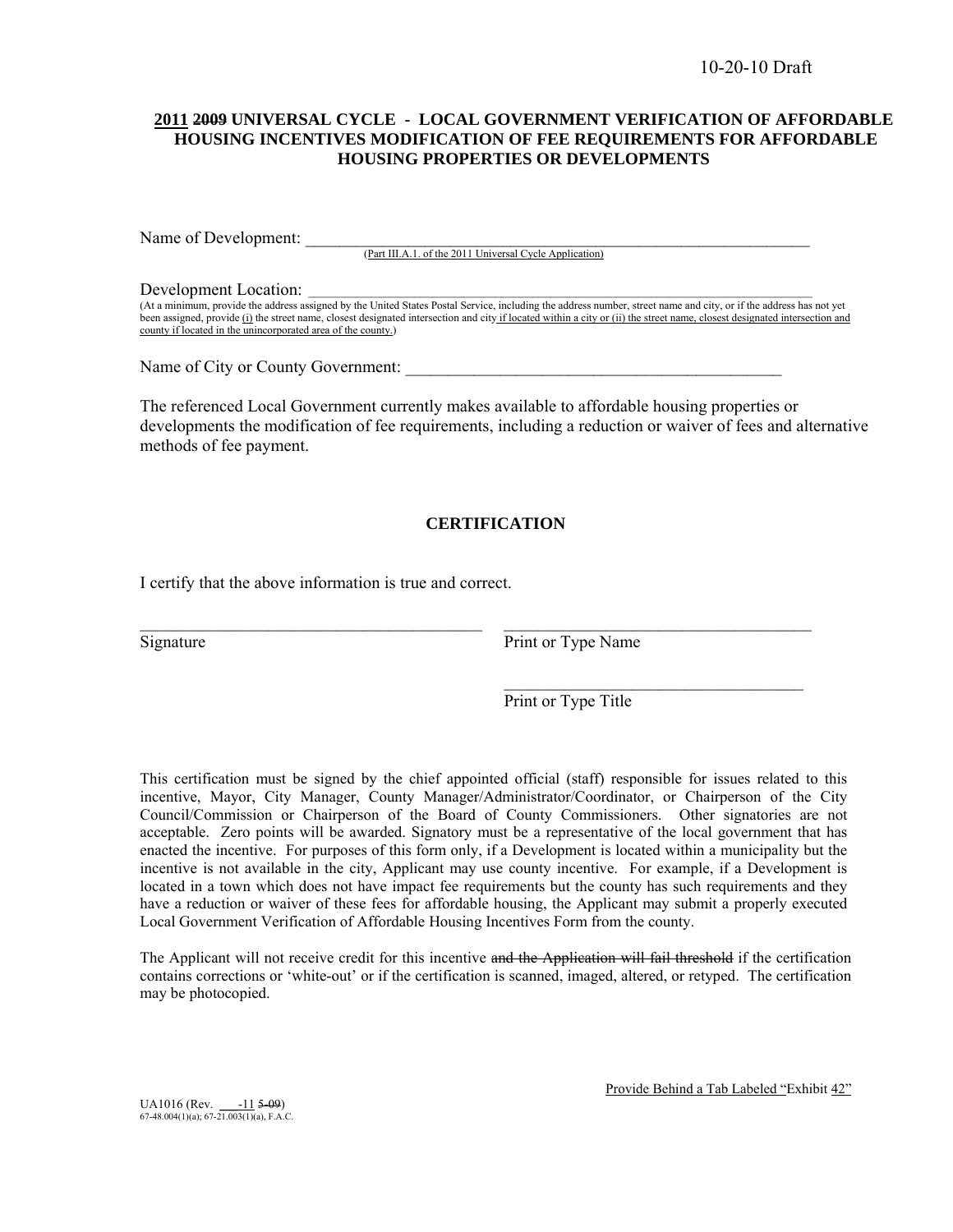10-20-10 Draft

**2011 ~~2009~~ UNIVERSAL CYCLE - LOCAL GOVERNMENT VERIFICATION OF AFFORDABLE HOUSING INCENTIVES MODIFICATION OF FEE REQUIREMENTS FOR AFFORDABLE HOUSING PROPERTIES OR DEVELOPMENTS**

Name of Development: ____________________________________________________________
(Part III.A.1. of the 2011 Universal Cycle Application)

Development Location: ____________________________________________________________
(At a minimum, provide the address assigned by the United States Postal Service, including the address number, street name and city, or if the address has not yet been assigned, provide (i) the street name, closest designated intersection and city if located within a city or (ii) the street name, closest designated intersection and county if located in the unincorporated area of the county.)

Name of City or County Government: ____________________________________________

The referenced Local Government currently makes available to affordable housing properties or developments the modification of fee requirements, including a reduction or waiver of fees and alternative methods of fee payment.

**CERTIFICATION**

I certify that the above information is true and correct.

________________________________________ ________________________________________
Signature Print or Type Name

________________________________________
Print or Type Title

This certification must be signed by the chief appointed official (staff) responsible for issues related to this incentive, Mayor, City Manager, County Manager/Administrator/Coordinator, or Chairperson of the City Council/Commission or Chairperson of the Board of County Commissioners. Other signatories are not acceptable. Zero points will be awarded. Signatory must be a representative of the local government that has enacted the incentive. For purposes of this form only, if a Development is located within a municipality but the incentive is not available in the city, Applicant may use county incentive. For example, if a Development is located in a town which does not have impact fee requirements but the county has such requirements and they have a reduction or waiver of these fees for affordable housing, the Applicant may submit a properly executed Local Government Verification of Affordable Housing Incentives Form from the county.

The Applicant will not receive credit for this incentive ~~and the Application will fail threshold~~ if the certification contains corrections or 'white-out' or if the certification is scanned, imaged, altered, or retyped. The certification may be photocopied.

Provide Behind a Tab Labeled "Exhibit 42"

UA1016 (Rev. ___-11 ~~5-09~~)
67-48.004(1)(a); 67-21.003(1)(a), F.A.C.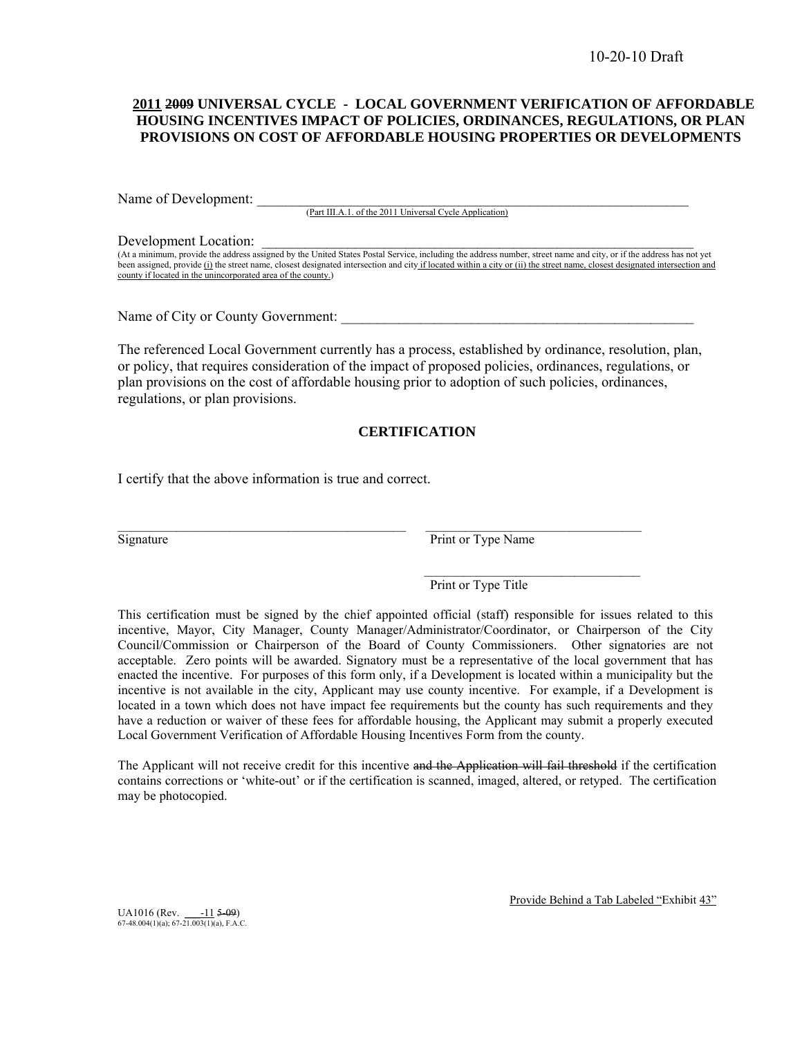10-20-10 Draft

**2011 ~~2009~~ UNIVERSAL CYCLE - LOCAL GOVERNMENT VERIFICATION OF AFFORDABLE HOUSING INCENTIVES IMPACT OF POLICIES, ORDINANCES, REGULATIONS, OR PLAN PROVISIONS ON COST OF AFFORDABLE HOUSING PROPERTIES OR DEVELOPMENTS**

Name of Development: ___________________________________________________________________
(Part III.A.1. of the 2011 Universal Cycle Application)

Development Location: ___________________________________________________________________
(At a minimum, provide the address assigned by the United States Postal Service, including the address number, street name and city, or if the address has not yet been assigned, provide (i) the street name, closest designated intersection and city if located within a city or (ii) the street name, closest designated intersection and county if located in the unincorporated area of the county.)

Name of City or County Government: ____________________________________________________

The referenced Local Government currently has a process, established by ordinance, resolution, plan, or policy, that requires consideration of the impact of proposed policies, ordinances, regulations, or plan provisions on the cost of affordable housing prior to adoption of such policies, ordinances, regulations, or plan provisions.

## CERTIFICATION

I certify that the above information is true and correct.

____________________________________________ ________________________________
Signature Print or Type Name

________________________________
Print or Type Title

This certification must be signed by the chief appointed official (staff) responsible for issues related to this incentive, Mayor, City Manager, County Manager/Administrator/Coordinator, or Chairperson of the City Council/Commission or Chairperson of the Board of County Commissioners. Other signatories are not acceptable. Zero points will be awarded. Signatory must be a representative of the local government that has enacted the incentive. For purposes of this form only, if a Development is located within a municipality but the incentive is not available in the city, Applicant may use county incentive. For example, if a Development is located in a town which does not have impact fee requirements but the county has such requirements and they have a reduction or waiver of these fees for affordable housing, the Applicant may submit a properly executed Local Government Verification of Affordable Housing Incentives Form from the county.

The Applicant will not receive credit for this incentive ~~and the Application will fail threshold~~ if the certification contains corrections or 'white-out' or if the certification is scanned, imaged, altered, or retyped. The certification may be photocopied.

Provide Behind a Tab Labeled "Exhibit 43"

UA1016 (Rev. ___-11 ~~5-09~~)
67-48.004(1)(a); 67-21.003(1)(a), F.A.C.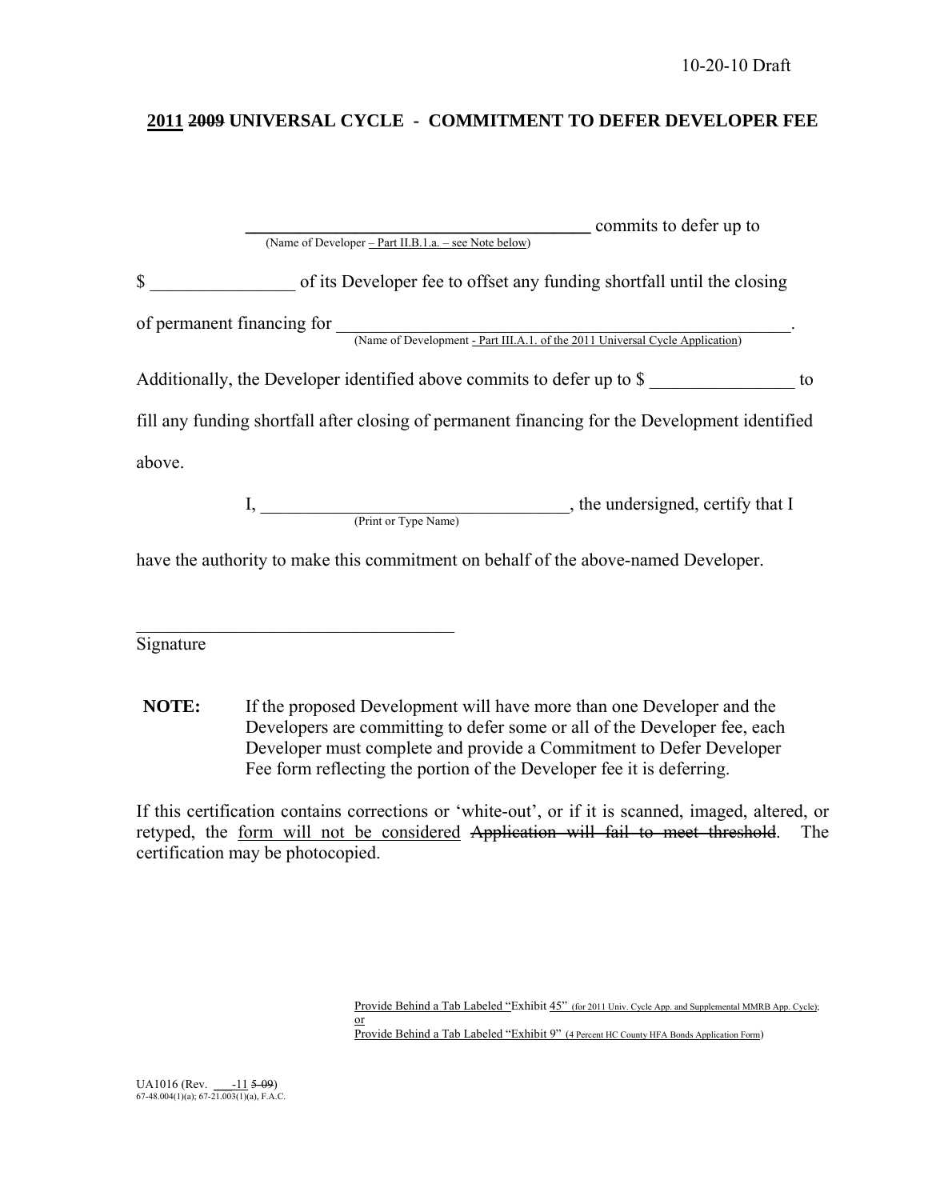10-20-10 Draft

**2011 ~~2009~~ UNIVERSAL CYCLE - COMMITMENT TO DEFER DEVELOPER FEE**

\_\_\_\_\_\_\_\_\_\_\_\_\_\_\_\_\_\_\_\_\_\_\_\_\_\_\_\_\_\_\_\_\_\_\_\_\_\_\_\_ commits to defer up to
(Name of Developer – Part II.B.1.a. – see Note below)

$ \_\_\_\_\_\_\_\_\_\_\_\_\_\_\_\_ of its Developer fee to offset any funding shortfall until the closing of permanent financing for \_\_\_\_\_\_\_\_\_\_\_\_\_\_\_\_\_\_\_\_\_\_\_\_\_\_\_\_\_\_\_\_\_\_\_\_\_\_\_\_\_\_\_\_\_\_\_\_\_\_\_\_.
(Name of Development - Part III.A.1. of the 2011 Universal Cycle Application)

Additionally, the Developer identified above commits to defer up to $ \_\_\_\_\_\_\_\_\_\_\_\_\_\_\_\_ to fill any funding shortfall after closing of permanent financing for the Development identified above.

I, \_\_\_\_\_\_\_\_\_\_\_\_\_\_\_\_\_\_\_\_\_\_\_\_\_\_\_\_\_\_\_\_\_\_\_\_, the undersigned, certify that I
(Print or Type Name)

have the authority to make this commitment on behalf of the above-named Developer.

\_\_\_\_\_\_\_\_\_\_\_\_\_\_\_\_\_\_\_\_\_\_\_\_\_\_\_\_\_\_\_\_\_\_\_\_
Signature

**NOTE:** If the proposed Development will have more than one Developer and the Developers are committing to defer some or all of the Developer fee, each Developer must complete and provide a Commitment to Defer Developer Fee form reflecting the portion of the Developer fee it is deferring.

If this certification contains corrections or 'white-out', or if it is scanned, imaged, altered, or retyped, the form will not be considered ~~Application will fail to meet threshold~~. The certification may be photocopied.

Provide Behind a Tab Labeled "Exhibit 45" (for 2011 Univ. Cycle App. and Supplemental MMRB App. Cycle);
or
Provide Behind a Tab Labeled "Exhibit 9" (4 Percent HC County HFA Bonds Application Form)

UA1016 (Rev. \_\_\_-11 ~~5-09~~)
67-48.004(1)(a); 67-21.003(1)(a), F.A.C.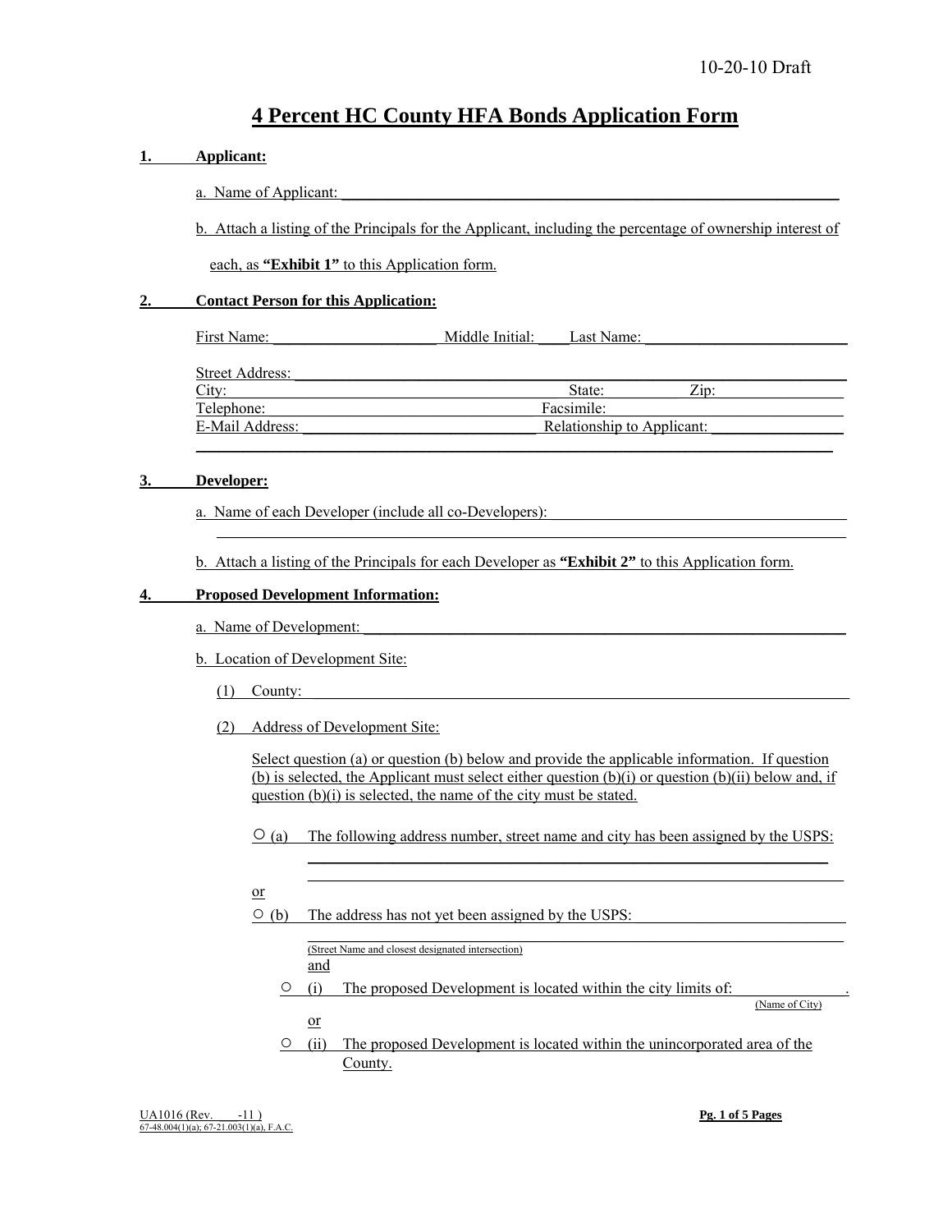10-20-10 Draft

# 4 Percent HC County HFA Bonds Application Form

**1. Applicant:**

a. Name of Applicant: ______________________________________________

b. Attach a listing of the Principals for the Applicant, including the percentage of ownership interest of each, as **"Exhibit 1"** to this Application form.

**2. Contact Person for this Application:**

First Name: ____________________ Middle Initial: ____ Last Name: ________________________

Street Address: ______________________________________________
City: ______________________________ State: __________ Zip: __________
Telephone: ______________________________ Facsimile: ______________________________
E-Mail Address: ______________________________ Relationship to Applicant: ________________
______________________________________________

**3. Developer:**

a. Name of each Developer (include all co-Developers): ______________________________
______________________________________________

b. Attach a listing of the Principals for each Developer as **"Exhibit 2"** to this Application form.

**4. Proposed Development Information:**

a. Name of Development: ______________________________________________

b. Location of Development Site:

(1) County: ______________________________________________

(2) Address of Development Site:

Select question (a) or question (b) below and provide the applicable information. If question (b) is selected, the Applicant must select either question (b)(i) or question (b)(ii) below and, if question (b)(i) is selected, the name of the city must be stated.

○ (a) The following address number, street name and city has been assigned by the USPS:
______________________________________________
______________________________________________

or

○ (b) The address has not yet been assigned by the USPS: ______________________________
______________________________________________
(Street Name and closest designated intersection)

and

○ (i) The proposed Development is located within the city limits of: ______________.
(Name of City)

or

○ (ii) The proposed Development is located within the unincorporated area of the County.

UA1016 (Rev. -11 )
67-48.004(1)(a); 67-21.003(1)(a), F.A.C.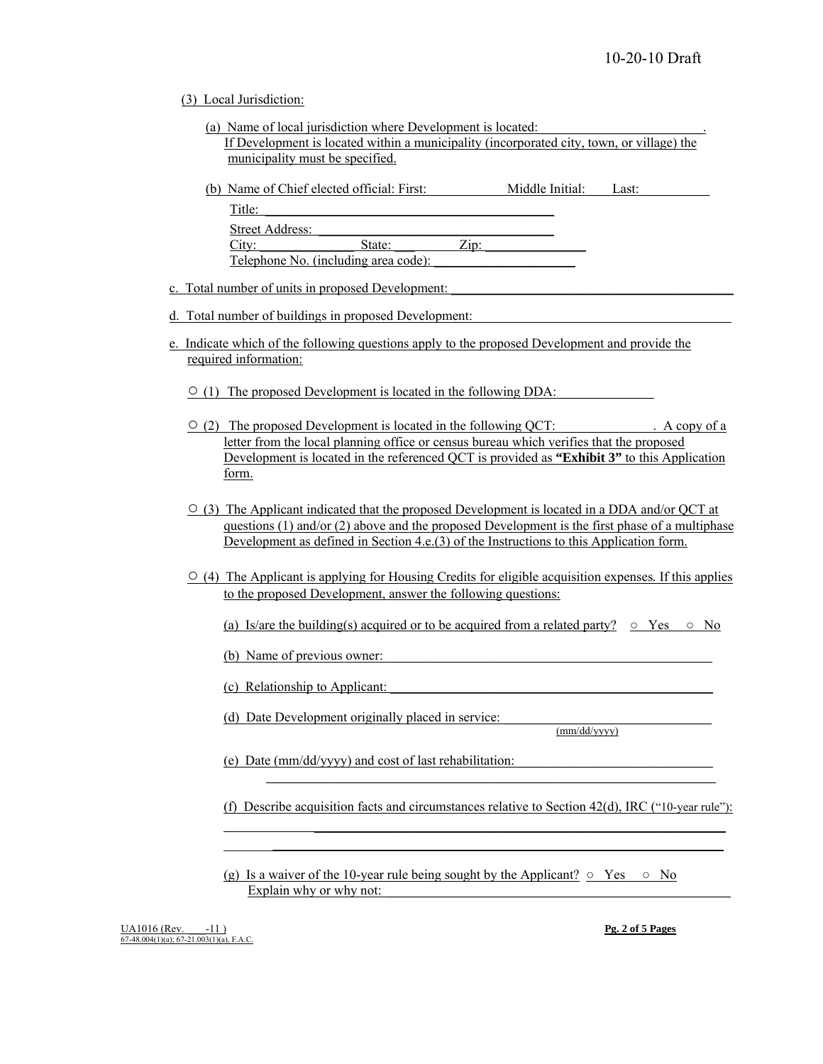(3) Local Jurisdiction:

(a) Name of local jurisdiction where Development is located: ________________________.
If Development is located within a municipality (incorporated city, town, or village) the municipality must be specified.

(b) Name of Chief elected official: First: ____________ Middle Initial: ______ Last: ___________

Title: ________________________________________

Street Address: ________________________________

City: _______________ State: ___ Zip: _______________

Telephone No. (including area code): _____________________

c. Total number of units in proposed Development: ________________________________________

d. Total number of buildings in proposed Development: ____________________________________

e. Indicate which of the following questions apply to the proposed Development and provide the required information:

○ (1) The proposed Development is located in the following DDA: ______________

○ (2) The proposed Development is located in the following QCT: ______________. A copy of a letter from the local planning office or census bureau which verifies that the proposed Development is located in the referenced QCT is provided as **"Exhibit 3"** to this Application form.

○ (3) The Applicant indicated that the proposed Development is located in a DDA and/or QCT at questions (1) and/or (2) above and the proposed Development is the first phase of a multiphase Development as defined in Section 4.e.(3) of the Instructions to this Application form.

○ (4) The Applicant is applying for Housing Credits for eligible acquisition expenses. If this applies to the proposed Development, answer the following questions:

(a) Is/are the building(s) acquired or to be acquired from a related party? ○ Yes ○ No

(b) Name of previous owner: ________________________________________________

(c) Relationship to Applicant: _______________________________________________

(d) Date Development originally placed in service: ______________________________
(mm/dd/yyyy)

(e) Date (mm/dd/yyyy) and cost of last rehabilitation: ____________________________
______________________________________________________________________

(f) Describe acquisition facts and circumstances relative to Section 42(d), IRC ("10-year rule"):
______________________________________________________________________
______________________________________________________________________

(g) Is a waiver of the 10-year rule being sought by the Applicant? ○ Yes ○ No
Explain why or why not: ___________________________________________________

UA1016 (Rev. -11 )
67-48.004(1)(a); 67-21.003(1)(a), F.A.C.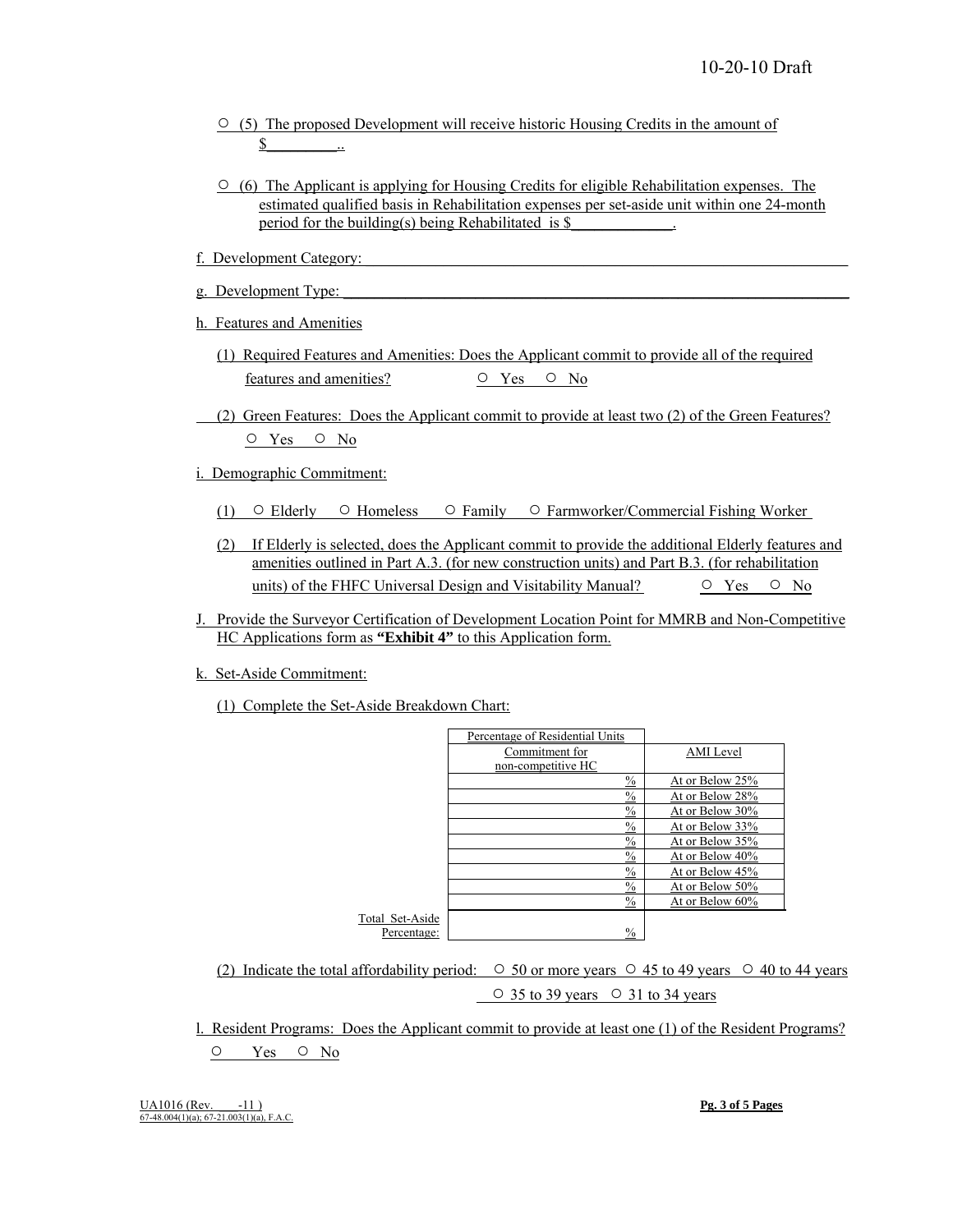○ (5) The proposed Development will receive historic Housing Credits in the amount of $_________..

○ (6) The Applicant is applying for Housing Credits for eligible Rehabilitation expenses. The estimated qualified basis in Rehabilitation expenses per set-aside unit within one 24-month period for the building(s) being Rehabilitated is $_____________.

f. Development Category: ____________________________________________________________

g. Development Type: ______________________________________________________________

h. Features and Amenities

(1) Required Features and Amenities: Does the Applicant commit to provide all of the required features and amenities? ○ Yes ○ No

(2) Green Features: Does the Applicant commit to provide at least two (2) of the Green Features? ○ Yes ○ No

i. Demographic Commitment:

(1) ○ Elderly ○ Homeless ○ Family ○ Farmworker/Commercial Fishing Worker

(2) If Elderly is selected, does the Applicant commit to provide the additional Elderly features and amenities outlined in Part A.3. (for new construction units) and Part B.3. (for rehabilitation units) of the FHFC Universal Design and Visitability Manual? ○ Yes ○ No

J. Provide the Surveyor Certification of Development Location Point for MMRB and Non-Competitive HC Applications form as **"Exhibit 4"** to this Application form.

k. Set-Aside Commitment:

(1) Complete the Set-Aside Breakdown Chart:

| | Percentage of Residential Units Commitment for non-competitive HC | AMI Level |
|---|---|---|
| | % | At or Below 25% |
| | % | At or Below 28% |
| | % | At or Below 30% |
| | % | At or Below 33% |
| | % | At or Below 35% |
| | % | At or Below 40% |
| | % | At or Below 45% |
| | % | At or Below 50% |
| | % | At or Below 60% |
| Total Set-Aside Percentage: | % | |

(2) Indicate the total affordability period: ○ 50 or more years ○ 45 to 49 years ○ 40 to 44 years ○ 35 to 39 years ○ 31 to 34 years

l. Resident Programs: Does the Applicant commit to provide at least one (1) of the Resident Programs? ○ Yes ○ No

UA1016 (Rev. -11 )
67-48.004(1)(a); 67-21.003(1)(a), F.A.C.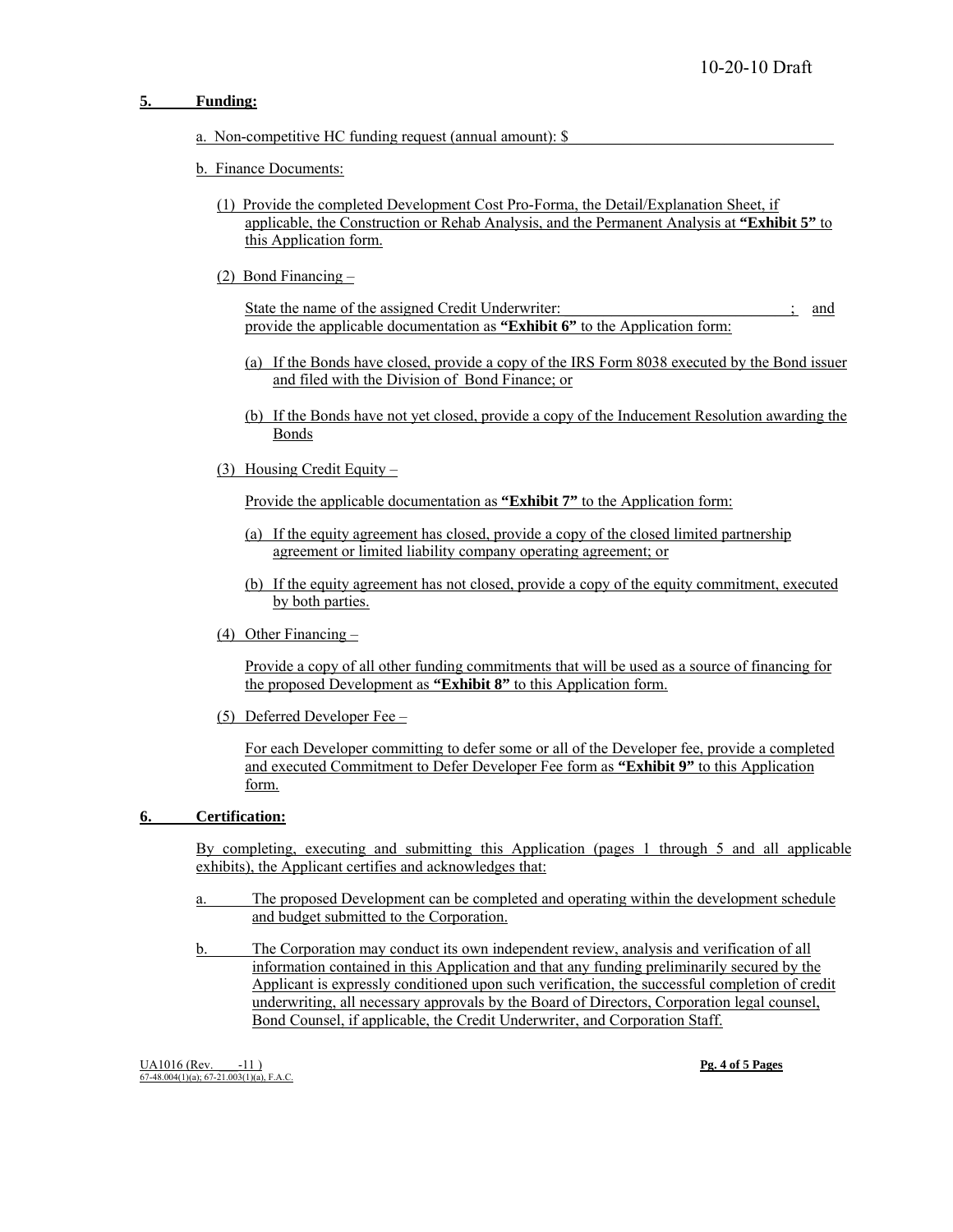**5. Funding:**

a. Non-competitive HC funding request (annual amount): $ ______________________________

b. Finance Documents:

(1) Provide the completed Development Cost Pro-Forma, the Detail/Explanation Sheet, if applicable, the Construction or Rehab Analysis, and the Permanent Analysis at **"Exhibit 5"** to this Application form.

(2) Bond Financing –

State the name of the assigned Credit Underwriter: ______________________________ ; and provide the applicable documentation as **"Exhibit 6"** to the Application form:

(a) If the Bonds have closed, provide a copy of the IRS Form 8038 executed by the Bond issuer and filed with the Division of Bond Finance; or

(b) If the Bonds have not yet closed, provide a copy of the Inducement Resolution awarding the Bonds

(3) Housing Credit Equity –

Provide the applicable documentation as **"Exhibit 7"** to the Application form:

(a) If the equity agreement has closed, provide a copy of the closed limited partnership agreement or limited liability company operating agreement; or

(b) If the equity agreement has not closed, provide a copy of the equity commitment, executed by both parties.

(4) Other Financing –

Provide a copy of all other funding commitments that will be used as a source of financing for the proposed Development as **"Exhibit 8"** to this Application form.

(5) Deferred Developer Fee –

For each Developer committing to defer some or all of the Developer fee, provide a completed and executed Commitment to Defer Developer Fee form as **"Exhibit 9"** to this Application form.

**6. Certification:**

By completing, executing and submitting this Application (pages 1 through 5 and all applicable exhibits), the Applicant certifies and acknowledges that:

a. The proposed Development can be completed and operating within the development schedule and budget submitted to the Corporation.

b. The Corporation may conduct its own independent review, analysis and verification of all information contained in this Application and that any funding preliminarily secured by the Applicant is expressly conditioned upon such verification, the successful completion of credit underwriting, all necessary approvals by the Board of Directors, Corporation legal counsel, Bond Counsel, if applicable, the Credit Underwriter, and Corporation Staff.

UA1016 (Rev. -11 )
67-48.004(1)(a); 67-21.003(1)(a), F.A.C.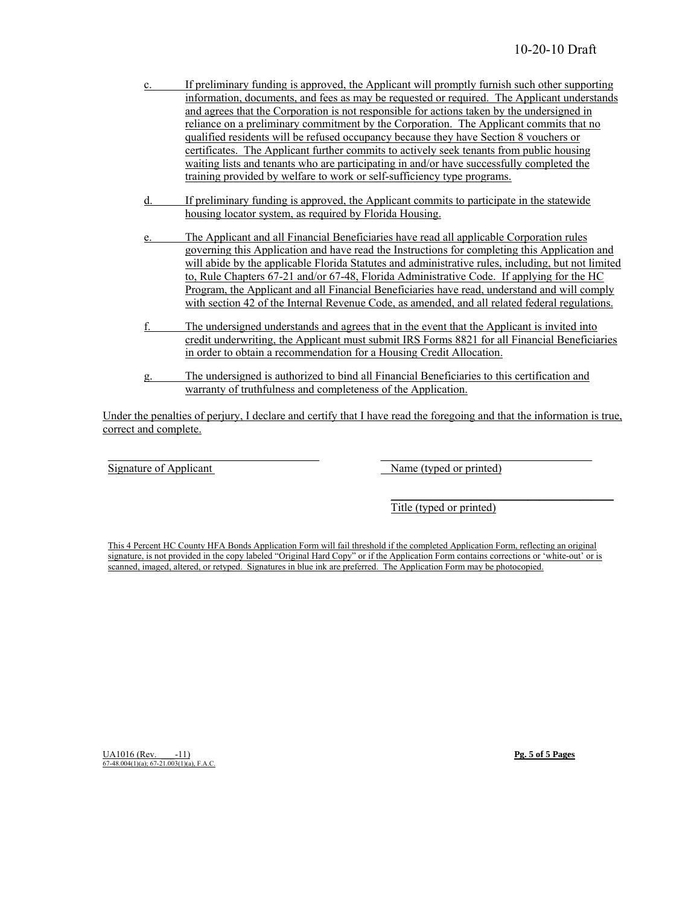c. If preliminary funding is approved, the Applicant will promptly furnish such other supporting information, documents, and fees as may be requested or required. The Applicant understands and agrees that the Corporation is not responsible for actions taken by the undersigned in reliance on a preliminary commitment by the Corporation. The Applicant commits that no qualified residents will be refused occupancy because they have Section 8 vouchers or certificates. The Applicant further commits to actively seek tenants from public housing waiting lists and tenants who are participating in and/or have successfully completed the training provided by welfare to work or self-sufficiency type programs.

d. If preliminary funding is approved, the Applicant commits to participate in the statewide housing locator system, as required by Florida Housing.

e. The Applicant and all Financial Beneficiaries have read all applicable Corporation rules governing this Application and have read the Instructions for completing this Application and will abide by the applicable Florida Statutes and administrative rules, including, but not limited to, Rule Chapters 67-21 and/or 67-48, Florida Administrative Code. If applying for the HC Program, the Applicant and all Financial Beneficiaries have read, understand and will comply with section 42 of the Internal Revenue Code, as amended, and all related federal regulations.

f. The undersigned understands and agrees that in the event that the Applicant is invited into credit underwriting, the Applicant must submit IRS Forms 8821 for all Financial Beneficiaries in order to obtain a recommendation for a Housing Credit Allocation.

g. The undersigned is authorized to bind all Financial Beneficiaries to this certification and warranty of truthfulness and completeness of the Application.

Under the penalties of perjury, I declare and certify that I have read the foregoing and that the information is true, correct and complete.

\_\_\_\_\_\_\_\_\_\_\_\_\_\_\_\_\_\_\_\_\_\_\_\_\_\_\_\_\_\_\_\_\_\_\_\_ \_\_\_\_\_\_\_\_\_\_\_\_\_\_\_\_\_\_\_\_\_\_\_\_\_\_\_\_\_\_\_\_\_\_\_\_

Signature of Applicant Name (typed or printed)

\_\_\_\_\_\_\_\_\_\_\_\_\_\_\_\_\_\_\_\_\_\_\_\_\_\_\_\_\_\_\_\_\_\_\_\_

Title (typed or printed)

This 4 Percent HC County HFA Bonds Application Form will fail threshold if the completed Application Form, reflecting an original signature, is not provided in the copy labeled "Original Hard Copy" or if the Application Form contains corrections or 'white-out' or is scanned, imaged, altered, or retyped. Signatures in blue ink are preferred. The Application Form may be photocopied.

UA1016 (Rev. -11)
67-48.004(1)(a); 67-21.003(1)(a), F.A.C.